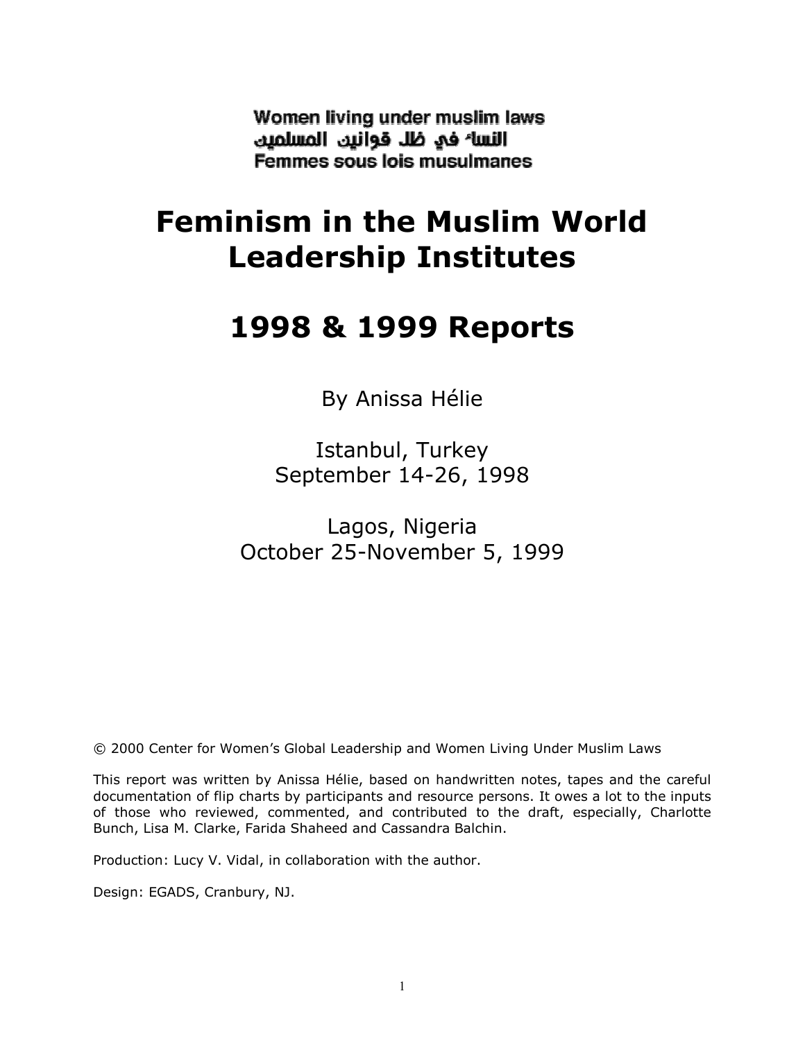Women living under muslim laws

النساء في ظل قوانين المسلمين

Femmes sous lois musulmanes

# Feminism in the Muslim World Leadership Institutes

# 1998 & 1999 Reports

By Anissa Hélie

Istanbul, Turkey
September 14-26, 1998

Lagos, Nigeria
October 25-November 5, 1999

© 2000 Center for Women's Global Leadership and Women Living Under Muslim Laws

This report was written by Anissa Hélie, based on handwritten notes, tapes and the careful documentation of flip charts by participants and resource persons. It owes a lot to the inputs of those who reviewed, commented, and contributed to the draft, especially, Charlotte Bunch, Lisa M. Clarke, Farida Shaheed and Cassandra Balchin.

Production: Lucy V. Vidal, in collaboration with the author.

Design: EGADS, Cranbury, NJ.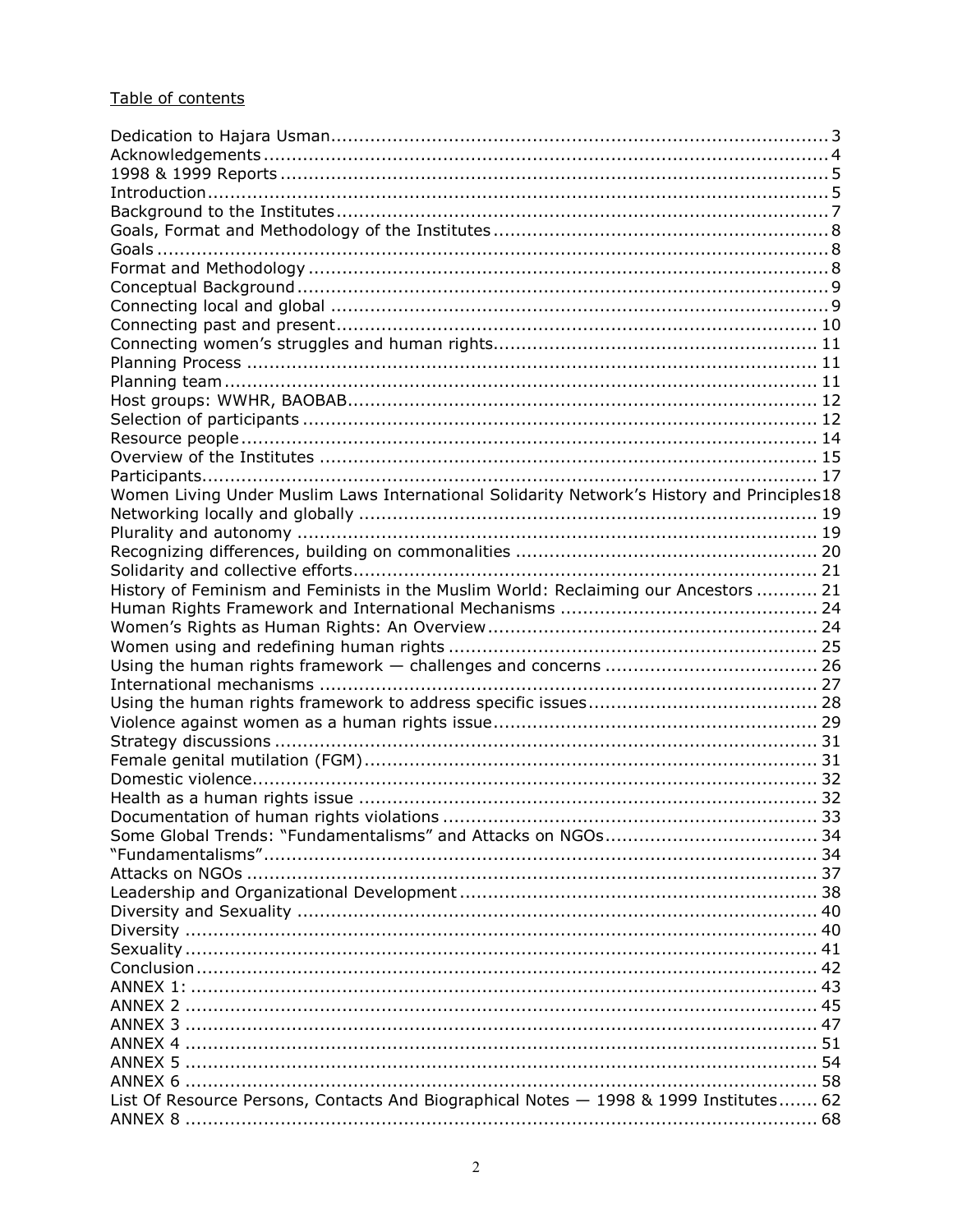Table of contents

Dedication to Hajara Usman....................................................................................... 3
Acknowledgements ................................................................................................. 4
1998 & 1999 Reports ............................................................................................... 5
Introduction............................................................................................................ 5
Background to the Institutes ..................................................................................... 7
Goals, Format and Methodology of the Institutes .......................................................... 8
Goals ..................................................................................................................... 8
Format and Methodology ........................................................................................... 8
Conceptual Background ............................................................................................. 9
Connecting local and global ........................................................................................ 9
Connecting past and present..................................................................................... 10
Connecting women's struggles and human rights......................................................... 11
Planning Process .................................................................................................... 11
Planning team ........................................................................................................ 11
Host groups: WWHR, BAOBAB.................................................................................. 12
Selection of participants ........................................................................................... 12
Resource people ..................................................................................................... 14
Overview of the Institutes ........................................................................................ 15
Participants............................................................................................................ 17
Women Living Under Muslim Laws International Solidarity Network's History and Principles 18
Networking locally and globally ................................................................................. 19
Plurality and autonomy ............................................................................................ 19
Recognizing differences, building on commonalities ..................................................... 20
Solidarity and collective efforts.................................................................................. 21
History of Feminism and Feminists in the Muslim World: Reclaiming our Ancestors ........... 21
Human Rights Framework and International Mechanisms ............................................. 24
Women's Rights as Human Rights: An Overview.......................................................... 24
Women using and redefining human rights ................................................................. 25
Using the human rights framework — challenges and concerns ..................................... 26
International mechanisms ........................................................................................ 27
Using the human rights framework to address specific issues........................................ 28
Violence against women as a human rights issue......................................................... 29
Strategy discussions ................................................................................................ 31
Female genital mutilation (FGM)................................................................................ 31
Domestic violence.................................................................................................... 32
Health as a human rights issue ................................................................................. 32
Documentation of human rights violations .................................................................. 33
Some Global Trends: "Fundamentalisms" and Attacks on NGOs...................................... 34
"Fundamentalisms".................................................................................................. 34
Attacks on NGOs ..................................................................................................... 37
Leadership and Organizational Development ............................................................... 38
Diversity and Sexuality ............................................................................................ 40
Diversity ................................................................................................................ 40
Sexuality ................................................................................................................ 41
Conclusion.............................................................................................................. 42
ANNEX 1: ............................................................................................................... 43
ANNEX 2 ................................................................................................................ 45
ANNEX 3 ................................................................................................................ 47
ANNEX 4 ................................................................................................................ 51
ANNEX 5 ................................................................................................................ 54
ANNEX 6 ................................................................................................................ 58
List Of Resource Persons, Contacts And Biographical Notes — 1998 & 1999 Institutes....... 62
ANNEX 8 ................................................................................................................ 68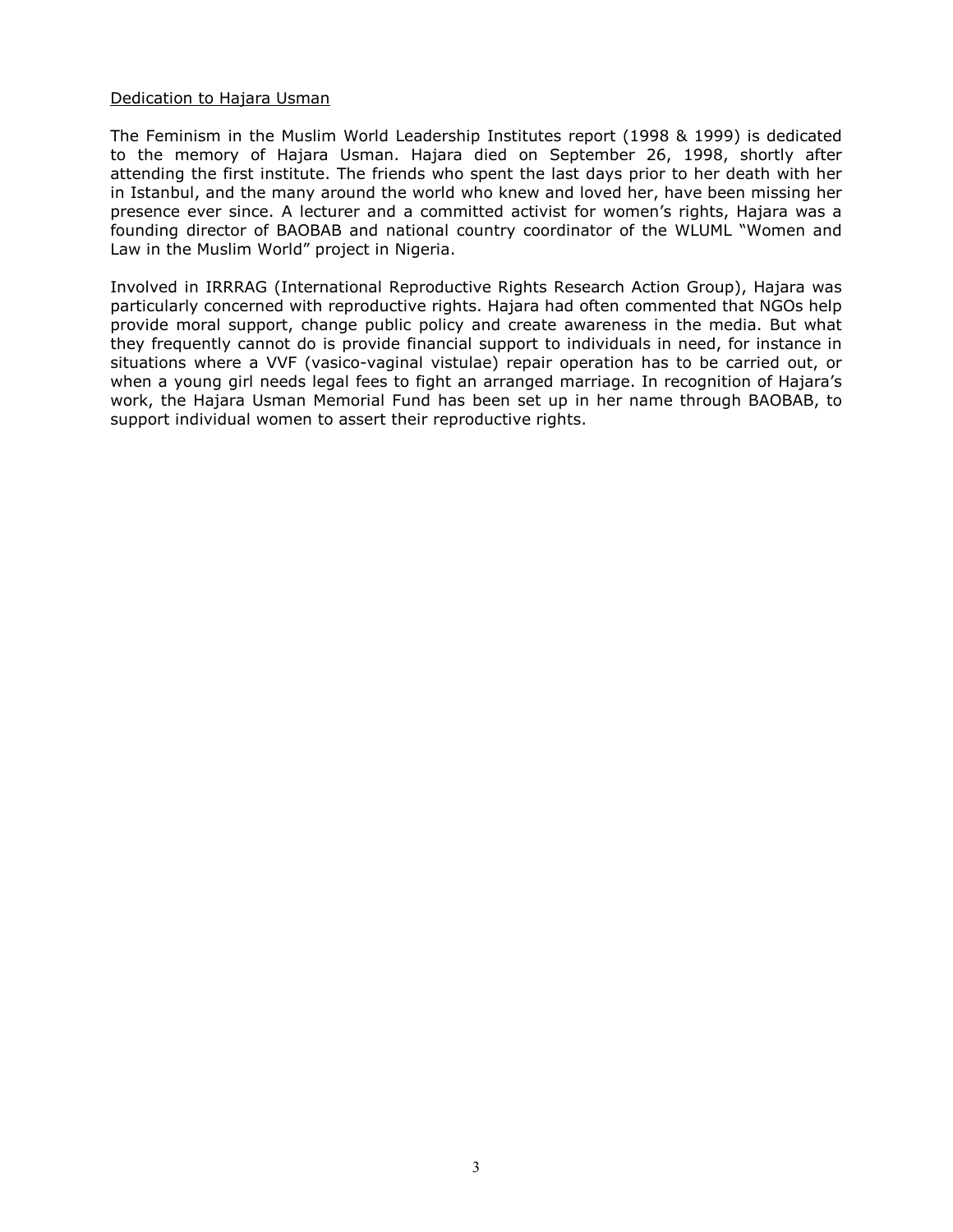Dedication to Hajara Usman

The Feminism in the Muslim World Leadership Institutes report (1998 & 1999) is dedicated to the memory of Hajara Usman. Hajara died on September 26, 1998, shortly after attending the first institute. The friends who spent the last days prior to her death with her in Istanbul, and the many around the world who knew and loved her, have been missing her presence ever since. A lecturer and a committed activist for women's rights, Hajara was a founding director of BAOBAB and national country coordinator of the WLUML "Women and Law in the Muslim World" project in Nigeria.

Involved in IRRRAG (International Reproductive Rights Research Action Group), Hajara was particularly concerned with reproductive rights. Hajara had often commented that NGOs help provide moral support, change public policy and create awareness in the media. But what they frequently cannot do is provide financial support to individuals in need, for instance in situations where a VVF (vasico-vaginal vistulae) repair operation has to be carried out, or when a young girl needs legal fees to fight an arranged marriage. In recognition of Hajara's work, the Hajara Usman Memorial Fund has been set up in her name through BAOBAB, to support individual women to assert their reproductive rights.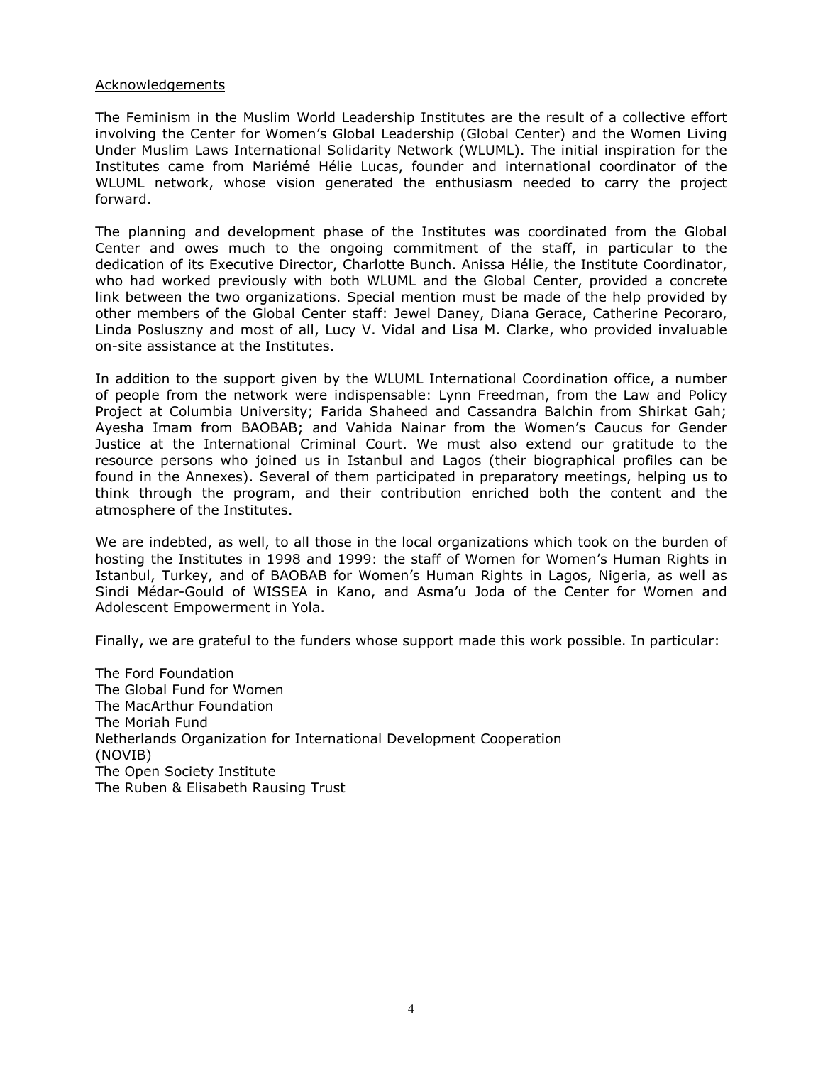## Acknowledgements

The Feminism in the Muslim World Leadership Institutes are the result of a collective effort involving the Center for Women's Global Leadership (Global Center) and the Women Living Under Muslim Laws International Solidarity Network (WLUML). The initial inspiration for the Institutes came from Mariémé Hélie Lucas, founder and international coordinator of the WLUML network, whose vision generated the enthusiasm needed to carry the project forward.

The planning and development phase of the Institutes was coordinated from the Global Center and owes much to the ongoing commitment of the staff, in particular to the dedication of its Executive Director, Charlotte Bunch. Anissa Hélie, the Institute Coordinator, who had worked previously with both WLUML and the Global Center, provided a concrete link between the two organizations. Special mention must be made of the help provided by other members of the Global Center staff: Jewel Daney, Diana Gerace, Catherine Pecoraro, Linda Posluszny and most of all, Lucy V. Vidal and Lisa M. Clarke, who provided invaluable on-site assistance at the Institutes.

In addition to the support given by the WLUML International Coordination office, a number of people from the network were indispensable: Lynn Freedman, from the Law and Policy Project at Columbia University; Farida Shaheed and Cassandra Balchin from Shirkat Gah; Ayesha Imam from BAOBAB; and Vahida Nainar from the Women's Caucus for Gender Justice at the International Criminal Court. We must also extend our gratitude to the resource persons who joined us in Istanbul and Lagos (their biographical profiles can be found in the Annexes). Several of them participated in preparatory meetings, helping us to think through the program, and their contribution enriched both the content and the atmosphere of the Institutes.

We are indebted, as well, to all those in the local organizations which took on the burden of hosting the Institutes in 1998 and 1999: the staff of Women for Women's Human Rights in Istanbul, Turkey, and of BAOBAB for Women's Human Rights in Lagos, Nigeria, as well as Sindi Médar-Gould of WISSEA in Kano, and Asma'u Joda of the Center for Women and Adolescent Empowerment in Yola.

Finally, we are grateful to the funders whose support made this work possible. In particular:

The Ford Foundation
The Global Fund for Women
The MacArthur Foundation
The Moriah Fund
Netherlands Organization for International Development Cooperation (NOVIB)
The Open Society Institute
The Ruben & Elisabeth Rausing Trust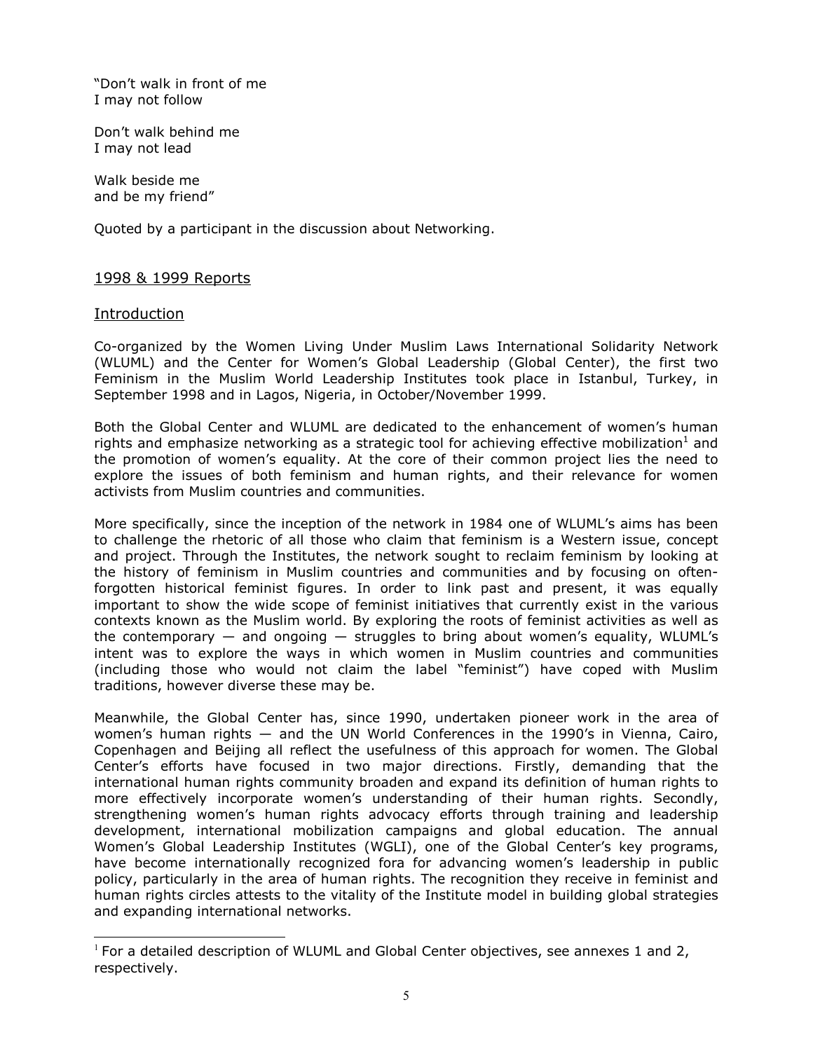"Don't walk in front of me
I may not follow

Don't walk behind me
I may not lead

Walk beside me
and be my friend"

Quoted by a participant in the discussion about Networking.

## 1998 & 1999 Reports

## Introduction

Co-organized by the Women Living Under Muslim Laws International Solidarity Network (WLUML) and the Center for Women's Global Leadership (Global Center), the first two Feminism in the Muslim World Leadership Institutes took place in Istanbul, Turkey, in September 1998 and in Lagos, Nigeria, in October/November 1999.

Both the Global Center and WLUML are dedicated to the enhancement of women's human rights and emphasize networking as a strategic tool for achieving effective mobilization[1] and the promotion of women's equality. At the core of their common project lies the need to explore the issues of both feminism and human rights, and their relevance for women activists from Muslim countries and communities.

More specifically, since the inception of the network in 1984 one of WLUML's aims has been to challenge the rhetoric of all those who claim that feminism is a Western issue, concept and project. Through the Institutes, the network sought to reclaim feminism by looking at the history of feminism in Muslim countries and communities and by focusing on often-forgotten historical feminist figures. In order to link past and present, it was equally important to show the wide scope of feminist initiatives that currently exist in the various contexts known as the Muslim world. By exploring the roots of feminist activities as well as the contemporary — and ongoing — struggles to bring about women's equality, WLUML's intent was to explore the ways in which women in Muslim countries and communities (including those who would not claim the label "feminist") have coped with Muslim traditions, however diverse these may be.

Meanwhile, the Global Center has, since 1990, undertaken pioneer work in the area of women's human rights — and the UN World Conferences in the 1990's in Vienna, Cairo, Copenhagen and Beijing all reflect the usefulness of this approach for women. The Global Center's efforts have focused in two major directions. Firstly, demanding that the international human rights community broaden and expand its definition of human rights to more effectively incorporate women's understanding of their human rights. Secondly, strengthening women's human rights advocacy efforts through training and leadership development, international mobilization campaigns and global education. The annual Women's Global Leadership Institutes (WGLI), one of the Global Center's key programs, have become internationally recognized fora for advancing women's leadership in public policy, particularly in the area of human rights. The recognition they receive in feminist and human rights circles attests to the vitality of the Institute model in building global strategies and expanding international networks.

---

[1] For a detailed description of WLUML and Global Center objectives, see annexes 1 and 2, respectively.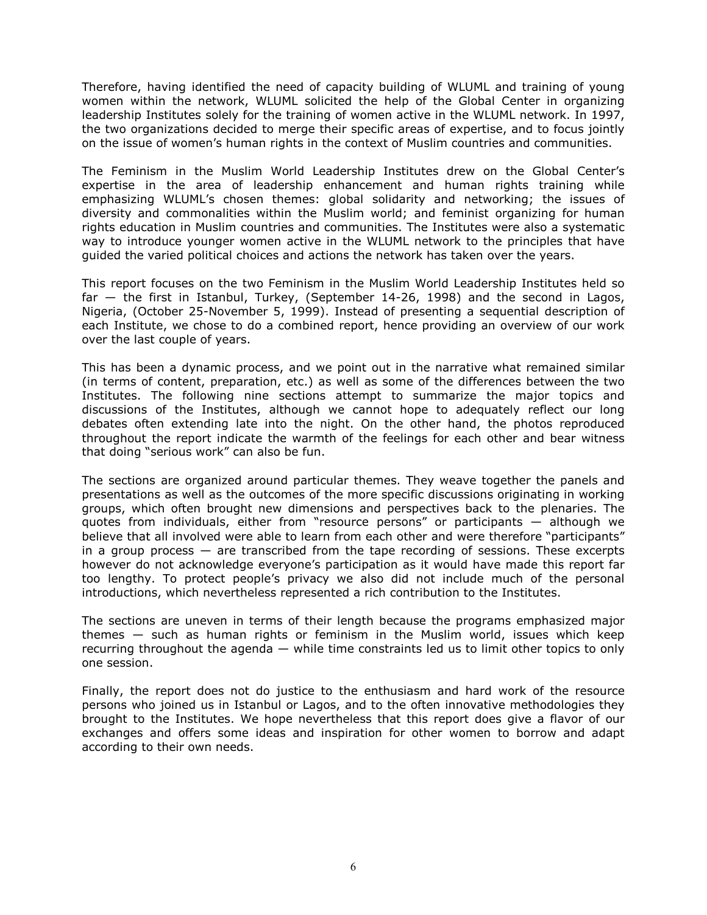Therefore, having identified the need of capacity building of WLUML and training of young women within the network, WLUML solicited the help of the Global Center in organizing leadership Institutes solely for the training of women active in the WLUML network. In 1997, the two organizations decided to merge their specific areas of expertise, and to focus jointly on the issue of women's human rights in the context of Muslim countries and communities.

The Feminism in the Muslim World Leadership Institutes drew on the Global Center's expertise in the area of leadership enhancement and human rights training while emphasizing WLUML's chosen themes: global solidarity and networking; the issues of diversity and commonalities within the Muslim world; and feminist organizing for human rights education in Muslim countries and communities. The Institutes were also a systematic way to introduce younger women active in the WLUML network to the principles that have guided the varied political choices and actions the network has taken over the years.

This report focuses on the two Feminism in the Muslim World Leadership Institutes held so far — the first in Istanbul, Turkey, (September 14-26, 1998) and the second in Lagos, Nigeria, (October 25-November 5, 1999). Instead of presenting a sequential description of each Institute, we chose to do a combined report, hence providing an overview of our work over the last couple of years.

This has been a dynamic process, and we point out in the narrative what remained similar (in terms of content, preparation, etc.) as well as some of the differences between the two Institutes. The following nine sections attempt to summarize the major topics and discussions of the Institutes, although we cannot hope to adequately reflect our long debates often extending late into the night. On the other hand, the photos reproduced throughout the report indicate the warmth of the feelings for each other and bear witness that doing "serious work" can also be fun.

The sections are organized around particular themes. They weave together the panels and presentations as well as the outcomes of the more specific discussions originating in working groups, which often brought new dimensions and perspectives back to the plenaries. The quotes from individuals, either from "resource persons" or participants — although we believe that all involved were able to learn from each other and were therefore "participants" in a group process — are transcribed from the tape recording of sessions. These excerpts however do not acknowledge everyone's participation as it would have made this report far too lengthy. To protect people's privacy we also did not include much of the personal introductions, which nevertheless represented a rich contribution to the Institutes.

The sections are uneven in terms of their length because the programs emphasized major themes — such as human rights or feminism in the Muslim world, issues which keep recurring throughout the agenda — while time constraints led us to limit other topics to only one session.

Finally, the report does not do justice to the enthusiasm and hard work of the resource persons who joined us in Istanbul or Lagos, and to the often innovative methodologies they brought to the Institutes. We hope nevertheless that this report does give a flavor of our exchanges and offers some ideas and inspiration for other women to borrow and adapt according to their own needs.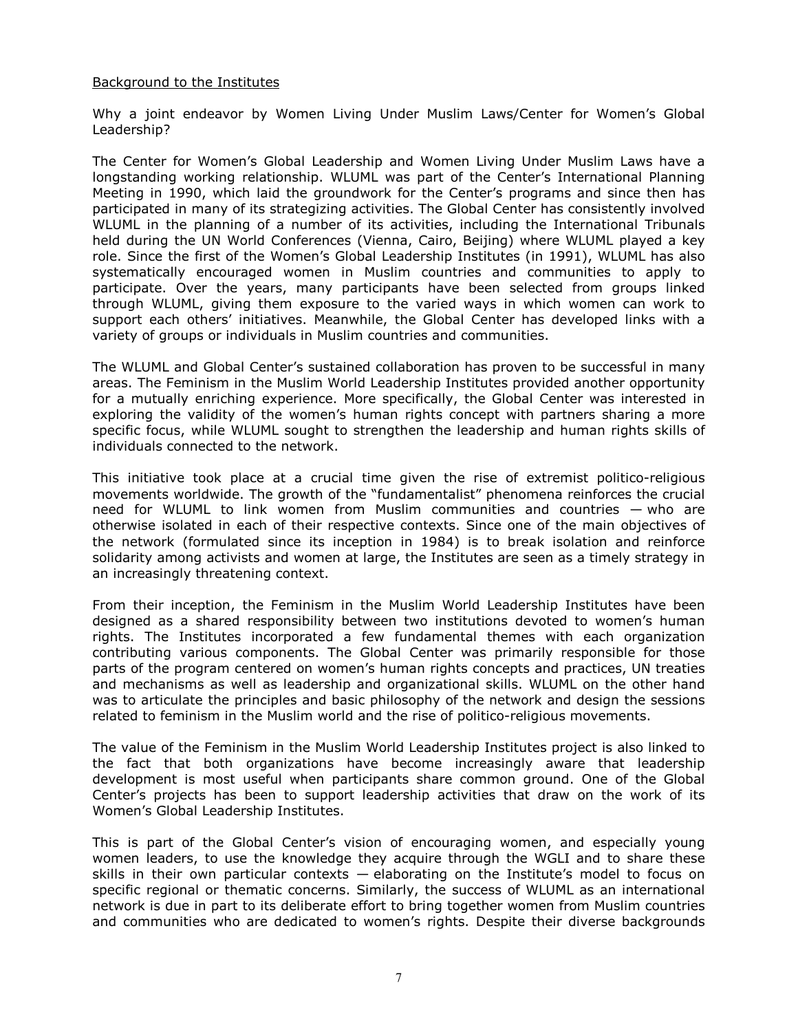## Background to the Institutes

Why a joint endeavor by Women Living Under Muslim Laws/Center for Women's Global Leadership?

The Center for Women's Global Leadership and Women Living Under Muslim Laws have a longstanding working relationship. WLUML was part of the Center's International Planning Meeting in 1990, which laid the groundwork for the Center's programs and since then has participated in many of its strategizing activities. The Global Center has consistently involved WLUML in the planning of a number of its activities, including the International Tribunals held during the UN World Conferences (Vienna, Cairo, Beijing) where WLUML played a key role. Since the first of the Women's Global Leadership Institutes (in 1991), WLUML has also systematically encouraged women in Muslim countries and communities to apply to participate. Over the years, many participants have been selected from groups linked through WLUML, giving them exposure to the varied ways in which women can work to support each others' initiatives. Meanwhile, the Global Center has developed links with a variety of groups or individuals in Muslim countries and communities.

The WLUML and Global Center's sustained collaboration has proven to be successful in many areas. The Feminism in the Muslim World Leadership Institutes provided another opportunity for a mutually enriching experience. More specifically, the Global Center was interested in exploring the validity of the women's human rights concept with partners sharing a more specific focus, while WLUML sought to strengthen the leadership and human rights skills of individuals connected to the network.

This initiative took place at a crucial time given the rise of extremist politico-religious movements worldwide. The growth of the "fundamentalist" phenomena reinforces the crucial need for WLUML to link women from Muslim communities and countries — who are otherwise isolated in each of their respective contexts. Since one of the main objectives of the network (formulated since its inception in 1984) is to break isolation and reinforce solidarity among activists and women at large, the Institutes are seen as a timely strategy in an increasingly threatening context.

From their inception, the Feminism in the Muslim World Leadership Institutes have been designed as a shared responsibility between two institutions devoted to women's human rights. The Institutes incorporated a few fundamental themes with each organization contributing various components. The Global Center was primarily responsible for those parts of the program centered on women's human rights concepts and practices, UN treaties and mechanisms as well as leadership and organizational skills. WLUML on the other hand was to articulate the principles and basic philosophy of the network and design the sessions related to feminism in the Muslim world and the rise of politico-religious movements.

The value of the Feminism in the Muslim World Leadership Institutes project is also linked to the fact that both organizations have become increasingly aware that leadership development is most useful when participants share common ground. One of the Global Center's projects has been to support leadership activities that draw on the work of its Women's Global Leadership Institutes.

This is part of the Global Center's vision of encouraging women, and especially young women leaders, to use the knowledge they acquire through the WGLI and to share these skills in their own particular contexts — elaborating on the Institute's model to focus on specific regional or thematic concerns. Similarly, the success of WLUML as an international network is due in part to its deliberate effort to bring together women from Muslim countries and communities who are dedicated to women's rights. Despite their diverse backgrounds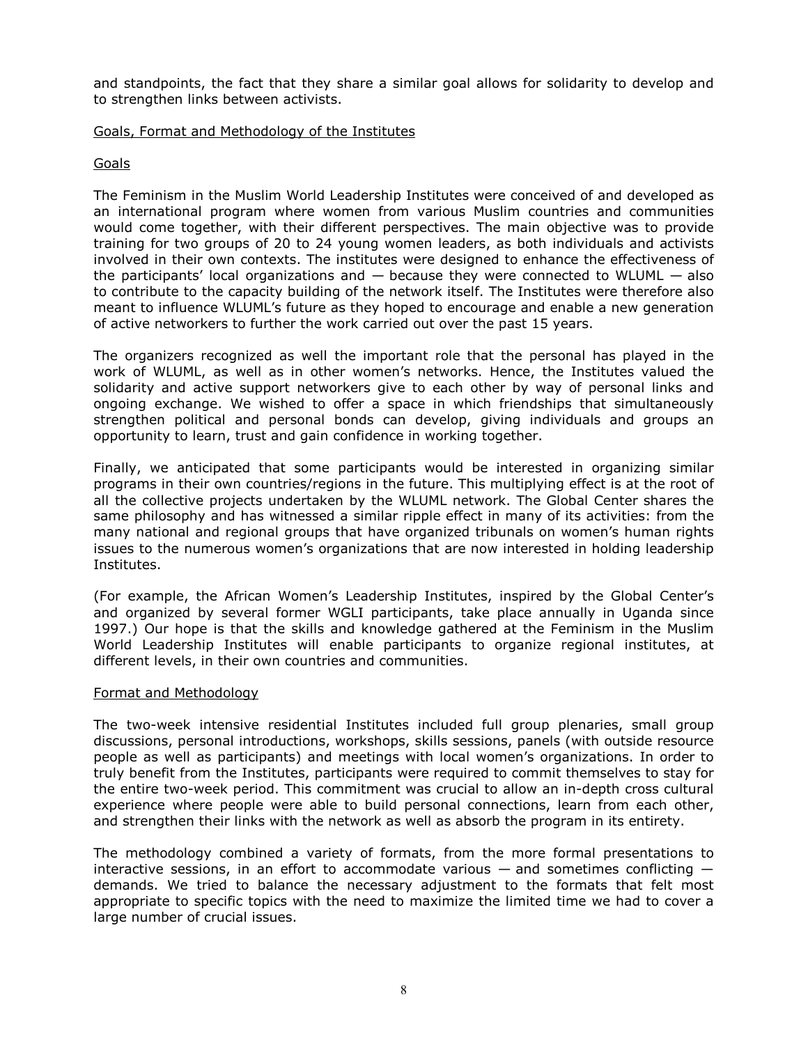and standpoints, the fact that they share a similar goal allows for solidarity to develop and to strengthen links between activists.

## Goals, Format and Methodology of the Institutes

### Goals

The Feminism in the Muslim World Leadership Institutes were conceived of and developed as an international program where women from various Muslim countries and communities would come together, with their different perspectives. The main objective was to provide training for two groups of 20 to 24 young women leaders, as both individuals and activists involved in their own contexts. The institutes were designed to enhance the effectiveness of the participants' local organizations and — because they were connected to WLUML — also to contribute to the capacity building of the network itself. The Institutes were therefore also meant to influence WLUML's future as they hoped to encourage and enable a new generation of active networkers to further the work carried out over the past 15 years.

The organizers recognized as well the important role that the personal has played in the work of WLUML, as well as in other women's networks. Hence, the Institutes valued the solidarity and active support networkers give to each other by way of personal links and ongoing exchange. We wished to offer a space in which friendships that simultaneously strengthen political and personal bonds can develop, giving individuals and groups an opportunity to learn, trust and gain confidence in working together.

Finally, we anticipated that some participants would be interested in organizing similar programs in their own countries/regions in the future. This multiplying effect is at the root of all the collective projects undertaken by the WLUML network. The Global Center shares the same philosophy and has witnessed a similar ripple effect in many of its activities: from the many national and regional groups that have organized tribunals on women's human rights issues to the numerous women's organizations that are now interested in holding leadership Institutes.

(For example, the African Women's Leadership Institutes, inspired by the Global Center's and organized by several former WGLI participants, take place annually in Uganda since 1997.) Our hope is that the skills and knowledge gathered at the Feminism in the Muslim World Leadership Institutes will enable participants to organize regional institutes, at different levels, in their own countries and communities.

### Format and Methodology

The two-week intensive residential Institutes included full group plenaries, small group discussions, personal introductions, workshops, skills sessions, panels (with outside resource people as well as participants) and meetings with local women's organizations. In order to truly benefit from the Institutes, participants were required to commit themselves to stay for the entire two-week period. This commitment was crucial to allow an in-depth cross cultural experience where people were able to build personal connections, learn from each other, and strengthen their links with the network as well as absorb the program in its entirety.

The methodology combined a variety of formats, from the more formal presentations to interactive sessions, in an effort to accommodate various — and sometimes conflicting — demands. We tried to balance the necessary adjustment to the formats that felt most appropriate to specific topics with the need to maximize the limited time we had to cover a large number of crucial issues.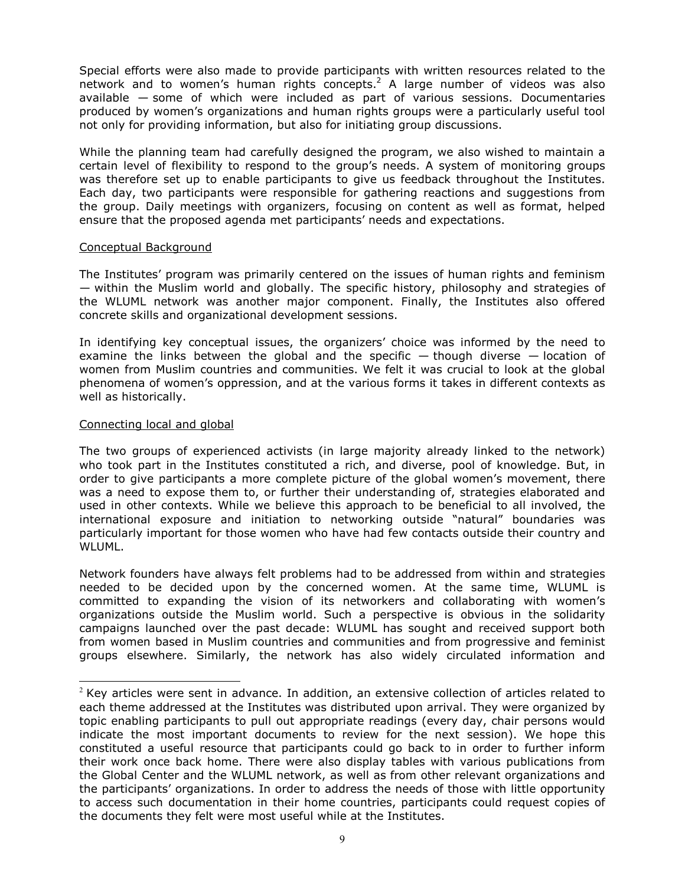Special efforts were also made to provide participants with written resources related to the network and to women's human rights concepts.[2] A large number of videos was also available — some of which were included as part of various sessions. Documentaries produced by women's organizations and human rights groups were a particularly useful tool not only for providing information, but also for initiating group discussions.

While the planning team had carefully designed the program, we also wished to maintain a certain level of flexibility to respond to the group's needs. A system of monitoring groups was therefore set up to enable participants to give us feedback throughout the Institutes. Each day, two participants were responsible for gathering reactions and suggestions from the group. Daily meetings with organizers, focusing on content as well as format, helped ensure that the proposed agenda met participants' needs and expectations.

<u>Conceptual Background</u>

The Institutes' program was primarily centered on the issues of human rights and feminism — within the Muslim world and globally. The specific history, philosophy and strategies of the WLUML network was another major component. Finally, the Institutes also offered concrete skills and organizational development sessions.

In identifying key conceptual issues, the organizers' choice was informed by the need to examine the links between the global and the specific — though diverse — location of women from Muslim countries and communities. We felt it was crucial to look at the global phenomena of women's oppression, and at the various forms it takes in different contexts as well as historically.

<u>Connecting local and global</u>

The two groups of experienced activists (in large majority already linked to the network) who took part in the Institutes constituted a rich, and diverse, pool of knowledge. But, in order to give participants a more complete picture of the global women's movement, there was a need to expose them to, or further their understanding of, strategies elaborated and used in other contexts. While we believe this approach to be beneficial to all involved, the international exposure and initiation to networking outside "natural" boundaries was particularly important for those women who have had few contacts outside their country and WLUML.

Network founders have always felt problems had to be addressed from within and strategies needed to be decided upon by the concerned women. At the same time, WLUML is committed to expanding the vision of its networkers and collaborating with women's organizations outside the Muslim world. Such a perspective is obvious in the solidarity campaigns launched over the past decade: WLUML has sought and received support both from women based in Muslim countries and communities and from progressive and feminist groups elsewhere. Similarly, the network has also widely circulated information and

---

[2] Key articles were sent in advance. In addition, an extensive collection of articles related to each theme addressed at the Institutes was distributed upon arrival. They were organized by topic enabling participants to pull out appropriate readings (every day, chair persons would indicate the most important documents to review for the next session). We hope this constituted a useful resource that participants could go back to in order to further inform their work once back home. There were also display tables with various publications from the Global Center and the WLUML network, as well as from other relevant organizations and the participants' organizations. In order to address the needs of those with little opportunity to access such documentation in their home countries, participants could request copies of the documents they felt were most useful while at the Institutes.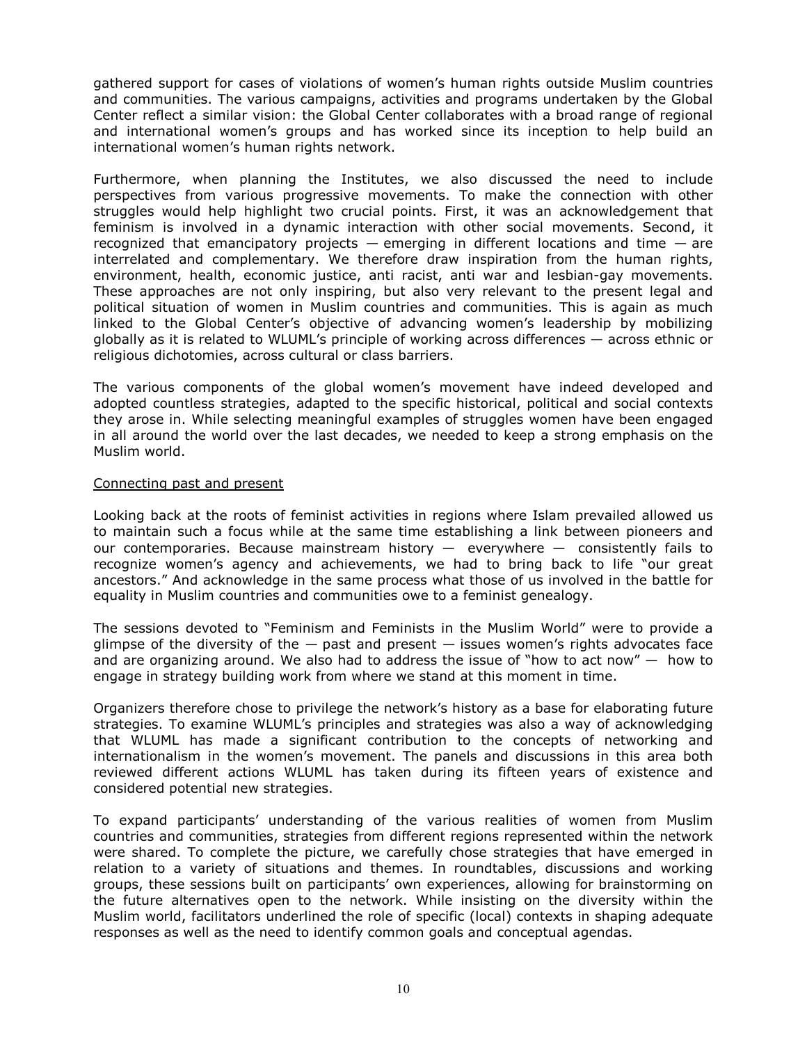gathered support for cases of violations of women's human rights outside Muslim countries and communities. The various campaigns, activities and programs undertaken by the Global Center reflect a similar vision: the Global Center collaborates with a broad range of regional and international women's groups and has worked since its inception to help build an international women's human rights network.

Furthermore, when planning the Institutes, we also discussed the need to include perspectives from various progressive movements. To make the connection with other struggles would help highlight two crucial points. First, it was an acknowledgement that feminism is involved in a dynamic interaction with other social movements. Second, it recognized that emancipatory projects — emerging in different locations and time — are interrelated and complementary. We therefore draw inspiration from the human rights, environment, health, economic justice, anti racist, anti war and lesbian-gay movements. These approaches are not only inspiring, but also very relevant to the present legal and political situation of women in Muslim countries and communities. This is again as much linked to the Global Center's objective of advancing women's leadership by mobilizing globally as it is related to WLUML's principle of working across differences — across ethnic or religious dichotomies, across cultural or class barriers.

The various components of the global women's movement have indeed developed and adopted countless strategies, adapted to the specific historical, political and social contexts they arose in. While selecting meaningful examples of struggles women have been engaged in all around the world over the last decades, we needed to keep a strong emphasis on the Muslim world.

<u>Connecting past and present</u>

Looking back at the roots of feminist activities in regions where Islam prevailed allowed us to maintain such a focus while at the same time establishing a link between pioneers and our contemporaries. Because mainstream history — everywhere — consistently fails to recognize women's agency and achievements, we had to bring back to life "our great ancestors." And acknowledge in the same process what those of us involved in the battle for equality in Muslim countries and communities owe to a feminist genealogy.

The sessions devoted to "Feminism and Feminists in the Muslim World" were to provide a glimpse of the diversity of the — past and present — issues women's rights advocates face and are organizing around. We also had to address the issue of "how to act now" — how to engage in strategy building work from where we stand at this moment in time.

Organizers therefore chose to privilege the network's history as a base for elaborating future strategies. To examine WLUML's principles and strategies was also a way of acknowledging that WLUML has made a significant contribution to the concepts of networking and internationalism in the women's movement. The panels and discussions in this area both reviewed different actions WLUML has taken during its fifteen years of existence and considered potential new strategies.

To expand participants' understanding of the various realities of women from Muslim countries and communities, strategies from different regions represented within the network were shared. To complete the picture, we carefully chose strategies that have emerged in relation to a variety of situations and themes. In roundtables, discussions and working groups, these sessions built on participants' own experiences, allowing for brainstorming on the future alternatives open to the network. While insisting on the diversity within the Muslim world, facilitators underlined the role of specific (local) contexts in shaping adequate responses as well as the need to identify common goals and conceptual agendas.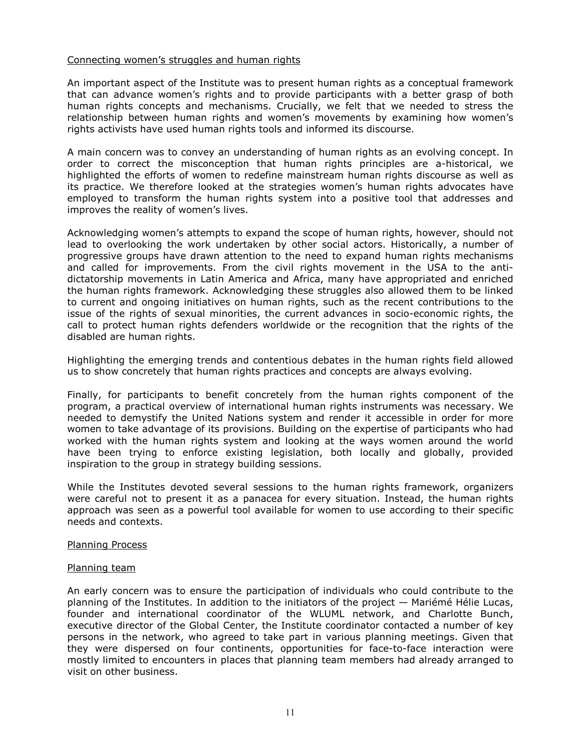## Connecting women's struggles and human rights

An important aspect of the Institute was to present human rights as a conceptual framework that can advance women's rights and to provide participants with a better grasp of both human rights concepts and mechanisms. Crucially, we felt that we needed to stress the relationship between human rights and women's movements by examining how women's rights activists have used human rights tools and informed its discourse.

A main concern was to convey an understanding of human rights as an evolving concept. In order to correct the misconception that human rights principles are a-historical, we highlighted the efforts of women to redefine mainstream human rights discourse as well as its practice. We therefore looked at the strategies women's human rights advocates have employed to transform the human rights system into a positive tool that addresses and improves the reality of women's lives.

Acknowledging women's attempts to expand the scope of human rights, however, should not lead to overlooking the work undertaken by other social actors. Historically, a number of progressive groups have drawn attention to the need to expand human rights mechanisms and called for improvements. From the civil rights movement in the USA to the anti-dictatorship movements in Latin America and Africa, many have appropriated and enriched the human rights framework. Acknowledging these struggles also allowed them to be linked to current and ongoing initiatives on human rights, such as the recent contributions to the issue of the rights of sexual minorities, the current advances in socio-economic rights, the call to protect human rights defenders worldwide or the recognition that the rights of the disabled are human rights.

Highlighting the emerging trends and contentious debates in the human rights field allowed us to show concretely that human rights practices and concepts are always evolving.

Finally, for participants to benefit concretely from the human rights component of the program, a practical overview of international human rights instruments was necessary. We needed to demystify the United Nations system and render it accessible in order for more women to take advantage of its provisions. Building on the expertise of participants who had worked with the human rights system and looking at the ways women around the world have been trying to enforce existing legislation, both locally and globally, provided inspiration to the group in strategy building sessions.

While the Institutes devoted several sessions to the human rights framework, organizers were careful not to present it as a panacea for every situation. Instead, the human rights approach was seen as a powerful tool available for women to use according to their specific needs and contexts.

## Planning Process

### Planning team

An early concern was to ensure the participation of individuals who could contribute to the planning of the Institutes. In addition to the initiators of the project — Mariémé Hélie Lucas, founder and international coordinator of the WLUML network, and Charlotte Bunch, executive director of the Global Center, the Institute coordinator contacted a number of key persons in the network, who agreed to take part in various planning meetings. Given that they were dispersed on four continents, opportunities for face-to-face interaction were mostly limited to encounters in places that planning team members had already arranged to visit on other business.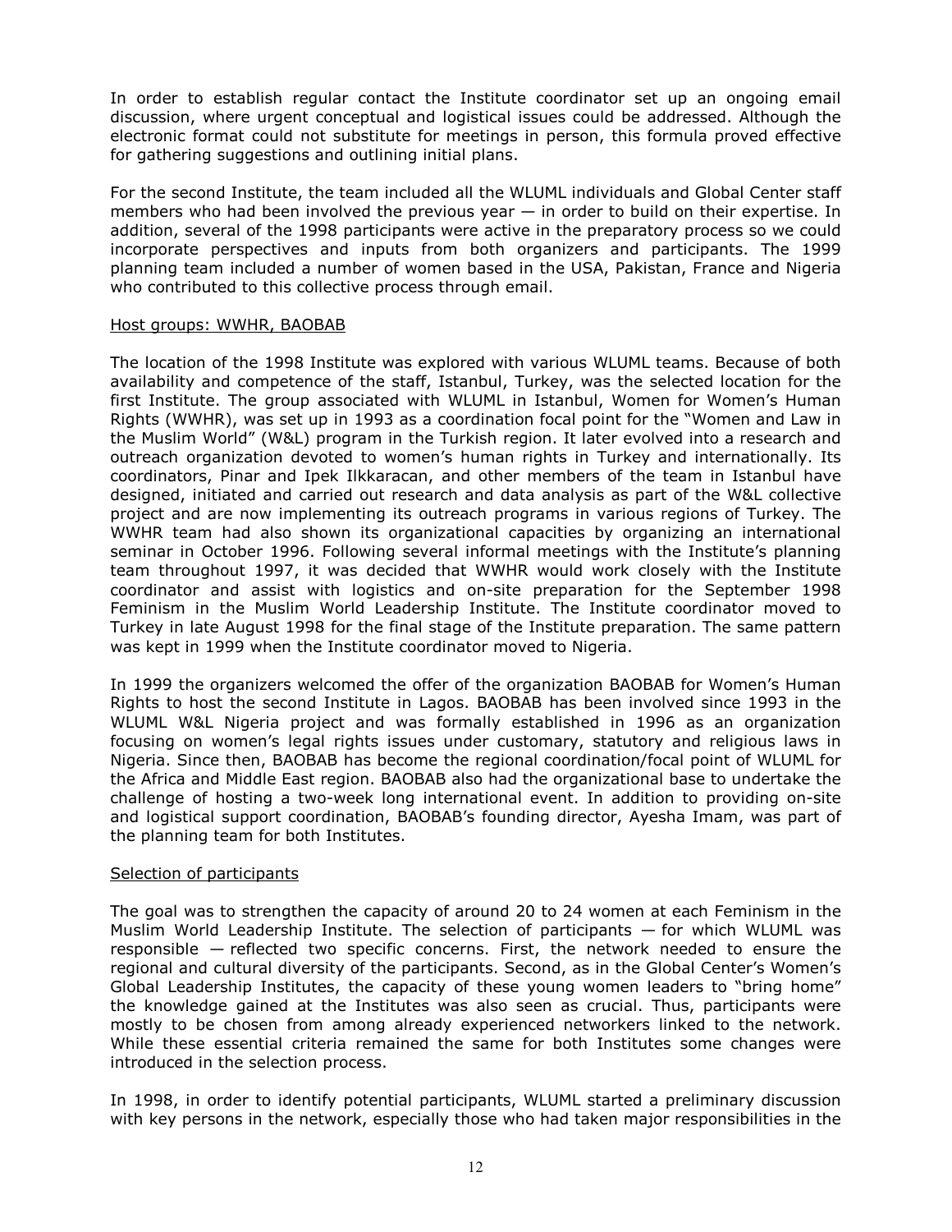In order to establish regular contact the Institute coordinator set up an ongoing email discussion, where urgent conceptual and logistical issues could be addressed. Although the electronic format could not substitute for meetings in person, this formula proved effective for gathering suggestions and outlining initial plans.

For the second Institute, the team included all the WLUML individuals and Global Center staff members who had been involved the previous year — in order to build on their expertise. In addition, several of the 1998 participants were active in the preparatory process so we could incorporate perspectives and inputs from both organizers and participants. The 1999 planning team included a number of women based in the USA, Pakistan, France and Nigeria who contributed to this collective process through email.

Host groups: WWHR, BAOBAB

The location of the 1998 Institute was explored with various WLUML teams. Because of both availability and competence of the staff, Istanbul, Turkey, was the selected location for the first Institute. The group associated with WLUML in Istanbul, Women for Women's Human Rights (WWHR), was set up in 1993 as a coordination focal point for the "Women and Law in the Muslim World" (W&L) program in the Turkish region. It later evolved into a research and outreach organization devoted to women's human rights in Turkey and internationally. Its coordinators, Pinar and Ipek Ilkkaracan, and other members of the team in Istanbul have designed, initiated and carried out research and data analysis as part of the W&L collective project and are now implementing its outreach programs in various regions of Turkey. The WWHR team had also shown its organizational capacities by organizing an international seminar in October 1996. Following several informal meetings with the Institute's planning team throughout 1997, it was decided that WWHR would work closely with the Institute coordinator and assist with logistics and on-site preparation for the September 1998 Feminism in the Muslim World Leadership Institute. The Institute coordinator moved to Turkey in late August 1998 for the final stage of the Institute preparation. The same pattern was kept in 1999 when the Institute coordinator moved to Nigeria.

In 1999 the organizers welcomed the offer of the organization BAOBAB for Women's Human Rights to host the second Institute in Lagos. BAOBAB has been involved since 1993 in the WLUML W&L Nigeria project and was formally established in 1996 as an organization focusing on women's legal rights issues under customary, statutory and religious laws in Nigeria. Since then, BAOBAB has become the regional coordination/focal point of WLUML for the Africa and Middle East region. BAOBAB also had the organizational base to undertake the challenge of hosting a two-week long international event. In addition to providing on-site and logistical support coordination, BAOBAB's founding director, Ayesha Imam, was part of the planning team for both Institutes.

Selection of participants

The goal was to strengthen the capacity of around 20 to 24 women at each Feminism in the Muslim World Leadership Institute. The selection of participants — for which WLUML was responsible — reflected two specific concerns. First, the network needed to ensure the regional and cultural diversity of the participants. Second, as in the Global Center's Women's Global Leadership Institutes, the capacity of these young women leaders to "bring home" the knowledge gained at the Institutes was also seen as crucial. Thus, participants were mostly to be chosen from among already experienced networkers linked to the network. While these essential criteria remained the same for both Institutes some changes were introduced in the selection process.

In 1998, in order to identify potential participants, WLUML started a preliminary discussion with key persons in the network, especially those who had taken major responsibilities in the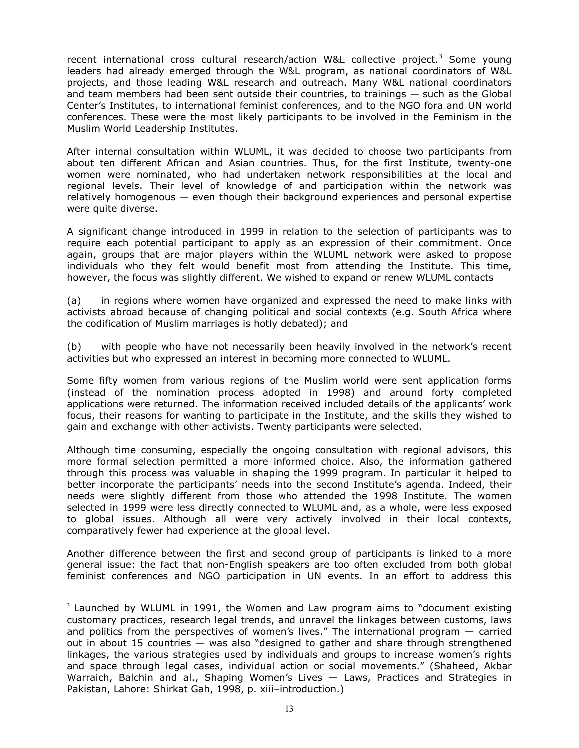recent international cross cultural research/action W&L collective project.[3] Some young leaders had already emerged through the W&L program, as national coordinators of W&L projects, and those leading W&L research and outreach. Many W&L national coordinators and team members had been sent outside their countries, to trainings — such as the Global Center's Institutes, to international feminist conferences, and to the NGO fora and UN world conferences. These were the most likely participants to be involved in the Feminism in the Muslim World Leadership Institutes.

After internal consultation within WLUML, it was decided to choose two participants from about ten different African and Asian countries. Thus, for the first Institute, twenty-one women were nominated, who had undertaken network responsibilities at the local and regional levels. Their level of knowledge of and participation within the network was relatively homogenous — even though their background experiences and personal expertise were quite diverse.

A significant change introduced in 1999 in relation to the selection of participants was to require each potential participant to apply as an expression of their commitment. Once again, groups that are major players within the WLUML network were asked to propose individuals who they felt would benefit most from attending the Institute. This time, however, the focus was slightly different. We wished to expand or renew WLUML contacts

(a) in regions where women have organized and expressed the need to make links with activists abroad because of changing political and social contexts (e.g. South Africa where the codification of Muslim marriages is hotly debated); and

(b) with people who have not necessarily been heavily involved in the network's recent activities but who expressed an interest in becoming more connected to WLUML.

Some fifty women from various regions of the Muslim world were sent application forms (instead of the nomination process adopted in 1998) and around forty completed applications were returned. The information received included details of the applicants' work focus, their reasons for wanting to participate in the Institute, and the skills they wished to gain and exchange with other activists. Twenty participants were selected.

Although time consuming, especially the ongoing consultation with regional advisors, this more formal selection permitted a more informed choice. Also, the information gathered through this process was valuable in shaping the 1999 program. In particular it helped to better incorporate the participants' needs into the second Institute's agenda. Indeed, their needs were slightly different from those who attended the 1998 Institute. The women selected in 1999 were less directly connected to WLUML and, as a whole, were less exposed to global issues. Although all were very actively involved in their local contexts, comparatively fewer had experience at the global level.

Another difference between the first and second group of participants is linked to a more general issue: the fact that non-English speakers are too often excluded from both global feminist conferences and NGO participation in UN events. In an effort to address this

[3] Launched by WLUML in 1991, the Women and Law program aims to "document existing customary practices, research legal trends, and unravel the linkages between customs, laws and politics from the perspectives of women's lives." The international program — carried out in about 15 countries — was also "designed to gather and share through strengthened linkages, the various strategies used by individuals and groups to increase women's rights and space through legal cases, individual action or social movements." (Shaheed, Akbar Warraich, Balchin and al., Shaping Women's Lives — Laws, Practices and Strategies in Pakistan, Lahore: Shirkat Gah, 1998, p. xiii–introduction.)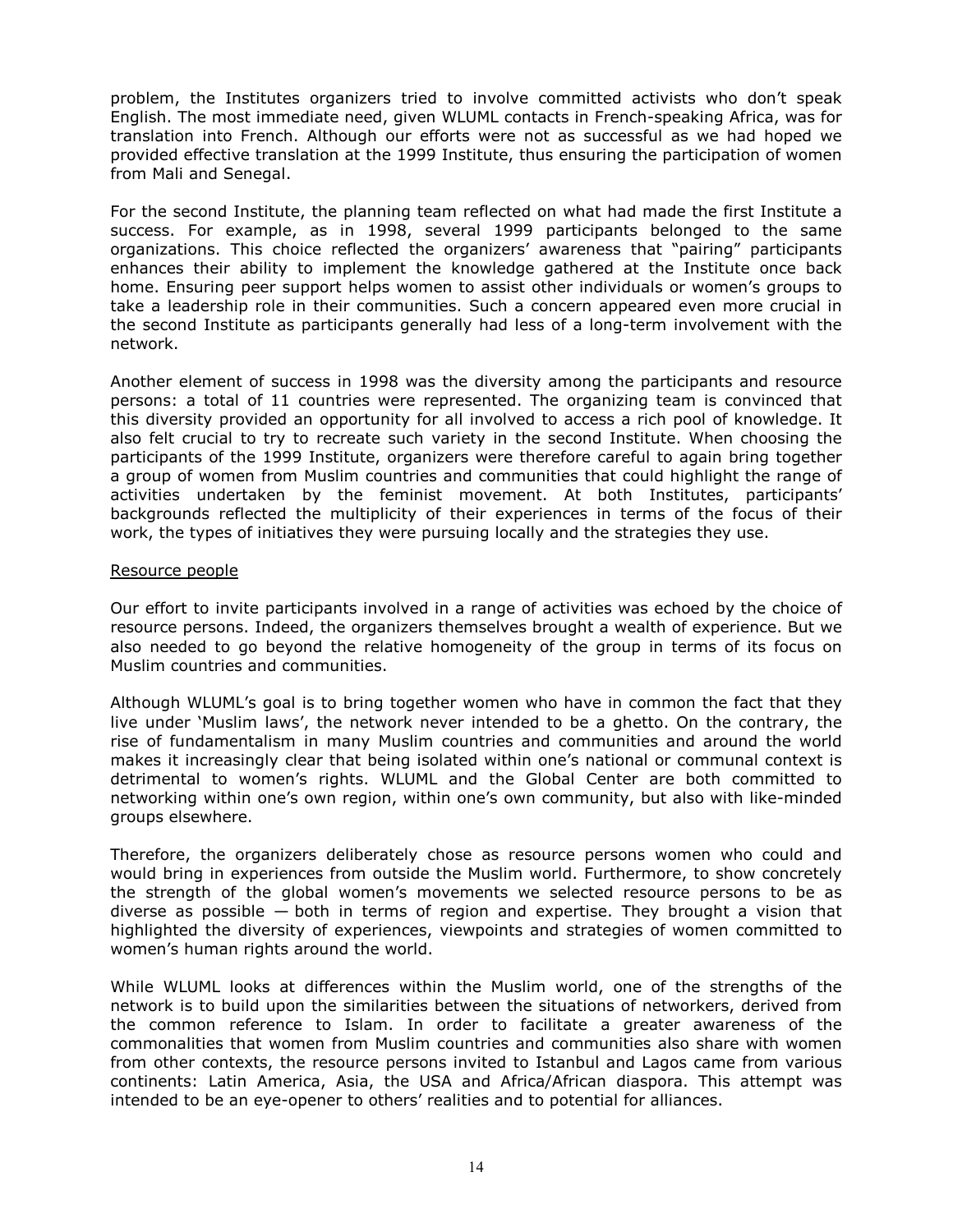problem, the Institutes organizers tried to involve committed activists who don't speak English. The most immediate need, given WLUML contacts in French-speaking Africa, was for translation into French. Although our efforts were not as successful as we had hoped we provided effective translation at the 1999 Institute, thus ensuring the participation of women from Mali and Senegal.

For the second Institute, the planning team reflected on what had made the first Institute a success. For example, as in 1998, several 1999 participants belonged to the same organizations. This choice reflected the organizers' awareness that "pairing" participants enhances their ability to implement the knowledge gathered at the Institute once back home. Ensuring peer support helps women to assist other individuals or women's groups to take a leadership role in their communities. Such a concern appeared even more crucial in the second Institute as participants generally had less of a long-term involvement with the network.

Another element of success in 1998 was the diversity among the participants and resource persons: a total of 11 countries were represented. The organizing team is convinced that this diversity provided an opportunity for all involved to access a rich pool of knowledge. It also felt crucial to try to recreate such variety in the second Institute. When choosing the participants of the 1999 Institute, organizers were therefore careful to again bring together a group of women from Muslim countries and communities that could highlight the range of activities undertaken by the feminist movement. At both Institutes, participants' backgrounds reflected the multiplicity of their experiences in terms of the focus of their work, the types of initiatives they were pursuing locally and the strategies they use.

Resource people

Our effort to invite participants involved in a range of activities was echoed by the choice of resource persons. Indeed, the organizers themselves brought a wealth of experience. But we also needed to go beyond the relative homogeneity of the group in terms of its focus on Muslim countries and communities.

Although WLUML's goal is to bring together women who have in common the fact that they live under 'Muslim laws', the network never intended to be a ghetto. On the contrary, the rise of fundamentalism in many Muslim countries and communities and around the world makes it increasingly clear that being isolated within one's national or communal context is detrimental to women's rights. WLUML and the Global Center are both committed to networking within one's own region, within one's own community, but also with like-minded groups elsewhere.

Therefore, the organizers deliberately chose as resource persons women who could and would bring in experiences from outside the Muslim world. Furthermore, to show concretely the strength of the global women's movements we selected resource persons to be as diverse as possible — both in terms of region and expertise. They brought a vision that highlighted the diversity of experiences, viewpoints and strategies of women committed to women's human rights around the world.

While WLUML looks at differences within the Muslim world, one of the strengths of the network is to build upon the similarities between the situations of networkers, derived from the common reference to Islam. In order to facilitate a greater awareness of the commonalities that women from Muslim countries and communities also share with women from other contexts, the resource persons invited to Istanbul and Lagos came from various continents: Latin America, Asia, the USA and Africa/African diaspora. This attempt was intended to be an eye-opener to others' realities and to potential for alliances.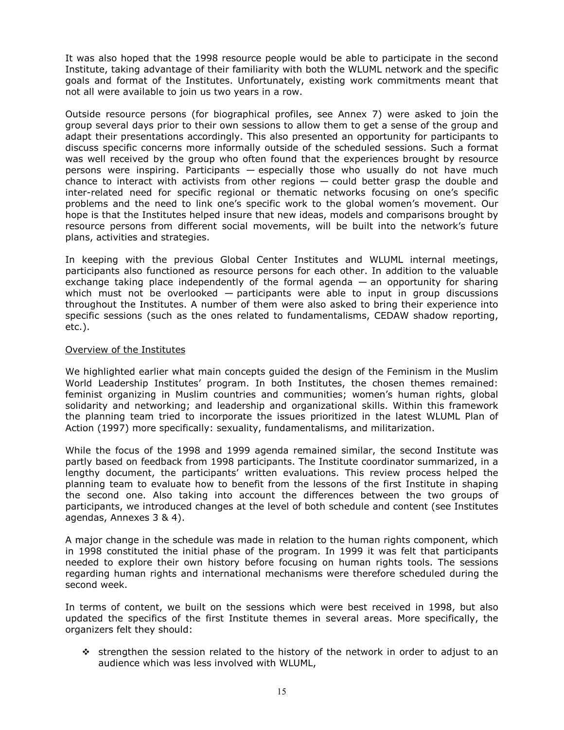It was also hoped that the 1998 resource people would be able to participate in the second Institute, taking advantage of their familiarity with both the WLUML network and the specific goals and format of the Institutes. Unfortunately, existing work commitments meant that not all were available to join us two years in a row.

Outside resource persons (for biographical profiles, see Annex 7) were asked to join the group several days prior to their own sessions to allow them to get a sense of the group and adapt their presentations accordingly. This also presented an opportunity for participants to discuss specific concerns more informally outside of the scheduled sessions. Such a format was well received by the group who often found that the experiences brought by resource persons were inspiring. Participants — especially those who usually do not have much chance to interact with activists from other regions — could better grasp the double and inter-related need for specific regional or thematic networks focusing on one's specific problems and the need to link one's specific work to the global women's movement. Our hope is that the Institutes helped insure that new ideas, models and comparisons brought by resource persons from different social movements, will be built into the network's future plans, activities and strategies.

In keeping with the previous Global Center Institutes and WLUML internal meetings, participants also functioned as resource persons for each other. In addition to the valuable exchange taking place independently of the formal agenda — an opportunity for sharing which must not be overlooked — participants were able to input in group discussions throughout the Institutes. A number of them were also asked to bring their experience into specific sessions (such as the ones related to fundamentalisms, CEDAW shadow reporting, etc.).

<u>Overview of the Institutes</u>

We highlighted earlier what main concepts guided the design of the Feminism in the Muslim World Leadership Institutes' program. In both Institutes, the chosen themes remained: feminist organizing in Muslim countries and communities; women's human rights, global solidarity and networking; and leadership and organizational skills. Within this framework the planning team tried to incorporate the issues prioritized in the latest WLUML Plan of Action (1997) more specifically: sexuality, fundamentalisms, and militarization.

While the focus of the 1998 and 1999 agenda remained similar, the second Institute was partly based on feedback from 1998 participants. The Institute coordinator summarized, in a lengthy document, the participants' written evaluations. This review process helped the planning team to evaluate how to benefit from the lessons of the first Institute in shaping the second one. Also taking into account the differences between the two groups of participants, we introduced changes at the level of both schedule and content (see Institutes agendas, Annexes 3 & 4).

A major change in the schedule was made in relation to the human rights component, which in 1998 constituted the initial phase of the program. In 1999 it was felt that participants needed to explore their own history before focusing on human rights tools. The sessions regarding human rights and international mechanisms were therefore scheduled during the second week.

In terms of content, we built on the sessions which were best received in 1998, but also updated the specifics of the first Institute themes in several areas. More specifically, the organizers felt they should:

- strengthen the session related to the history of the network in order to adjust to an audience which was less involved with WLUML,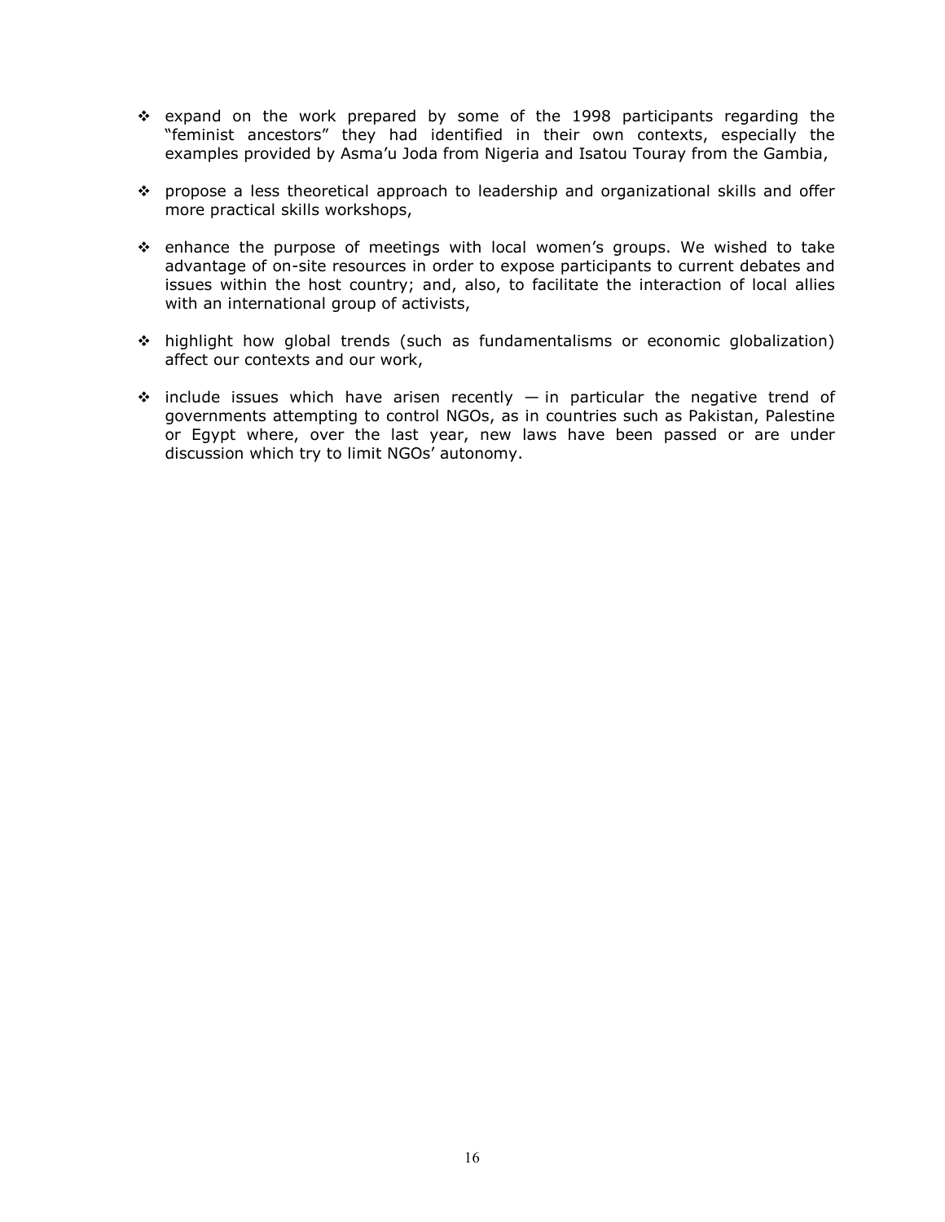- expand on the work prepared by some of the 1998 participants regarding the "feminist ancestors" they had identified in their own contexts, especially the examples provided by Asma'u Joda from Nigeria and Isatou Touray from the Gambia,

- propose a less theoretical approach to leadership and organizational skills and offer more practical skills workshops,

- enhance the purpose of meetings with local women's groups. We wished to take advantage of on-site resources in order to expose participants to current debates and issues within the host country; and, also, to facilitate the interaction of local allies with an international group of activists,

- highlight how global trends (such as fundamentalisms or economic globalization) affect our contexts and our work,

- include issues which have arisen recently — in particular the negative trend of governments attempting to control NGOs, as in countries such as Pakistan, Palestine or Egypt where, over the last year, new laws have been passed or are under discussion which try to limit NGOs' autonomy.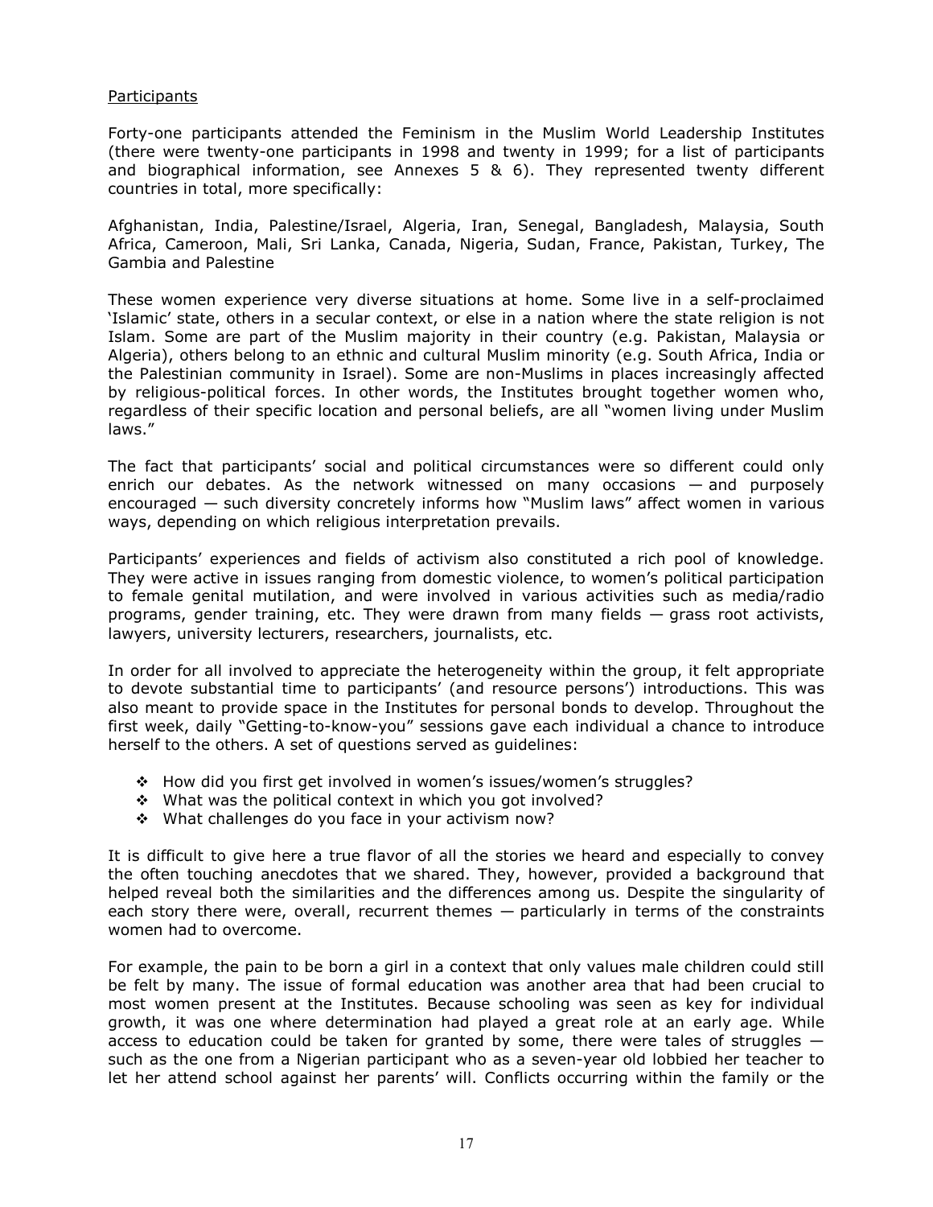Participants

Forty-one participants attended the Feminism in the Muslim World Leadership Institutes (there were twenty-one participants in 1998 and twenty in 1999; for a list of participants and biographical information, see Annexes 5 & 6). They represented twenty different countries in total, more specifically:

Afghanistan, India, Palestine/Israel, Algeria, Iran, Senegal, Bangladesh, Malaysia, South Africa, Cameroon, Mali, Sri Lanka, Canada, Nigeria, Sudan, France, Pakistan, Turkey, The Gambia and Palestine

These women experience very diverse situations at home. Some live in a self-proclaimed 'Islamic' state, others in a secular context, or else in a nation where the state religion is not Islam. Some are part of the Muslim majority in their country (e.g. Pakistan, Malaysia or Algeria), others belong to an ethnic and cultural Muslim minority (e.g. South Africa, India or the Palestinian community in Israel). Some are non-Muslims in places increasingly affected by religious-political forces. In other words, the Institutes brought together women who, regardless of their specific location and personal beliefs, are all "women living under Muslim laws."

The fact that participants' social and political circumstances were so different could only enrich our debates. As the network witnessed on many occasions — and purposely encouraged — such diversity concretely informs how "Muslim laws" affect women in various ways, depending on which religious interpretation prevails.

Participants' experiences and fields of activism also constituted a rich pool of knowledge. They were active in issues ranging from domestic violence, to women's political participation to female genital mutilation, and were involved in various activities such as media/radio programs, gender training, etc. They were drawn from many fields — grass root activists, lawyers, university lecturers, researchers, journalists, etc.

In order for all involved to appreciate the heterogeneity within the group, it felt appropriate to devote substantial time to participants' (and resource persons') introductions. This was also meant to provide space in the Institutes for personal bonds to develop. Throughout the first week, daily "Getting-to-know-you" sessions gave each individual a chance to introduce herself to the others. A set of questions served as guidelines:

- How did you first get involved in women's issues/women's struggles?
- What was the political context in which you got involved?
- What challenges do you face in your activism now?

It is difficult to give here a true flavor of all the stories we heard and especially to convey the often touching anecdotes that we shared. They, however, provided a background that helped reveal both the similarities and the differences among us. Despite the singularity of each story there were, overall, recurrent themes — particularly in terms of the constraints women had to overcome.

For example, the pain to be born a girl in a context that only values male children could still be felt by many. The issue of formal education was another area that had been crucial to most women present at the Institutes. Because schooling was seen as key for individual growth, it was one where determination had played a great role at an early age. While access to education could be taken for granted by some, there were tales of struggles — such as the one from a Nigerian participant who as a seven-year old lobbied her teacher to let her attend school against her parents' will. Conflicts occurring within the family or the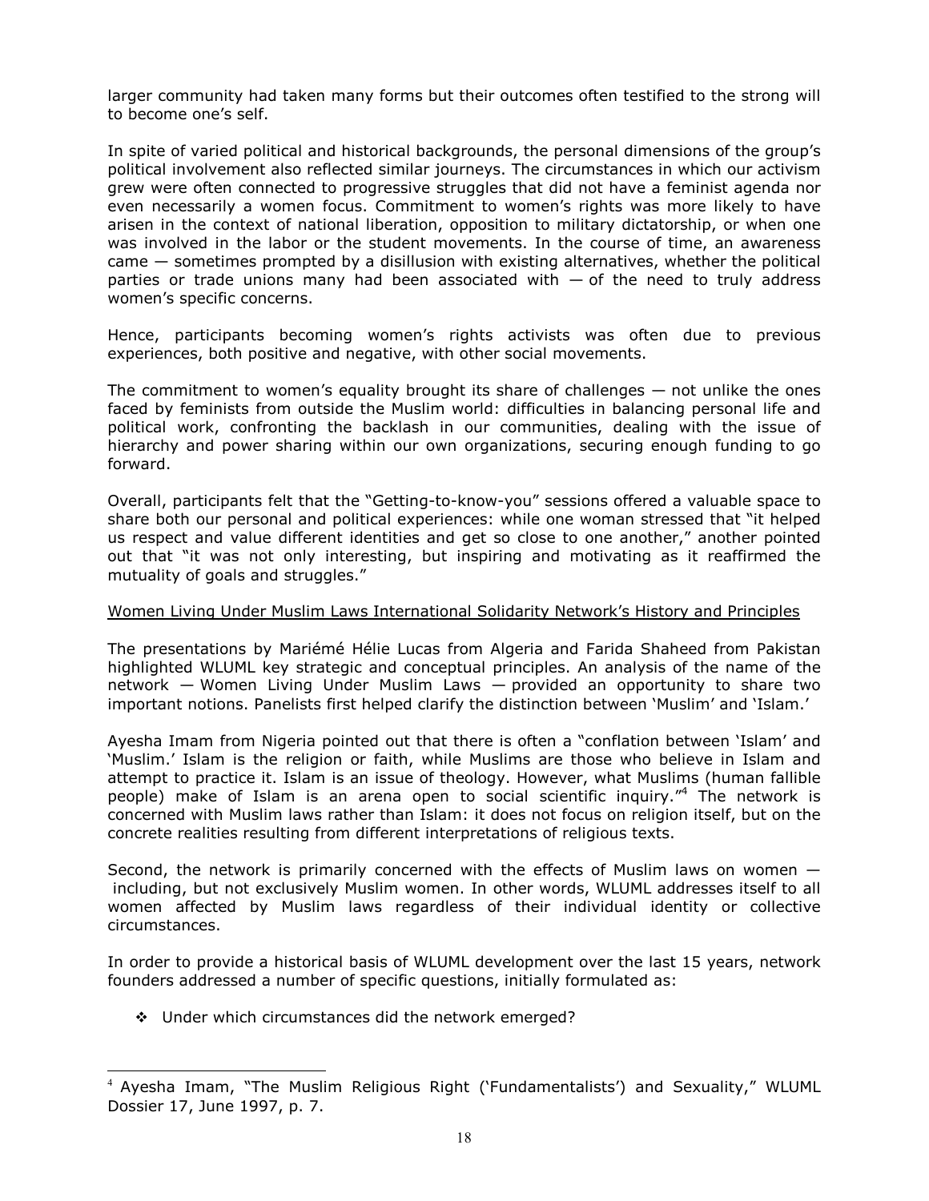larger community had taken many forms but their outcomes often testified to the strong will to become one's self.

In spite of varied political and historical backgrounds, the personal dimensions of the group's political involvement also reflected similar journeys. The circumstances in which our activism grew were often connected to progressive struggles that did not have a feminist agenda nor even necessarily a women focus. Commitment to women's rights was more likely to have arisen in the context of national liberation, opposition to military dictatorship, or when one was involved in the labor or the student movements. In the course of time, an awareness came — sometimes prompted by a disillusion with existing alternatives, whether the political parties or trade unions many had been associated with — of the need to truly address women's specific concerns.

Hence, participants becoming women's rights activists was often due to previous experiences, both positive and negative, with other social movements.

The commitment to women's equality brought its share of challenges — not unlike the ones faced by feminists from outside the Muslim world: difficulties in balancing personal life and political work, confronting the backlash in our communities, dealing with the issue of hierarchy and power sharing within our own organizations, securing enough funding to go forward.

Overall, participants felt that the "Getting-to-know-you" sessions offered a valuable space to share both our personal and political experiences: while one woman stressed that "it helped us respect and value different identities and get so close to one another," another pointed out that "it was not only interesting, but inspiring and motivating as it reaffirmed the mutuality of goals and struggles."

<u>Women Living Under Muslim Laws International Solidarity Network's History and Principles</u>

The presentations by Mariémé Hélie Lucas from Algeria and Farida Shaheed from Pakistan highlighted WLUML key strategic and conceptual principles. An analysis of the name of the network — Women Living Under Muslim Laws — provided an opportunity to share two important notions. Panelists first helped clarify the distinction between 'Muslim' and 'Islam.'

Ayesha Imam from Nigeria pointed out that there is often a "conflation between 'Islam' and 'Muslim.' Islam is the religion or faith, while Muslims are those who believe in Islam and attempt to practice it. Islam is an issue of theology. However, what Muslims (human fallible people) make of Islam is an arena open to social scientific inquiry."[4] The network is concerned with Muslim laws rather than Islam: it does not focus on religion itself, but on the concrete realities resulting from different interpretations of religious texts.

Second, the network is primarily concerned with the effects of Muslim laws on women — including, but not exclusively Muslim women. In other words, WLUML addresses itself to all women affected by Muslim laws regardless of their individual identity or collective circumstances.

In order to provide a historical basis of WLUML development over the last 15 years, network founders addressed a number of specific questions, initially formulated as:

- Under which circumstances did the network emerged?

---

[4] Ayesha Imam, "The Muslim Religious Right ('Fundamentalists') and Sexuality," WLUML Dossier 17, June 1997, p. 7.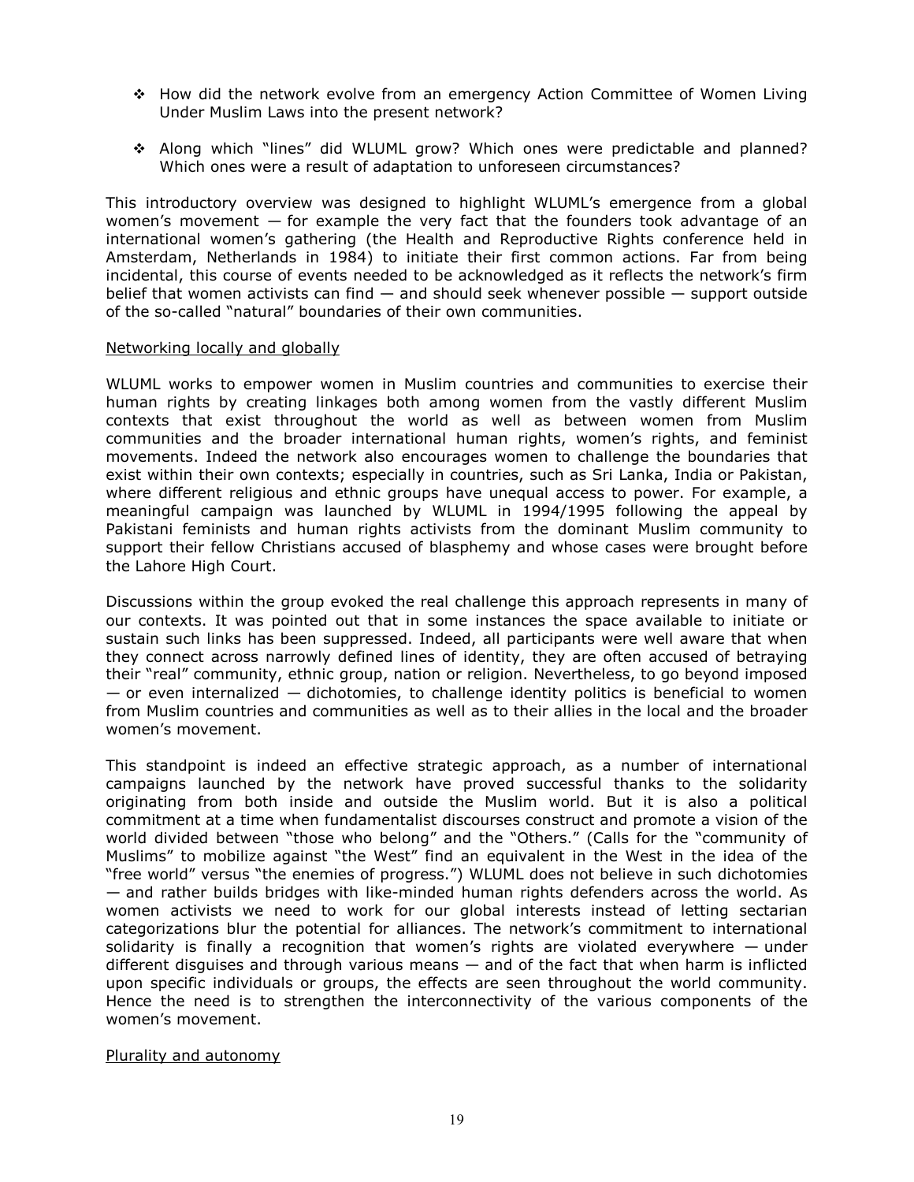- How did the network evolve from an emergency Action Committee of Women Living Under Muslim Laws into the present network?

- Along which "lines" did WLUML grow? Which ones were predictable and planned? Which ones were a result of adaptation to unforeseen circumstances?

This introductory overview was designed to highlight WLUML's emergence from a global women's movement — for example the very fact that the founders took advantage of an international women's gathering (the Health and Reproductive Rights conference held in Amsterdam, Netherlands in 1984) to initiate their first common actions. Far from being incidental, this course of events needed to be acknowledged as it reflects the network's firm belief that women activists can find — and should seek whenever possible — support outside of the so-called "natural" boundaries of their own communities.

<u>Networking locally and globally</u>

WLUML works to empower women in Muslim countries and communities to exercise their human rights by creating linkages both among women from the vastly different Muslim contexts that exist throughout the world as well as between women from Muslim communities and the broader international human rights, women's rights, and feminist movements. Indeed the network also encourages women to challenge the boundaries that exist within their own contexts; especially in countries, such as Sri Lanka, India or Pakistan, where different religious and ethnic groups have unequal access to power. For example, a meaningful campaign was launched by WLUML in 1994/1995 following the appeal by Pakistani feminists and human rights activists from the dominant Muslim community to support their fellow Christians accused of blasphemy and whose cases were brought before the Lahore High Court.

Discussions within the group evoked the real challenge this approach represents in many of our contexts. It was pointed out that in some instances the space available to initiate or sustain such links has been suppressed. Indeed, all participants were well aware that when they connect across narrowly defined lines of identity, they are often accused of betraying their "real" community, ethnic group, nation or religion. Nevertheless, to go beyond imposed — or even internalized — dichotomies, to challenge identity politics is beneficial to women from Muslim countries and communities as well as to their allies in the local and the broader women's movement.

This standpoint is indeed an effective strategic approach, as a number of international campaigns launched by the network have proved successful thanks to the solidarity originating from both inside and outside the Muslim world. But it is also a political commitment at a time when fundamentalist discourses construct and promote a vision of the world divided between "those who belong" and the "Others." (Calls for the "community of Muslims" to mobilize against "the West" find an equivalent in the West in the idea of the "free world" versus "the enemies of progress.") WLUML does not believe in such dichotomies — and rather builds bridges with like-minded human rights defenders across the world. As women activists we need to work for our global interests instead of letting sectarian categorizations blur the potential for alliances. The network's commitment to international solidarity is finally a recognition that women's rights are violated everywhere — under different disguises and through various means — and of the fact that when harm is inflicted upon specific individuals or groups, the effects are seen throughout the world community. Hence the need is to strengthen the interconnectivity of the various components of the women's movement.

<u>Plurality and autonomy</u>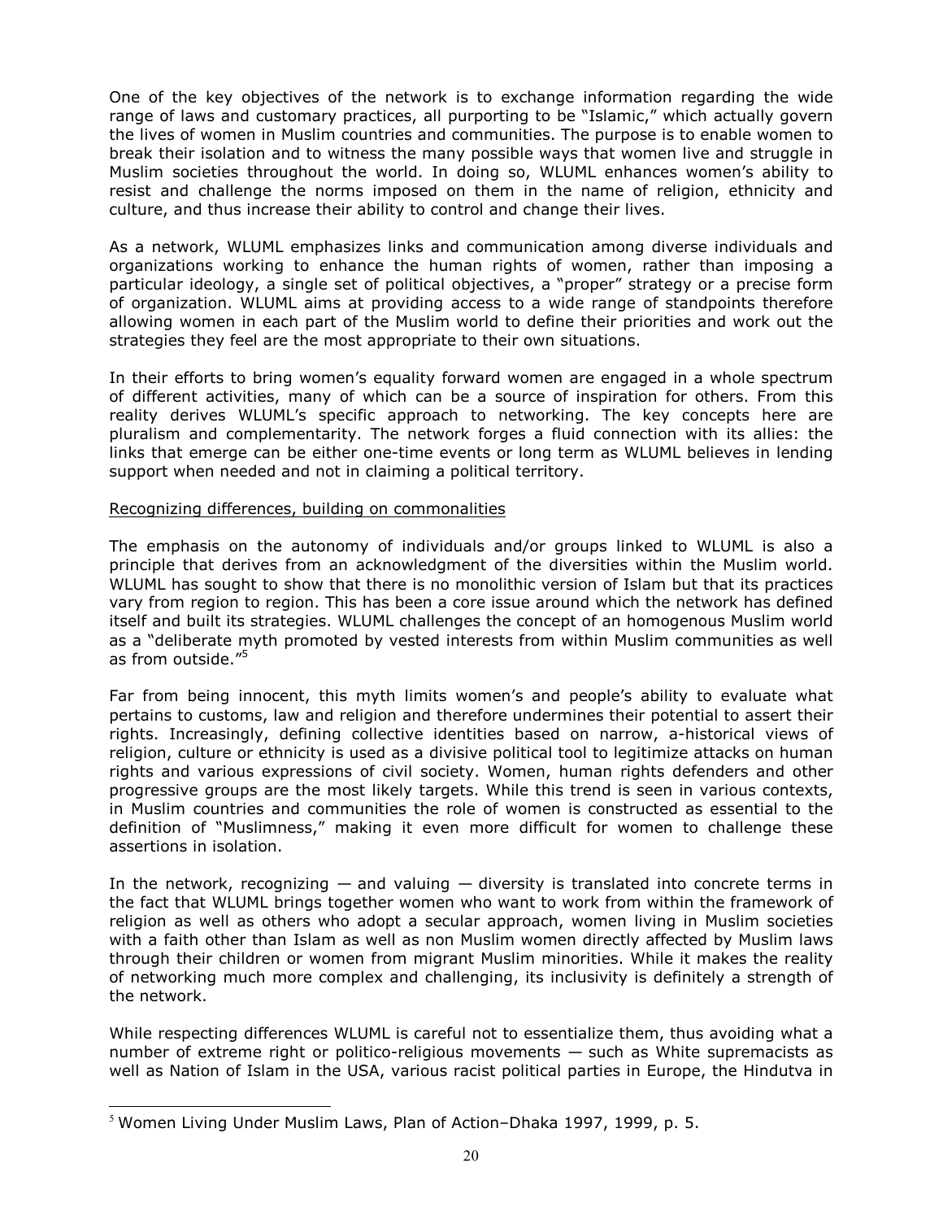One of the key objectives of the network is to exchange information regarding the wide range of laws and customary practices, all purporting to be "Islamic," which actually govern the lives of women in Muslim countries and communities. The purpose is to enable women to break their isolation and to witness the many possible ways that women live and struggle in Muslim societies throughout the world. In doing so, WLUML enhances women's ability to resist and challenge the norms imposed on them in the name of religion, ethnicity and culture, and thus increase their ability to control and change their lives.

As a network, WLUML emphasizes links and communication among diverse individuals and organizations working to enhance the human rights of women, rather than imposing a particular ideology, a single set of political objectives, a "proper" strategy or a precise form of organization. WLUML aims at providing access to a wide range of standpoints therefore allowing women in each part of the Muslim world to define their priorities and work out the strategies they feel are the most appropriate to their own situations.

In their efforts to bring women's equality forward women are engaged in a whole spectrum of different activities, many of which can be a source of inspiration for others. From this reality derives WLUML's specific approach to networking. The key concepts here are pluralism and complementarity. The network forges a fluid connection with its allies: the links that emerge can be either one-time events or long term as WLUML believes in lending support when needed and not in claiming a political territory.

<u>Recognizing differences, building on commonalities</u>

The emphasis on the autonomy of individuals and/or groups linked to WLUML is also a principle that derives from an acknowledgment of the diversities within the Muslim world. WLUML has sought to show that there is no monolithic version of Islam but that its practices vary from region to region. This has been a core issue around which the network has defined itself and built its strategies. WLUML challenges the concept of an homogenous Muslim world as a "deliberate myth promoted by vested interests from within Muslim communities as well as from outside."[5]

Far from being innocent, this myth limits women's and people's ability to evaluate what pertains to customs, law and religion and therefore undermines their potential to assert their rights. Increasingly, defining collective identities based on narrow, a-historical views of religion, culture or ethnicity is used as a divisive political tool to legitimize attacks on human rights and various expressions of civil society. Women, human rights defenders and other progressive groups are the most likely targets. While this trend is seen in various contexts, in Muslim countries and communities the role of women is constructed as essential to the definition of "Muslimness," making it even more difficult for women to challenge these assertions in isolation.

In the network, recognizing — and valuing — diversity is translated into concrete terms in the fact that WLUML brings together women who want to work from within the framework of religion as well as others who adopt a secular approach, women living in Muslim societies with a faith other than Islam as well as non Muslim women directly affected by Muslim laws through their children or women from migrant Muslim minorities. While it makes the reality of networking much more complex and challenging, its inclusivity is definitely a strength of the network.

While respecting differences WLUML is careful not to essentialize them, thus avoiding what a number of extreme right or politico-religious movements — such as White supremacists as well as Nation of Islam in the USA, various racist political parties in Europe, the Hindutva in

[5] Women Living Under Muslim Laws, Plan of Action–Dhaka 1997, 1999, p. 5.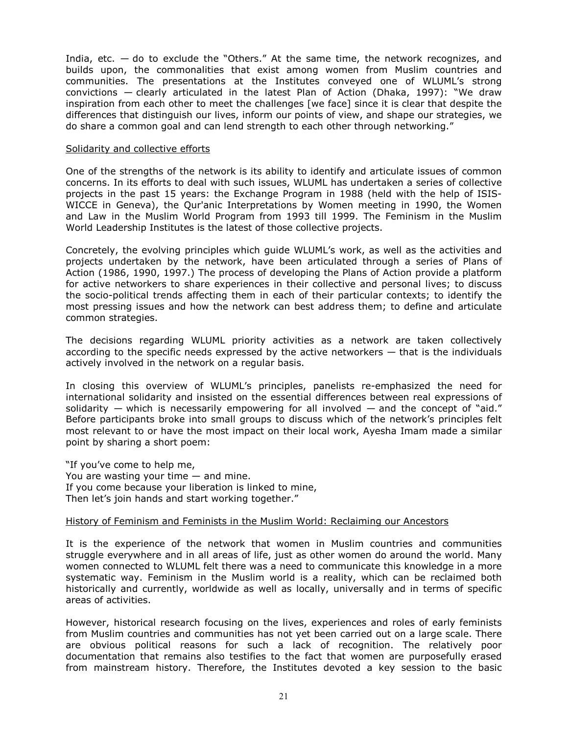India, etc. — do to exclude the "Others." At the same time, the network recognizes, and builds upon, the commonalities that exist among women from Muslim countries and communities. The presentations at the Institutes conveyed one of WLUML's strong convictions — clearly articulated in the latest Plan of Action (Dhaka, 1997): "We draw inspiration from each other to meet the challenges [we face] since it is clear that despite the differences that distinguish our lives, inform our points of view, and shape our strategies, we do share a common goal and can lend strength to each other through networking."

<u>Solidarity and collective efforts</u>

One of the strengths of the network is its ability to identify and articulate issues of common concerns. In its efforts to deal with such issues, WLUML has undertaken a series of collective projects in the past 15 years: the Exchange Program in 1988 (held with the help of ISIS-WICCE in Geneva), the Qur'anic Interpretations by Women meeting in 1990, the Women and Law in the Muslim World Program from 1993 till 1999. The Feminism in the Muslim World Leadership Institutes is the latest of those collective projects.

Concretely, the evolving principles which guide WLUML's work, as well as the activities and projects undertaken by the network, have been articulated through a series of Plans of Action (1986, 1990, 1997.) The process of developing the Plans of Action provide a platform for active networkers to share experiences in their collective and personal lives; to discuss the socio-political trends affecting them in each of their particular contexts; to identify the most pressing issues and how the network can best address them; to define and articulate common strategies.

The decisions regarding WLUML priority activities as a network are taken collectively according to the specific needs expressed by the active networkers — that is the individuals actively involved in the network on a regular basis.

In closing this overview of WLUML's principles, panelists re-emphasized the need for international solidarity and insisted on the essential differences between real expressions of solidarity — which is necessarily empowering for all involved — and the concept of "aid." Before participants broke into small groups to discuss which of the network's principles felt most relevant to or have the most impact on their local work, Ayesha Imam made a similar point by sharing a short poem:

"If you've come to help me,
You are wasting your time — and mine.
If you come because your liberation is linked to mine,
Then let's join hands and start working together."

<u>History of Feminism and Feminists in the Muslim World: Reclaiming our Ancestors</u>

It is the experience of the network that women in Muslim countries and communities struggle everywhere and in all areas of life, just as other women do around the world. Many women connected to WLUML felt there was a need to communicate this knowledge in a more systematic way. Feminism in the Muslim world is a reality, which can be reclaimed both historically and currently, worldwide as well as locally, universally and in terms of specific areas of activities.

However, historical research focusing on the lives, experiences and roles of early feminists from Muslim countries and communities has not yet been carried out on a large scale. There are obvious political reasons for such a lack of recognition. The relatively poor documentation that remains also testifies to the fact that women are purposefully erased from mainstream history. Therefore, the Institutes devoted a key session to the basic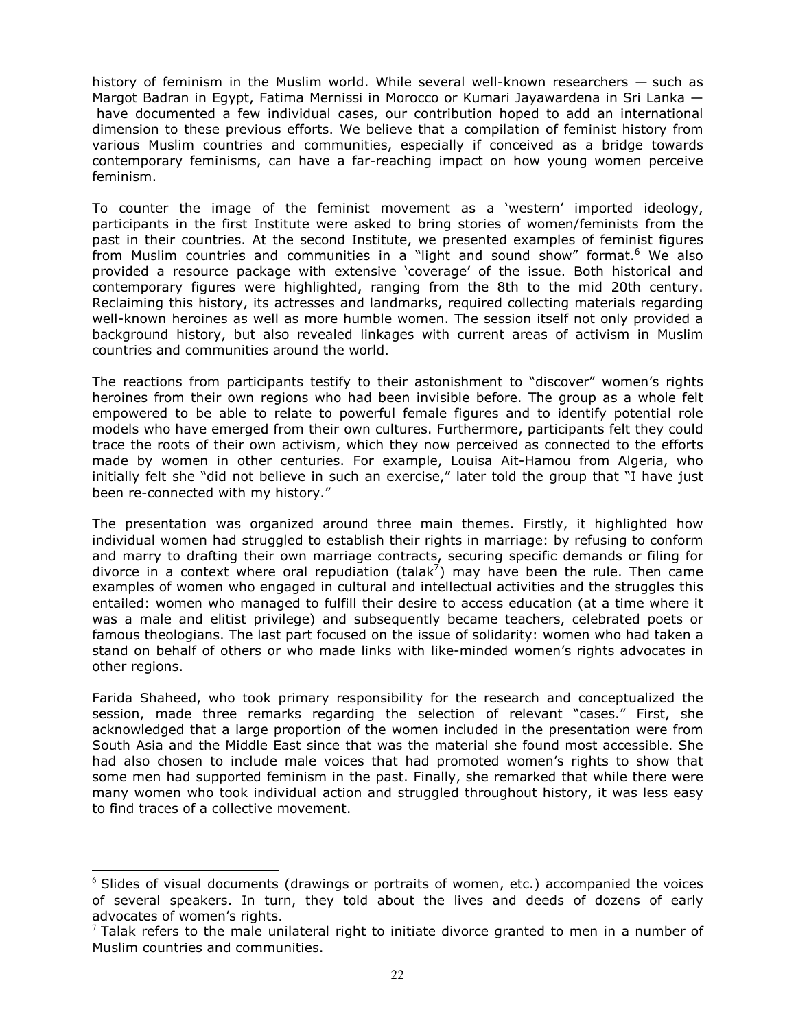history of feminism in the Muslim world. While several well-known researchers — such as Margot Badran in Egypt, Fatima Mernissi in Morocco or Kumari Jayawardena in Sri Lanka — have documented a few individual cases, our contribution hoped to add an international dimension to these previous efforts. We believe that a compilation of feminist history from various Muslim countries and communities, especially if conceived as a bridge towards contemporary feminisms, can have a far-reaching impact on how young women perceive feminism.

To counter the image of the feminist movement as a 'western' imported ideology, participants in the first Institute were asked to bring stories of women/feminists from the past in their countries. At the second Institute, we presented examples of feminist figures from Muslim countries and communities in a "light and sound show" format.[6] We also provided a resource package with extensive 'coverage' of the issue. Both historical and contemporary figures were highlighted, ranging from the 8th to the mid 20th century. Reclaiming this history, its actresses and landmarks, required collecting materials regarding well-known heroines as well as more humble women. The session itself not only provided a background history, but also revealed linkages with current areas of activism in Muslim countries and communities around the world.

The reactions from participants testify to their astonishment to "discover" women's rights heroines from their own regions who had been invisible before. The group as a whole felt empowered to be able to relate to powerful female figures and to identify potential role models who have emerged from their own cultures. Furthermore, participants felt they could trace the roots of their own activism, which they now perceived as connected to the efforts made by women in other centuries. For example, Louisa Ait-Hamou from Algeria, who initially felt she "did not believe in such an exercise," later told the group that "I have just been re-connected with my history."

The presentation was organized around three main themes. Firstly, it highlighted how individual women had struggled to establish their rights in marriage: by refusing to conform and marry to drafting their own marriage contracts, securing specific demands or filing for divorce in a context where oral repudiation (talak[7]) may have been the rule. Then came examples of women who engaged in cultural and intellectual activities and the struggles this entailed: women who managed to fulfill their desire to access education (at a time where it was a male and elitist privilege) and subsequently became teachers, celebrated poets or famous theologians. The last part focused on the issue of solidarity: women who had taken a stand on behalf of others or who made links with like-minded women's rights advocates in other regions.

Farida Shaheed, who took primary responsibility for the research and conceptualized the session, made three remarks regarding the selection of relevant "cases." First, she acknowledged that a large proportion of the women included in the presentation were from South Asia and the Middle East since that was the material she found most accessible. She had also chosen to include male voices that had promoted women's rights to show that some men had supported feminism in the past. Finally, she remarked that while there were many women who took individual action and struggled throughout history, it was less easy to find traces of a collective movement.

---

[6] Slides of visual documents (drawings or portraits of women, etc.) accompanied the voices of several speakers. In turn, they told about the lives and deeds of dozens of early advocates of women's rights.

[7] Talak refers to the male unilateral right to initiate divorce granted to men in a number of Muslim countries and communities.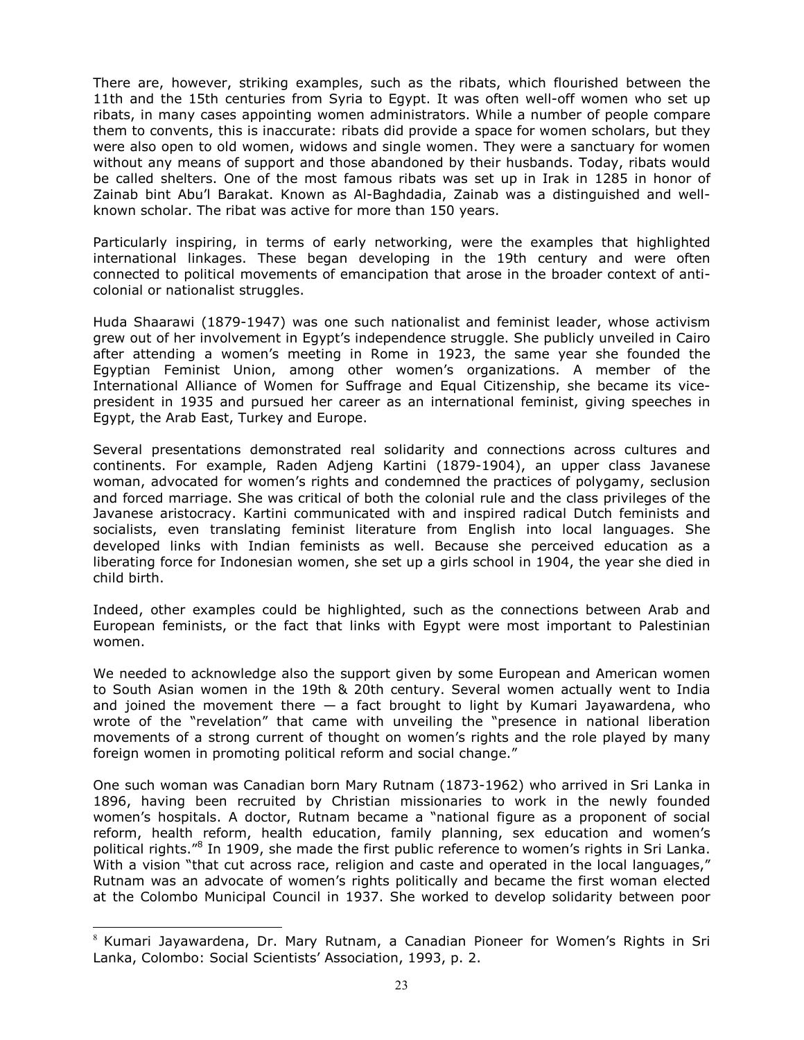There are, however, striking examples, such as the ribats, which flourished between the 11th and the 15th centuries from Syria to Egypt. It was often well-off women who set up ribats, in many cases appointing women administrators. While a number of people compare them to convents, this is inaccurate: ribats did provide a space for women scholars, but they were also open to old women, widows and single women. They were a sanctuary for women without any means of support and those abandoned by their husbands. Today, ribats would be called shelters. One of the most famous ribats was set up in Irak in 1285 in honor of Zainab bint Abu'l Barakat. Known as Al-Baghdadia, Zainab was a distinguished and well-known scholar. The ribat was active for more than 150 years.

Particularly inspiring, in terms of early networking, were the examples that highlighted international linkages. These began developing in the 19th century and were often connected to political movements of emancipation that arose in the broader context of anti-colonial or nationalist struggles.

Huda Shaarawi (1879-1947) was one such nationalist and feminist leader, whose activism grew out of her involvement in Egypt's independence struggle. She publicly unveiled in Cairo after attending a women's meeting in Rome in 1923, the same year she founded the Egyptian Feminist Union, among other women's organizations. A member of the International Alliance of Women for Suffrage and Equal Citizenship, she became its vice-president in 1935 and pursued her career as an international feminist, giving speeches in Egypt, the Arab East, Turkey and Europe.

Several presentations demonstrated real solidarity and connections across cultures and continents. For example, Raden Adjeng Kartini (1879-1904), an upper class Javanese woman, advocated for women's rights and condemned the practices of polygamy, seclusion and forced marriage. She was critical of both the colonial rule and the class privileges of the Javanese aristocracy. Kartini communicated with and inspired radical Dutch feminists and socialists, even translating feminist literature from English into local languages. She developed links with Indian feminists as well. Because she perceived education as a liberating force for Indonesian women, she set up a girls school in 1904, the year she died in child birth.

Indeed, other examples could be highlighted, such as the connections between Arab and European feminists, or the fact that links with Egypt were most important to Palestinian women.

We needed to acknowledge also the support given by some European and American women to South Asian women in the 19th & 20th century. Several women actually went to India and joined the movement there — a fact brought to light by Kumari Jayawardena, who wrote of the "revelation" that came with unveiling the "presence in national liberation movements of a strong current of thought on women's rights and the role played by many foreign women in promoting political reform and social change."

One such woman was Canadian born Mary Rutnam (1873-1962) who arrived in Sri Lanka in 1896, having been recruited by Christian missionaries to work in the newly founded women's hospitals. A doctor, Rutnam became a "national figure as a proponent of social reform, health reform, health education, family planning, sex education and women's political rights."[8] In 1909, she made the first public reference to women's rights in Sri Lanka. With a vision "that cut across race, religion and caste and operated in the local languages," Rutnam was an advocate of women's rights politically and became the first woman elected at the Colombo Municipal Council in 1937. She worked to develop solidarity between poor

---

[8] Kumari Jayawardena, Dr. Mary Rutnam, a Canadian Pioneer for Women's Rights in Sri Lanka, Colombo: Social Scientists' Association, 1993, p. 2.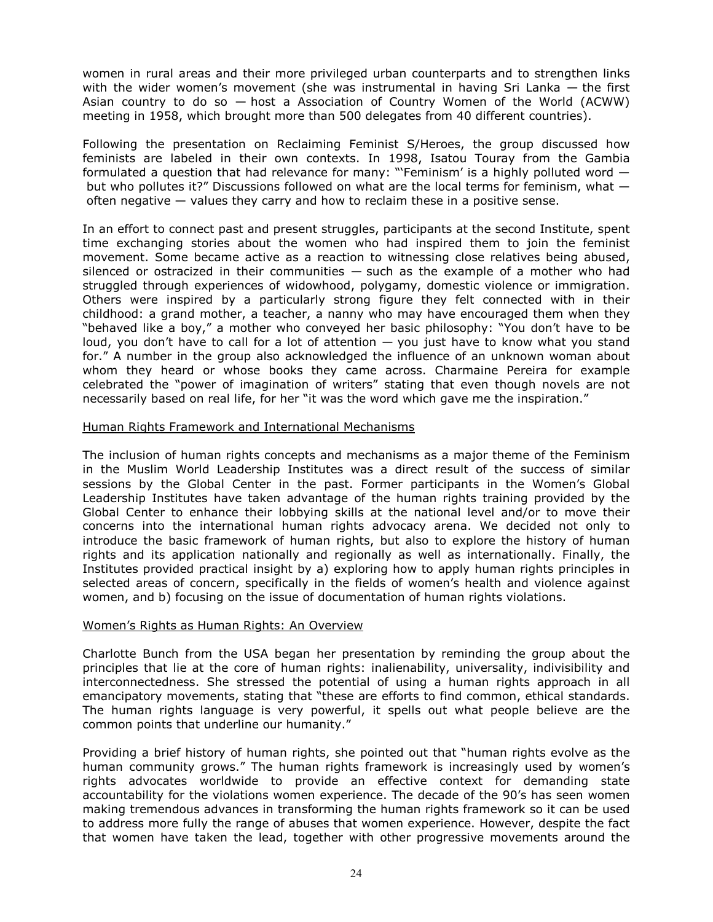women in rural areas and their more privileged urban counterparts and to strengthen links with the wider women's movement (she was instrumental in having Sri Lanka — the first Asian country to do so — host a Association of Country Women of the World (ACWW) meeting in 1958, which brought more than 500 delegates from 40 different countries).

Following the presentation on Reclaiming Feminist S/Heroes, the group discussed how feminists are labeled in their own contexts. In 1998, Isatou Touray from the Gambia formulated a question that had relevance for many: "'Feminism' is a highly polluted word — but who pollutes it?" Discussions followed on what are the local terms for feminism, what — often negative — values they carry and how to reclaim these in a positive sense.

In an effort to connect past and present struggles, participants at the second Institute, spent time exchanging stories about the women who had inspired them to join the feminist movement. Some became active as a reaction to witnessing close relatives being abused, silenced or ostracized in their communities — such as the example of a mother who had struggled through experiences of widowhood, polygamy, domestic violence or immigration. Others were inspired by a particularly strong figure they felt connected with in their childhood: a grand mother, a teacher, a nanny who may have encouraged them when they "behaved like a boy," a mother who conveyed her basic philosophy: "You don't have to be loud, you don't have to call for a lot of attention — you just have to know what you stand for." A number in the group also acknowledged the influence of an unknown woman about whom they heard or whose books they came across. Charmaine Pereira for example celebrated the "power of imagination of writers" stating that even though novels are not necessarily based on real life, for her "it was the word which gave me the inspiration."

<u>Human Rights Framework and International Mechanisms</u>

The inclusion of human rights concepts and mechanisms as a major theme of the Feminism in the Muslim World Leadership Institutes was a direct result of the success of similar sessions by the Global Center in the past. Former participants in the Women's Global Leadership Institutes have taken advantage of the human rights training provided by the Global Center to enhance their lobbying skills at the national level and/or to move their concerns into the international human rights advocacy arena. We decided not only to introduce the basic framework of human rights, but also to explore the history of human rights and its application nationally and regionally as well as internationally. Finally, the Institutes provided practical insight by a) exploring how to apply human rights principles in selected areas of concern, specifically in the fields of women's health and violence against women, and b) focusing on the issue of documentation of human rights violations.

<u>Women's Rights as Human Rights: An Overview</u>

Charlotte Bunch from the USA began her presentation by reminding the group about the principles that lie at the core of human rights: inalienability, universality, indivisibility and interconnectedness. She stressed the potential of using a human rights approach in all emancipatory movements, stating that "these are efforts to find common, ethical standards. The human rights language is very powerful, it spells out what people believe are the common points that underline our humanity."

Providing a brief history of human rights, she pointed out that "human rights evolve as the human community grows." The human rights framework is increasingly used by women's rights advocates worldwide to provide an effective context for demanding state accountability for the violations women experience. The decade of the 90's has seen women making tremendous advances in transforming the human rights framework so it can be used to address more fully the range of abuses that women experience. However, despite the fact that women have taken the lead, together with other progressive movements around the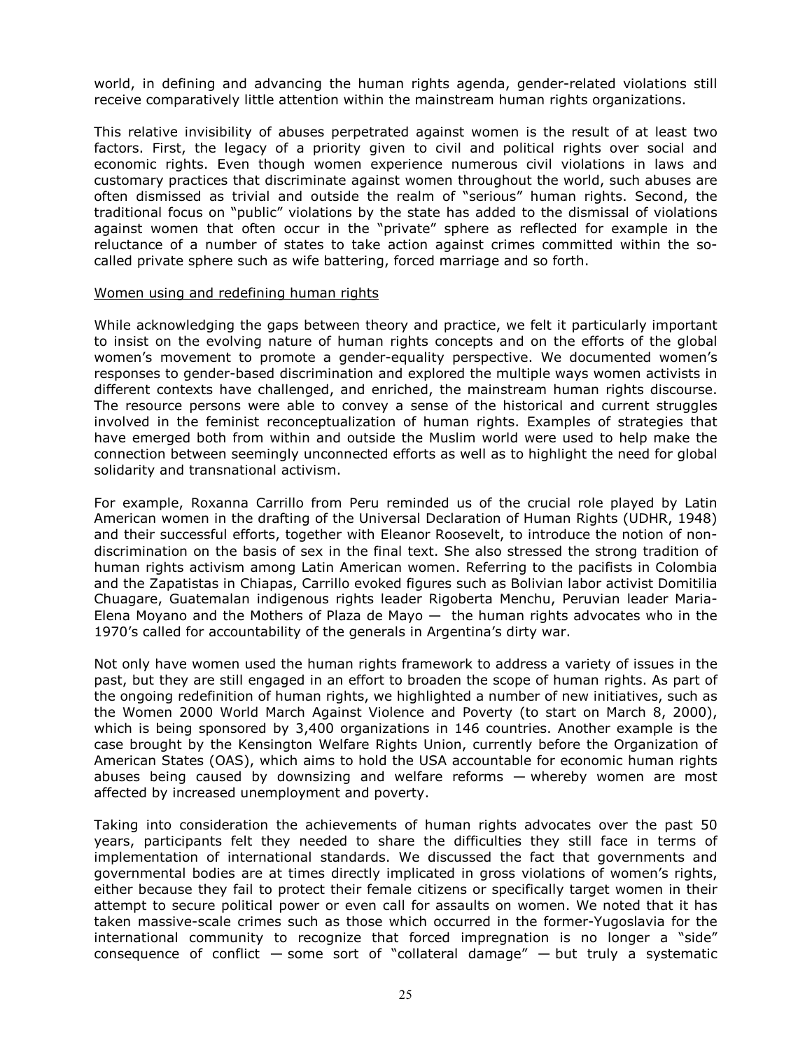world, in defining and advancing the human rights agenda, gender-related violations still receive comparatively little attention within the mainstream human rights organizations.

This relative invisibility of abuses perpetrated against women is the result of at least two factors. First, the legacy of a priority given to civil and political rights over social and economic rights. Even though women experience numerous civil violations in laws and customary practices that discriminate against women throughout the world, such abuses are often dismissed as trivial and outside the realm of "serious" human rights. Second, the traditional focus on "public" violations by the state has added to the dismissal of violations against women that often occur in the "private" sphere as reflected for example in the reluctance of a number of states to take action against crimes committed within the so-called private sphere such as wife battering, forced marriage and so forth.

<u>Women using and redefining human rights</u>

While acknowledging the gaps between theory and practice, we felt it particularly important to insist on the evolving nature of human rights concepts and on the efforts of the global women's movement to promote a gender-equality perspective. We documented women's responses to gender-based discrimination and explored the multiple ways women activists in different contexts have challenged, and enriched, the mainstream human rights discourse. The resource persons were able to convey a sense of the historical and current struggles involved in the feminist reconceptualization of human rights. Examples of strategies that have emerged both from within and outside the Muslim world were used to help make the connection between seemingly unconnected efforts as well as to highlight the need for global solidarity and transnational activism.

For example, Roxanna Carrillo from Peru reminded us of the crucial role played by Latin American women in the drafting of the Universal Declaration of Human Rights (UDHR, 1948) and their successful efforts, together with Eleanor Roosevelt, to introduce the notion of non-discrimination on the basis of sex in the final text. She also stressed the strong tradition of human rights activism among Latin American women. Referring to the pacifists in Colombia and the Zapatistas in Chiapas, Carrillo evoked figures such as Bolivian labor activist Domitilia Chuagare, Guatemalan indigenous rights leader Rigoberta Menchu, Peruvian leader Maria-Elena Moyano and the Mothers of Plaza de Mayo — the human rights advocates who in the 1970's called for accountability of the generals in Argentina's dirty war.

Not only have women used the human rights framework to address a variety of issues in the past, but they are still engaged in an effort to broaden the scope of human rights. As part of the ongoing redefinition of human rights, we highlighted a number of new initiatives, such as the Women 2000 World March Against Violence and Poverty (to start on March 8, 2000), which is being sponsored by 3,400 organizations in 146 countries. Another example is the case brought by the Kensington Welfare Rights Union, currently before the Organization of American States (OAS), which aims to hold the USA accountable for economic human rights abuses being caused by downsizing and welfare reforms — whereby women are most affected by increased unemployment and poverty.

Taking into consideration the achievements of human rights advocates over the past 50 years, participants felt they needed to share the difficulties they still face in terms of implementation of international standards. We discussed the fact that governments and governmental bodies are at times directly implicated in gross violations of women's rights, either because they fail to protect their female citizens or specifically target women in their attempt to secure political power or even call for assaults on women. We noted that it has taken massive-scale crimes such as those which occurred in the former-Yugoslavia for the international community to recognize that forced impregnation is no longer a "side" consequence of conflict — some sort of "collateral damage" — but truly a systematic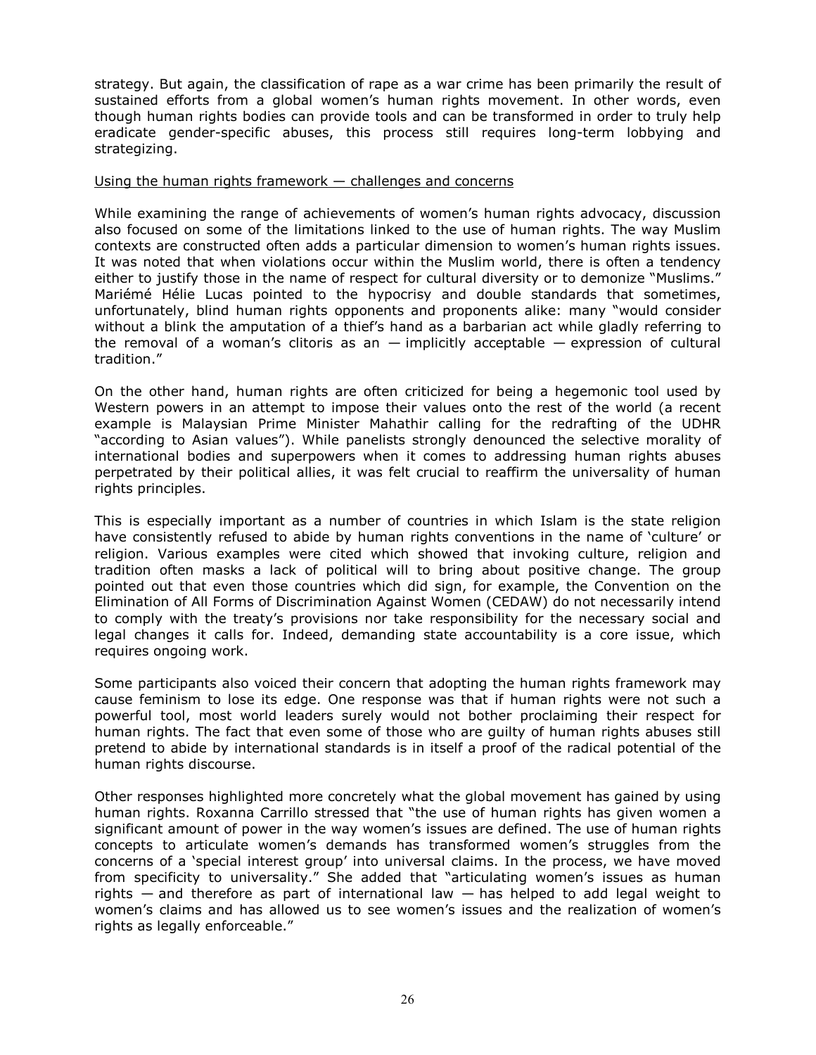strategy. But again, the classification of rape as a war crime has been primarily the result of sustained efforts from a global women's human rights movement. In other words, even though human rights bodies can provide tools and can be transformed in order to truly help eradicate gender-specific abuses, this process still requires long-term lobbying and strategizing.

Using the human rights framework — challenges and concerns

While examining the range of achievements of women's human rights advocacy, discussion also focused on some of the limitations linked to the use of human rights. The way Muslim contexts are constructed often adds a particular dimension to women's human rights issues. It was noted that when violations occur within the Muslim world, there is often a tendency either to justify those in the name of respect for cultural diversity or to demonize "Muslims." Mariémé Hélie Lucas pointed to the hypocrisy and double standards that sometimes, unfortunately, blind human rights opponents and proponents alike: many "would consider without a blink the amputation of a thief's hand as a barbarian act while gladly referring to the removal of a woman's clitoris as an — implicitly acceptable — expression of cultural tradition."

On the other hand, human rights are often criticized for being a hegemonic tool used by Western powers in an attempt to impose their values onto the rest of the world (a recent example is Malaysian Prime Minister Mahathir calling for the redrafting of the UDHR "according to Asian values"). While panelists strongly denounced the selective morality of international bodies and superpowers when it comes to addressing human rights abuses perpetrated by their political allies, it was felt crucial to reaffirm the universality of human rights principles.

This is especially important as a number of countries in which Islam is the state religion have consistently refused to abide by human rights conventions in the name of 'culture' or religion. Various examples were cited which showed that invoking culture, religion and tradition often masks a lack of political will to bring about positive change. The group pointed out that even those countries which did sign, for example, the Convention on the Elimination of All Forms of Discrimination Against Women (CEDAW) do not necessarily intend to comply with the treaty's provisions nor take responsibility for the necessary social and legal changes it calls for. Indeed, demanding state accountability is a core issue, which requires ongoing work.

Some participants also voiced their concern that adopting the human rights framework may cause feminism to lose its edge. One response was that if human rights were not such a powerful tool, most world leaders surely would not bother proclaiming their respect for human rights. The fact that even some of those who are guilty of human rights abuses still pretend to abide by international standards is in itself a proof of the radical potential of the human rights discourse.

Other responses highlighted more concretely what the global movement has gained by using human rights. Roxanna Carrillo stressed that "the use of human rights has given women a significant amount of power in the way women's issues are defined. The use of human rights concepts to articulate women's demands has transformed women's struggles from the concerns of a 'special interest group' into universal claims. In the process, we have moved from specificity to universality." She added that "articulating women's issues as human rights — and therefore as part of international law — has helped to add legal weight to women's claims and has allowed us to see women's issues and the realization of women's rights as legally enforceable."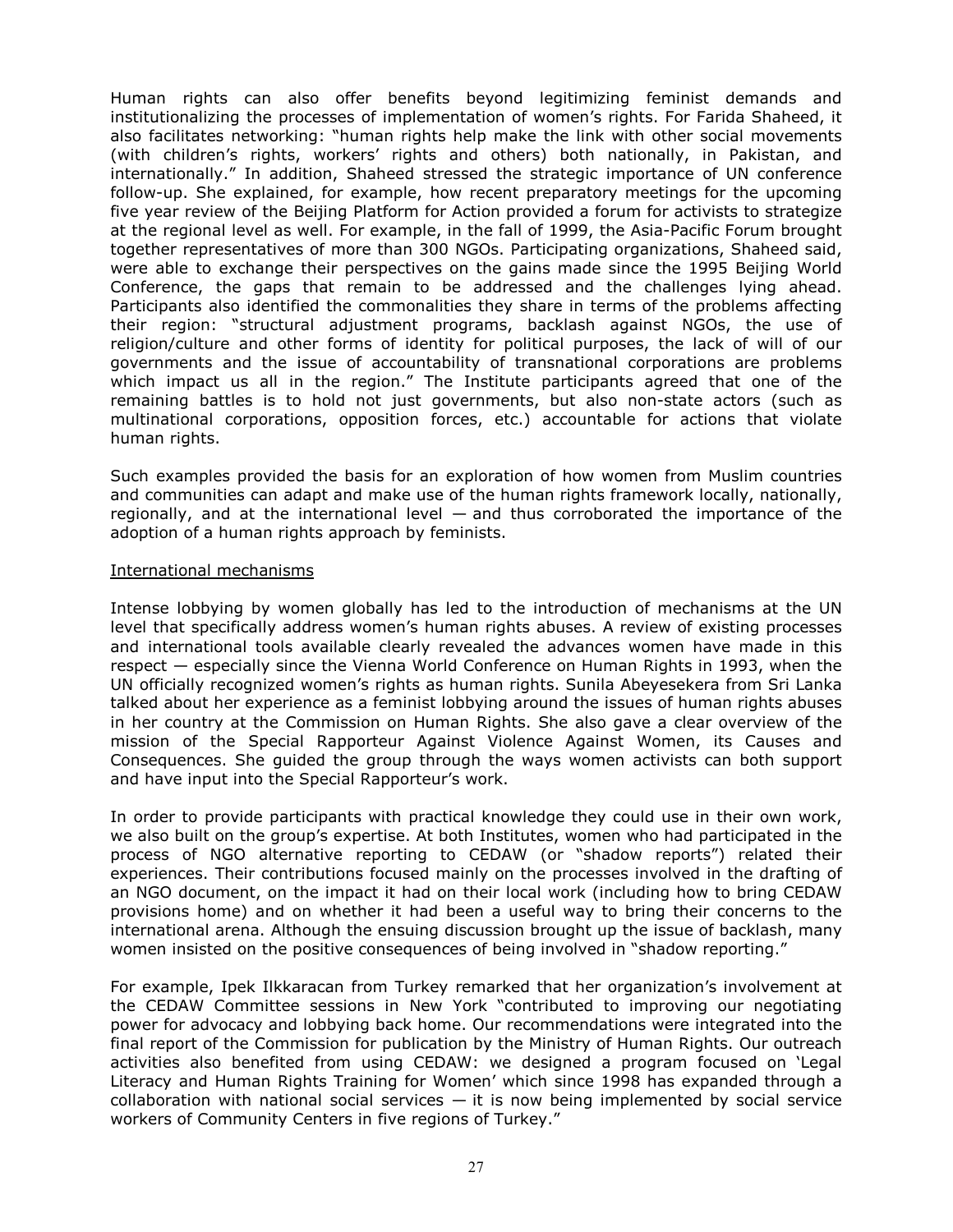Human rights can also offer benefits beyond legitimizing feminist demands and institutionalizing the processes of implementation of women's rights. For Farida Shaheed, it also facilitates networking: "human rights help make the link with other social movements (with children's rights, workers' rights and others) both nationally, in Pakistan, and internationally." In addition, Shaheed stressed the strategic importance of UN conference follow-up. She explained, for example, how recent preparatory meetings for the upcoming five year review of the Beijing Platform for Action provided a forum for activists to strategize at the regional level as well. For example, in the fall of 1999, the Asia-Pacific Forum brought together representatives of more than 300 NGOs. Participating organizations, Shaheed said, were able to exchange their perspectives on the gains made since the 1995 Beijing World Conference, the gaps that remain to be addressed and the challenges lying ahead. Participants also identified the commonalities they share in terms of the problems affecting their region: "structural adjustment programs, backlash against NGOs, the use of religion/culture and other forms of identity for political purposes, the lack of will of our governments and the issue of accountability of transnational corporations are problems which impact us all in the region." The Institute participants agreed that one of the remaining battles is to hold not just governments, but also non-state actors (such as multinational corporations, opposition forces, etc.) accountable for actions that violate human rights.

Such examples provided the basis for an exploration of how women from Muslim countries and communities can adapt and make use of the human rights framework locally, nationally, regionally, and at the international level — and thus corroborated the importance of the adoption of a human rights approach by feminists.

International mechanisms

Intense lobbying by women globally has led to the introduction of mechanisms at the UN level that specifically address women's human rights abuses. A review of existing processes and international tools available clearly revealed the advances women have made in this respect — especially since the Vienna World Conference on Human Rights in 1993, when the UN officially recognized women's rights as human rights. Sunila Abeyesekera from Sri Lanka talked about her experience as a feminist lobbying around the issues of human rights abuses in her country at the Commission on Human Rights. She also gave a clear overview of the mission of the Special Rapporteur Against Violence Against Women, its Causes and Consequences. She guided the group through the ways women activists can both support and have input into the Special Rapporteur's work.

In order to provide participants with practical knowledge they could use in their own work, we also built on the group's expertise. At both Institutes, women who had participated in the process of NGO alternative reporting to CEDAW (or "shadow reports") related their experiences. Their contributions focused mainly on the processes involved in the drafting of an NGO document, on the impact it had on their local work (including how to bring CEDAW provisions home) and on whether it had been a useful way to bring their concerns to the international arena. Although the ensuing discussion brought up the issue of backlash, many women insisted on the positive consequences of being involved in "shadow reporting."

For example, Ipek Ilkkaracan from Turkey remarked that her organization's involvement at the CEDAW Committee sessions in New York "contributed to improving our negotiating power for advocacy and lobbying back home. Our recommendations were integrated into the final report of the Commission for publication by the Ministry of Human Rights. Our outreach activities also benefited from using CEDAW: we designed a program focused on 'Legal Literacy and Human Rights Training for Women' which since 1998 has expanded through a collaboration with national social services — it is now being implemented by social service workers of Community Centers in five regions of Turkey."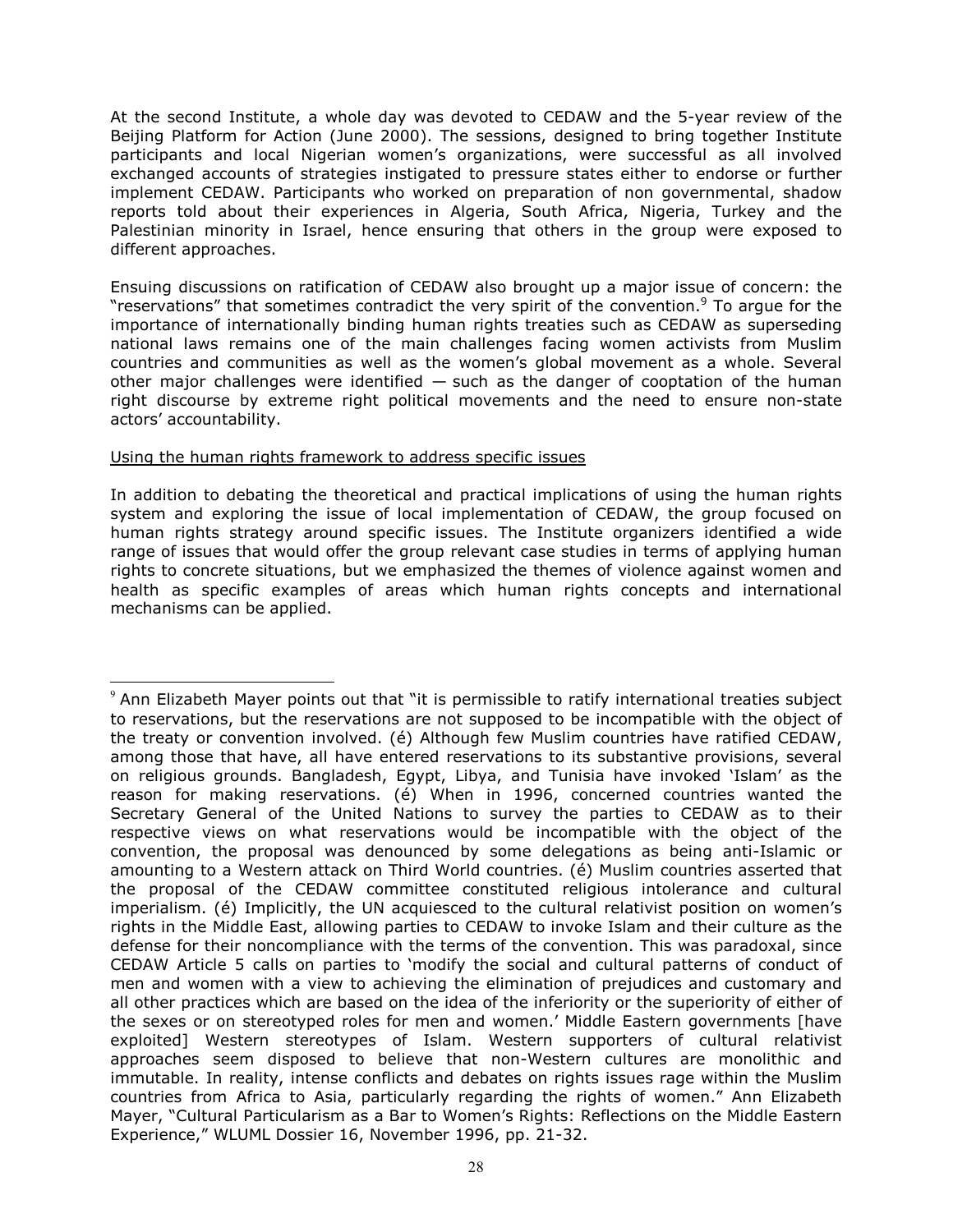At the second Institute, a whole day was devoted to CEDAW and the 5-year review of the Beijing Platform for Action (June 2000). The sessions, designed to bring together Institute participants and local Nigerian women's organizations, were successful as all involved exchanged accounts of strategies instigated to pressure states either to endorse or further implement CEDAW. Participants who worked on preparation of non governmental, shadow reports told about their experiences in Algeria, South Africa, Nigeria, Turkey and the Palestinian minority in Israel, hence ensuring that others in the group were exposed to different approaches.

Ensuing discussions on ratification of CEDAW also brought up a major issue of concern: the "reservations" that sometimes contradict the very spirit of the convention.[9] To argue for the importance of internationally binding human rights treaties such as CEDAW as superseding national laws remains one of the main challenges facing women activists from Muslim countries and communities as well as the women's global movement as a whole. Several other major challenges were identified — such as the danger of cooptation of the human right discourse by extreme right political movements and the need to ensure non-state actors' accountability.

Using the human rights framework to address specific issues

In addition to debating the theoretical and practical implications of using the human rights system and exploring the issue of local implementation of CEDAW, the group focused on human rights strategy around specific issues. The Institute organizers identified a wide range of issues that would offer the group relevant case studies in terms of applying human rights to concrete situations, but we emphasized the themes of violence against women and health as specific examples of areas which human rights concepts and international mechanisms can be applied.

---

[9] Ann Elizabeth Mayer points out that "it is permissible to ratify international treaties subject to reservations, but the reservations are not supposed to be incompatible with the object of the treaty or convention involved. (é) Although few Muslim countries have ratified CEDAW, among those that have, all have entered reservations to its substantive provisions, several on religious grounds. Bangladesh, Egypt, Libya, and Tunisia have invoked 'Islam' as the reason for making reservations. (é) When in 1996, concerned countries wanted the Secretary General of the United Nations to survey the parties to CEDAW as to their respective views on what reservations would be incompatible with the object of the convention, the proposal was denounced by some delegations as being anti-Islamic or amounting to a Western attack on Third World countries. (é) Muslim countries asserted that the proposal of the CEDAW committee constituted religious intolerance and cultural imperialism. (é) Implicitly, the UN acquiesced to the cultural relativist position on women's rights in the Middle East, allowing parties to CEDAW to invoke Islam and their culture as the defense for their noncompliance with the terms of the convention. This was paradoxal, since CEDAW Article 5 calls on parties to 'modify the social and cultural patterns of conduct of men and women with a view to achieving the elimination of prejudices and customary and all other practices which are based on the idea of the inferiority or the superiority of either of the sexes or on stereotyped roles for men and women.' Middle Eastern governments [have exploited] Western stereotypes of Islam. Western supporters of cultural relativist approaches seem disposed to believe that non-Western cultures are monolithic and immutable. In reality, intense conflicts and debates on rights issues rage within the Muslim countries from Africa to Asia, particularly regarding the rights of women." Ann Elizabeth Mayer, "Cultural Particularism as a Bar to Women's Rights: Reflections on the Middle Eastern Experience," WLUML Dossier 16, November 1996, pp. 21-32.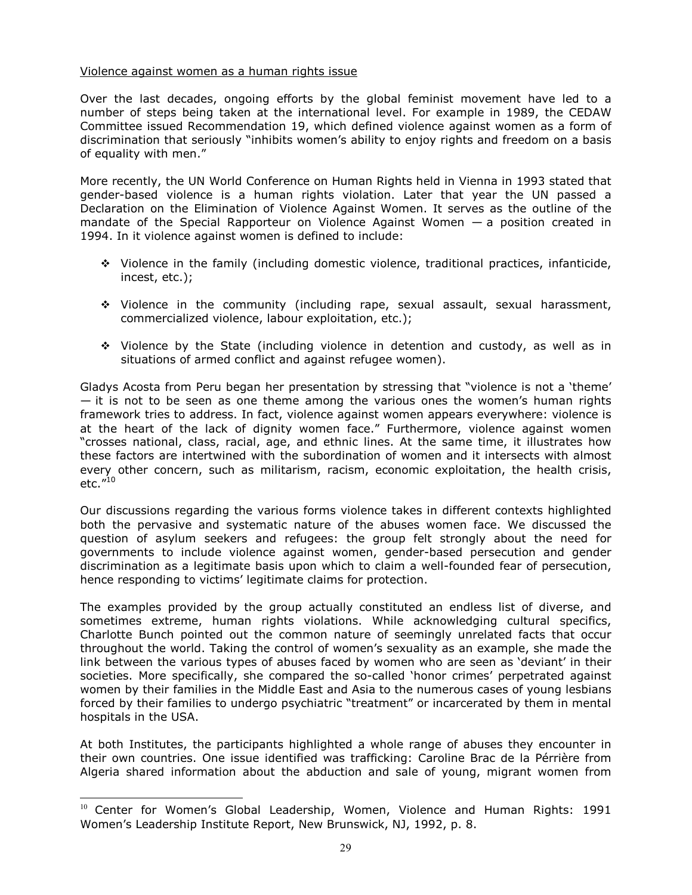Violence against women as a human rights issue

Over the last decades, ongoing efforts by the global feminist movement have led to a number of steps being taken at the international level. For example in 1989, the CEDAW Committee issued Recommendation 19, which defined violence against women as a form of discrimination that seriously "inhibits women's ability to enjoy rights and freedom on a basis of equality with men."

More recently, the UN World Conference on Human Rights held in Vienna in 1993 stated that gender-based violence is a human rights violation. Later that year the UN passed a Declaration on the Elimination of Violence Against Women. It serves as the outline of the mandate of the Special Rapporteur on Violence Against Women — a position created in 1994. In it violence against women is defined to include:

- Violence in the family (including domestic violence, traditional practices, infanticide, incest, etc.);
- Violence in the community (including rape, sexual assault, sexual harassment, commercialized violence, labour exploitation, etc.);
- Violence by the State (including violence in detention and custody, as well as in situations of armed conflict and against refugee women).

Gladys Acosta from Peru began her presentation by stressing that "violence is not a 'theme' — it is not to be seen as one theme among the various ones the women's human rights framework tries to address. In fact, violence against women appears everywhere: violence is at the heart of the lack of dignity women face." Furthermore, violence against women "crosses national, class, racial, age, and ethnic lines. At the same time, it illustrates how these factors are intertwined with the subordination of women and it intersects with almost every other concern, such as militarism, racism, economic exploitation, the health crisis, etc."[10]

Our discussions regarding the various forms violence takes in different contexts highlighted both the pervasive and systematic nature of the abuses women face. We discussed the question of asylum seekers and refugees: the group felt strongly about the need for governments to include violence against women, gender-based persecution and gender discrimination as a legitimate basis upon which to claim a well-founded fear of persecution, hence responding to victims' legitimate claims for protection.

The examples provided by the group actually constituted an endless list of diverse, and sometimes extreme, human rights violations. While acknowledging cultural specifics, Charlotte Bunch pointed out the common nature of seemingly unrelated facts that occur throughout the world. Taking the control of women's sexuality as an example, she made the link between the various types of abuses faced by women who are seen as 'deviant' in their societies. More specifically, she compared the so-called 'honor crimes' perpetrated against women by their families in the Middle East and Asia to the numerous cases of young lesbians forced by their families to undergo psychiatric "treatment" or incarcerated by them in mental hospitals in the USA.

At both Institutes, the participants highlighted a whole range of abuses they encounter in their own countries. One issue identified was trafficking: Caroline Brac de la Pérrière from Algeria shared information about the abduction and sale of young, migrant women from

---

[10] Center for Women's Global Leadership, Women, Violence and Human Rights: 1991 Women's Leadership Institute Report, New Brunswick, NJ, 1992, p. 8.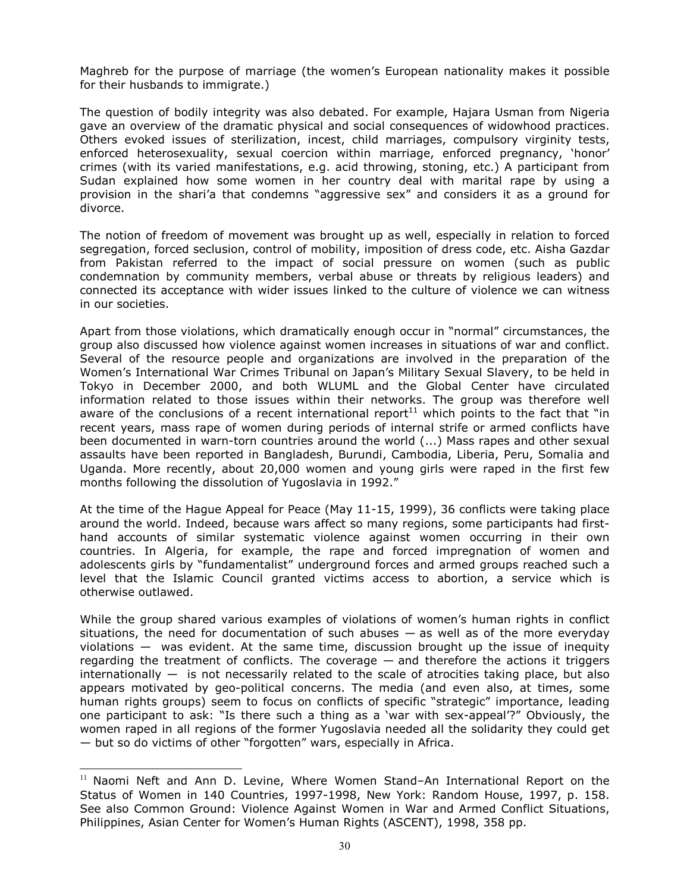Maghreb for the purpose of marriage (the women's European nationality makes it possible for their husbands to immigrate.)

The question of bodily integrity was also debated. For example, Hajara Usman from Nigeria gave an overview of the dramatic physical and social consequences of widowhood practices. Others evoked issues of sterilization, incest, child marriages, compulsory virginity tests, enforced heterosexuality, sexual coercion within marriage, enforced pregnancy, 'honor' crimes (with its varied manifestations, e.g. acid throwing, stoning, etc.) A participant from Sudan explained how some women in her country deal with marital rape by using a provision in the shari'a that condemns "aggressive sex" and considers it as a ground for divorce.

The notion of freedom of movement was brought up as well, especially in relation to forced segregation, forced seclusion, control of mobility, imposition of dress code, etc. Aisha Gazdar from Pakistan referred to the impact of social pressure on women (such as public condemnation by community members, verbal abuse or threats by religious leaders) and connected its acceptance with wider issues linked to the culture of violence we can witness in our societies.

Apart from those violations, which dramatically enough occur in "normal" circumstances, the group also discussed how violence against women increases in situations of war and conflict. Several of the resource people and organizations are involved in the preparation of the Women's International War Crimes Tribunal on Japan's Military Sexual Slavery, to be held in Tokyo in December 2000, and both WLUML and the Global Center have circulated information related to those issues within their networks. The group was therefore well aware of the conclusions of a recent international report[11] which points to the fact that "in recent years, mass rape of women during periods of internal strife or armed conflicts have been documented in warn-torn countries around the world (...) Mass rapes and other sexual assaults have been reported in Bangladesh, Burundi, Cambodia, Liberia, Peru, Somalia and Uganda. More recently, about 20,000 women and young girls were raped in the first few months following the dissolution of Yugoslavia in 1992."

At the time of the Hague Appeal for Peace (May 11-15, 1999), 36 conflicts were taking place around the world. Indeed, because wars affect so many regions, some participants had first-hand accounts of similar systematic violence against women occurring in their own countries. In Algeria, for example, the rape and forced impregnation of women and adolescents girls by "fundamentalist" underground forces and armed groups reached such a level that the Islamic Council granted victims access to abortion, a service which is otherwise outlawed.

While the group shared various examples of violations of women's human rights in conflict situations, the need for documentation of such abuses — as well as of the more everyday violations — was evident. At the same time, discussion brought up the issue of inequity regarding the treatment of conflicts. The coverage — and therefore the actions it triggers internationally — is not necessarily related to the scale of atrocities taking place, but also appears motivated by geo-political concerns. The media (and even also, at times, some human rights groups) seem to focus on conflicts of specific "strategic" importance, leading one participant to ask: "Is there such a thing as a 'war with sex-appeal'?" Obviously, the women raped in all regions of the former Yugoslavia needed all the solidarity they could get — but so do victims of other "forgotten" wars, especially in Africa.

---

[11] Naomi Neft and Ann D. Levine, Where Women Stand–An International Report on the Status of Women in 140 Countries, 1997-1998, New York: Random House, 1997, p. 158. See also Common Ground: Violence Against Women in War and Armed Conflict Situations, Philippines, Asian Center for Women's Human Rights (ASCENT), 1998, 358 pp.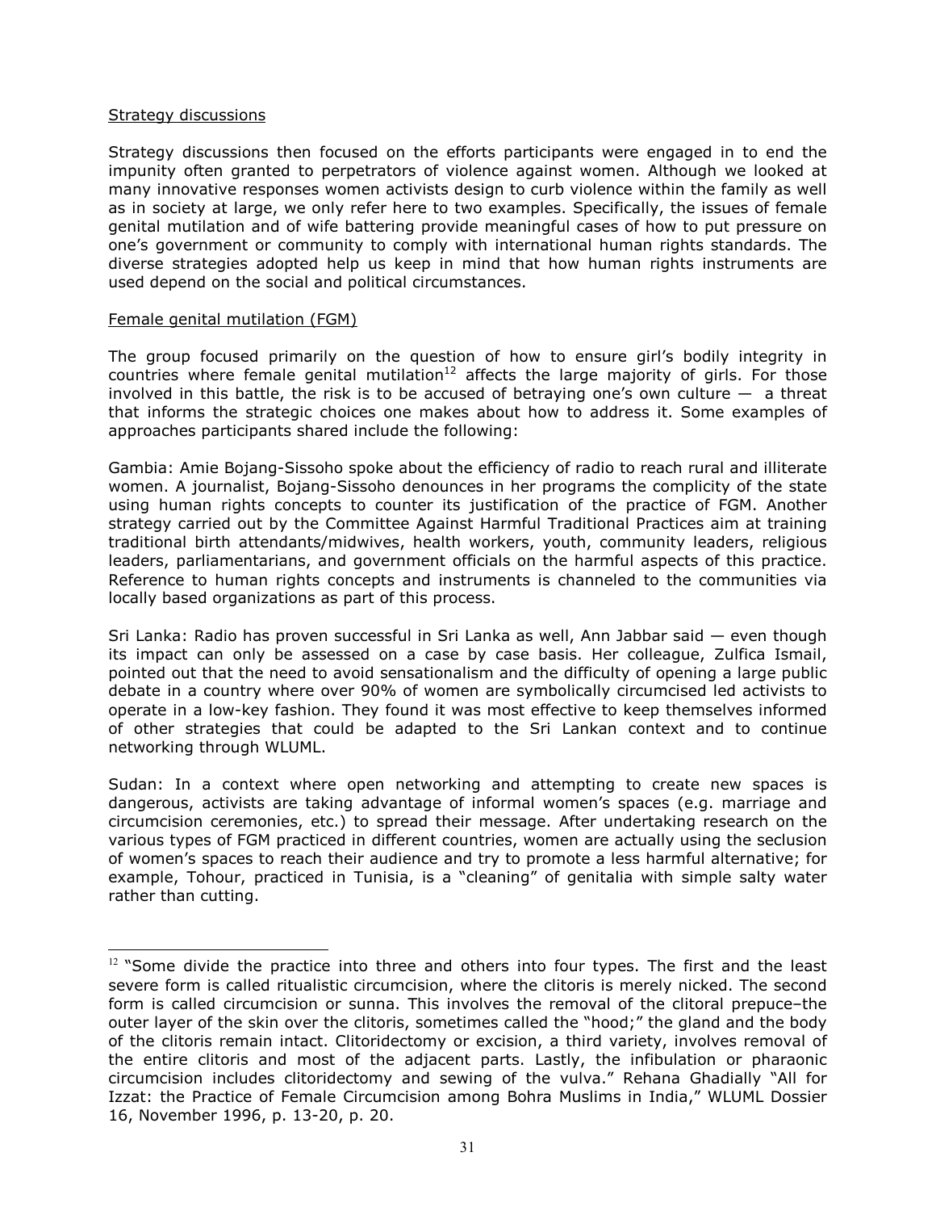Strategy discussions

Strategy discussions then focused on the efforts participants were engaged in to end the impunity often granted to perpetrators of violence against women. Although we looked at many innovative responses women activists design to curb violence within the family as well as in society at large, we only refer here to two examples. Specifically, the issues of female genital mutilation and of wife battering provide meaningful cases of how to put pressure on one's government or community to comply with international human rights standards. The diverse strategies adopted help us keep in mind that how human rights instruments are used depend on the social and political circumstances.

Female genital mutilation (FGM)

The group focused primarily on the question of how to ensure girl's bodily integrity in countries where female genital mutilation[12] affects the large majority of girls. For those involved in this battle, the risk is to be accused of betraying one's own culture — a threat that informs the strategic choices one makes about how to address it. Some examples of approaches participants shared include the following:

Gambia: Amie Bojang-Sissoho spoke about the efficiency of radio to reach rural and illiterate women. A journalist, Bojang-Sissoho denounces in her programs the complicity of the state using human rights concepts to counter its justification of the practice of FGM. Another strategy carried out by the Committee Against Harmful Traditional Practices aim at training traditional birth attendants/midwives, health workers, youth, community leaders, religious leaders, parliamentarians, and government officials on the harmful aspects of this practice. Reference to human rights concepts and instruments is channeled to the communities via locally based organizations as part of this process.

Sri Lanka: Radio has proven successful in Sri Lanka as well, Ann Jabbar said — even though its impact can only be assessed on a case by case basis. Her colleague, Zulfica Ismail, pointed out that the need to avoid sensationalism and the difficulty of opening a large public debate in a country where over 90% of women are symbolically circumcised led activists to operate in a low-key fashion. They found it was most effective to keep themselves informed of other strategies that could be adapted to the Sri Lankan context and to continue networking through WLUML.

Sudan: In a context where open networking and attempting to create new spaces is dangerous, activists are taking advantage of informal women's spaces (e.g. marriage and circumcision ceremonies, etc.) to spread their message. After undertaking research on the various types of FGM practiced in different countries, women are actually using the seclusion of women's spaces to reach their audience and try to promote a less harmful alternative; for example, Tohour, practiced in Tunisia, is a "cleaning" of genitalia with simple salty water rather than cutting.

---

[12] "Some divide the practice into three and others into four types. The first and the least severe form is called ritualistic circumcision, where the clitoris is merely nicked. The second form is called circumcision or sunna. This involves the removal of the clitoral prepuce–the outer layer of the skin over the clitoris, sometimes called the "hood;" the gland and the body of the clitoris remain intact. Clitoridectomy or excision, a third variety, involves removal of the entire clitoris and most of the adjacent parts. Lastly, the infibulation or pharaonic circumcision includes clitoridectomy and sewing of the vulva." Rehana Ghadially "All for Izzat: the Practice of Female Circumcision among Bohra Muslims in India," WLUML Dossier 16, November 1996, p. 13-20, p. 20.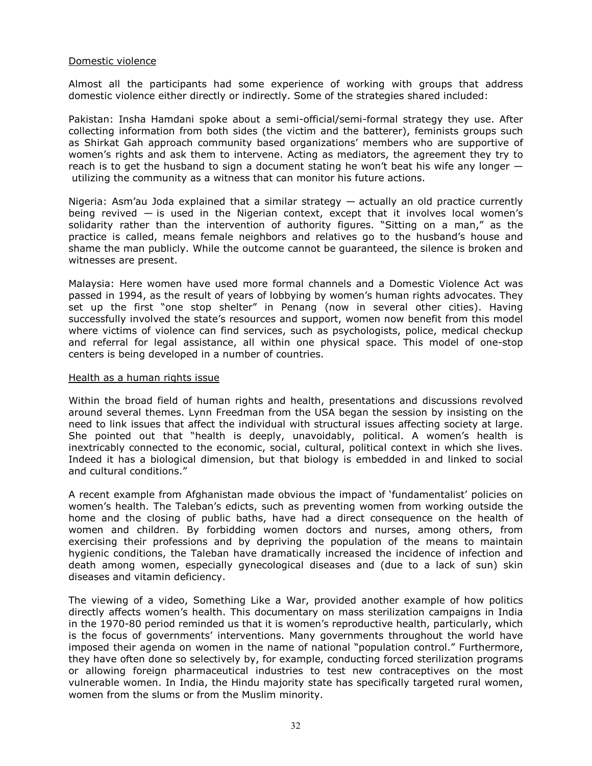## Domestic violence

Almost all the participants had some experience of working with groups that address domestic violence either directly or indirectly. Some of the strategies shared included:

Pakistan: Insha Hamdani spoke about a semi-official/semi-formal strategy they use. After collecting information from both sides (the victim and the batterer), feminists groups such as Shirkat Gah approach community based organizations' members who are supportive of women's rights and ask them to intervene. Acting as mediators, the agreement they try to reach is to get the husband to sign a document stating he won't beat his wife any longer — utilizing the community as a witness that can monitor his future actions.

Nigeria: Asm'au Joda explained that a similar strategy — actually an old practice currently being revived — is used in the Nigerian context, except that it involves local women's solidarity rather than the intervention of authority figures. "Sitting on a man," as the practice is called, means female neighbors and relatives go to the husband's house and shame the man publicly. While the outcome cannot be guaranteed, the silence is broken and witnesses are present.

Malaysia: Here women have used more formal channels and a Domestic Violence Act was passed in 1994, as the result of years of lobbying by women's human rights advocates. They set up the first "one stop shelter" in Penang (now in several other cities). Having successfully involved the state's resources and support, women now benefit from this model where victims of violence can find services, such as psychologists, police, medical checkup and referral for legal assistance, all within one physical space. This model of one-stop centers is being developed in a number of countries.

## Health as a human rights issue

Within the broad field of human rights and health, presentations and discussions revolved around several themes. Lynn Freedman from the USA began the session by insisting on the need to link issues that affect the individual with structural issues affecting society at large. She pointed out that "health is deeply, unavoidably, political. A women's health is inextricably connected to the economic, social, cultural, political context in which she lives. Indeed it has a biological dimension, but that biology is embedded in and linked to social and cultural conditions."

A recent example from Afghanistan made obvious the impact of 'fundamentalist' policies on women's health. The Taleban's edicts, such as preventing women from working outside the home and the closing of public baths, have had a direct consequence on the health of women and children. By forbidding women doctors and nurses, among others, from exercising their professions and by depriving the population of the means to maintain hygienic conditions, the Taleban have dramatically increased the incidence of infection and death among women, especially gynecological diseases and (due to a lack of sun) skin diseases and vitamin deficiency.

The viewing of a video, Something Like a War, provided another example of how politics directly affects women's health. This documentary on mass sterilization campaigns in India in the 1970-80 period reminded us that it is women's reproductive health, particularly, which is the focus of governments' interventions. Many governments throughout the world have imposed their agenda on women in the name of national "population control." Furthermore, they have often done so selectively by, for example, conducting forced sterilization programs or allowing foreign pharmaceutical industries to test new contraceptives on the most vulnerable women. In India, the Hindu majority state has specifically targeted rural women, women from the slums or from the Muslim minority.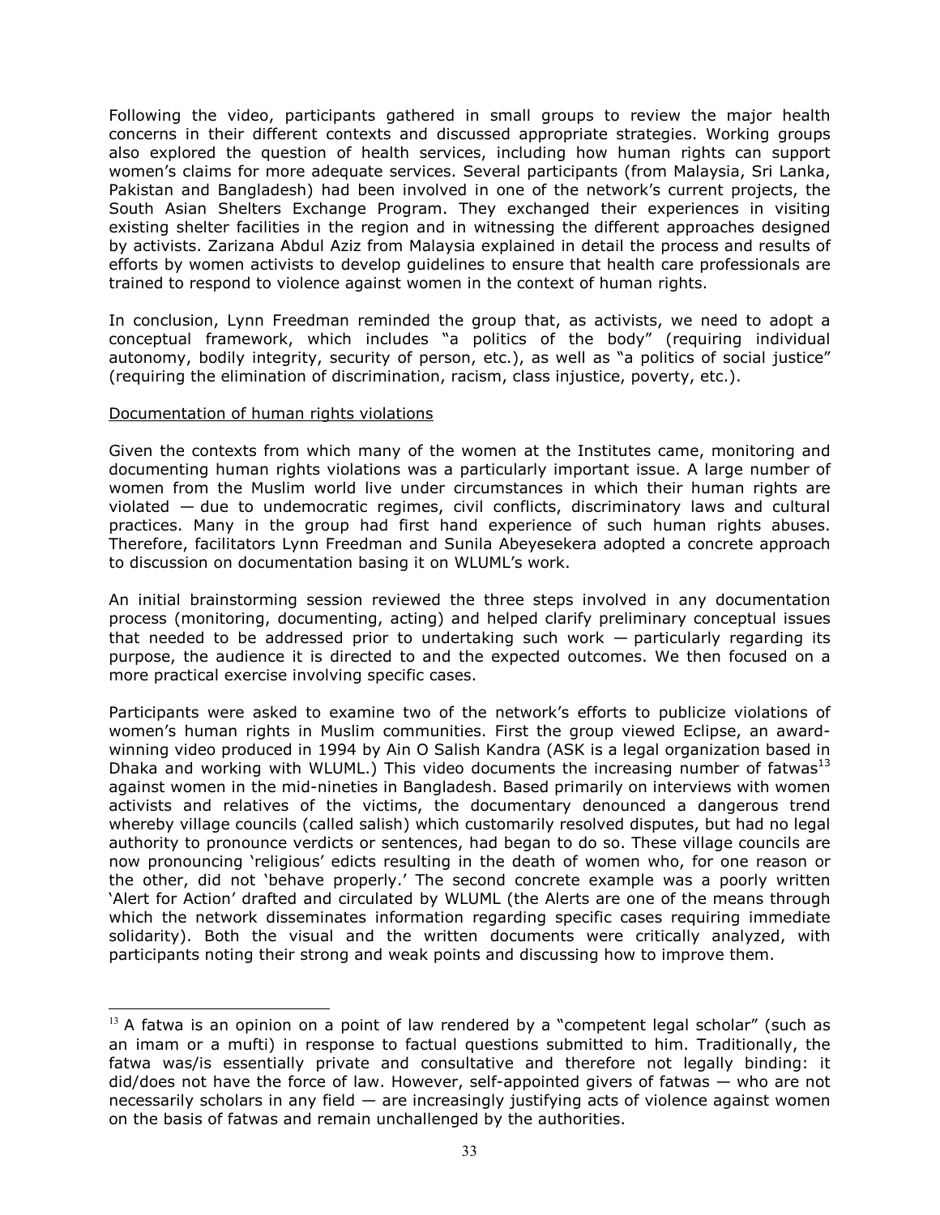Following the video, participants gathered in small groups to review the major health concerns in their different contexts and discussed appropriate strategies. Working groups also explored the question of health services, including how human rights can support women's claims for more adequate services. Several participants (from Malaysia, Sri Lanka, Pakistan and Bangladesh) had been involved in one of the network's current projects, the South Asian Shelters Exchange Program. They exchanged their experiences in visiting existing shelter facilities in the region and in witnessing the different approaches designed by activists. Zarizana Abdul Aziz from Malaysia explained in detail the process and results of efforts by women activists to develop guidelines to ensure that health care professionals are trained to respond to violence against women in the context of human rights.

In conclusion, Lynn Freedman reminded the group that, as activists, we need to adopt a conceptual framework, which includes "a politics of the body" (requiring individual autonomy, bodily integrity, security of person, etc.), as well as "a politics of social justice" (requiring the elimination of discrimination, racism, class injustice, poverty, etc.).

<u>Documentation of human rights violations</u>

Given the contexts from which many of the women at the Institutes came, monitoring and documenting human rights violations was a particularly important issue. A large number of women from the Muslim world live under circumstances in which their human rights are violated — due to undemocratic regimes, civil conflicts, discriminatory laws and cultural practices. Many in the group had first hand experience of such human rights abuses. Therefore, facilitators Lynn Freedman and Sunila Abeyesekera adopted a concrete approach to discussion on documentation basing it on WLUML's work.

An initial brainstorming session reviewed the three steps involved in any documentation process (monitoring, documenting, acting) and helped clarify preliminary conceptual issues that needed to be addressed prior to undertaking such work — particularly regarding its purpose, the audience it is directed to and the expected outcomes. We then focused on a more practical exercise involving specific cases.

Participants were asked to examine two of the network's efforts to publicize violations of women's human rights in Muslim communities. First the group viewed Eclipse, an award-winning video produced in 1994 by Ain O Salish Kandra (ASK is a legal organization based in Dhaka and working with WLUML.) This video documents the increasing number of fatwas[13] against women in the mid-nineties in Bangladesh. Based primarily on interviews with women activists and relatives of the victims, the documentary denounced a dangerous trend whereby village councils (called salish) which customarily resolved disputes, but had no legal authority to pronounce verdicts or sentences, had began to do so. These village councils are now pronouncing 'religious' edicts resulting in the death of women who, for one reason or the other, did not 'behave properly.' The second concrete example was a poorly written 'Alert for Action' drafted and circulated by WLUML (the Alerts are one of the means through which the network disseminates information regarding specific cases requiring immediate solidarity). Both the visual and the written documents were critically analyzed, with participants noting their strong and weak points and discussing how to improve them.

---

[13] A fatwa is an opinion on a point of law rendered by a "competent legal scholar" (such as an imam or a mufti) in response to factual questions submitted to him. Traditionally, the fatwa was/is essentially private and consultative and therefore not legally binding: it did/does not have the force of law. However, self-appointed givers of fatwas — who are not necessarily scholars in any field — are increasingly justifying acts of violence against women on the basis of fatwas and remain unchallenged by the authorities.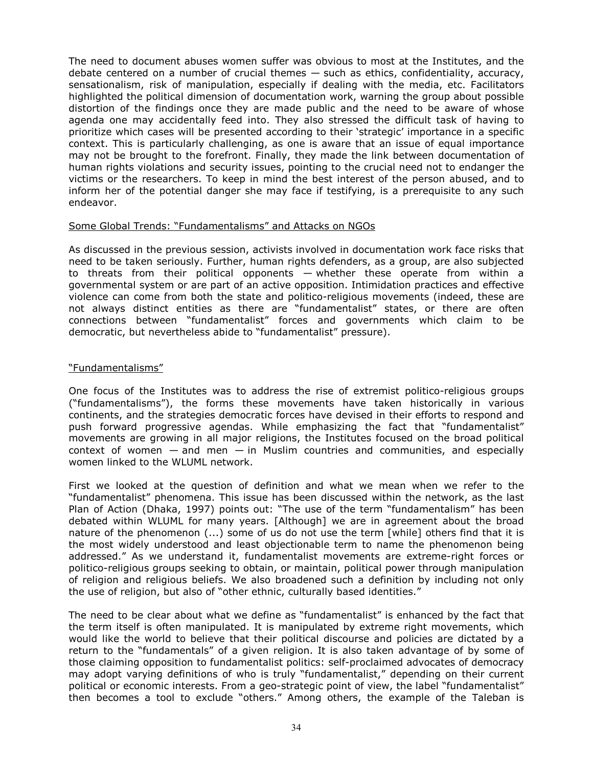The need to document abuses women suffer was obvious to most at the Institutes, and the debate centered on a number of crucial themes — such as ethics, confidentiality, accuracy, sensationalism, risk of manipulation, especially if dealing with the media, etc. Facilitators highlighted the political dimension of documentation work, warning the group about possible distortion of the findings once they are made public and the need to be aware of whose agenda one may accidentally feed into. They also stressed the difficult task of having to prioritize which cases will be presented according to their 'strategic' importance in a specific context. This is particularly challenging, as one is aware that an issue of equal importance may not be brought to the forefront. Finally, they made the link between documentation of human rights violations and security issues, pointing to the crucial need not to endanger the victims or the researchers. To keep in mind the best interest of the person abused, and to inform her of the potential danger she may face if testifying, is a prerequisite to any such endeavor.

## Some Global Trends: "Fundamentalisms" and Attacks on NGOs

As discussed in the previous session, activists involved in documentation work face risks that need to be taken seriously. Further, human rights defenders, as a group, are also subjected to threats from their political opponents — whether these operate from within a governmental system or are part of an active opposition. Intimidation practices and effective violence can come from both the state and politico-religious movements (indeed, these are not always distinct entities as there are "fundamentalist" states, or there are often connections between "fundamentalist" forces and governments which claim to be democratic, but nevertheless abide to "fundamentalist" pressure).

### "Fundamentalisms"

One focus of the Institutes was to address the rise of extremist politico-religious groups ("fundamentalisms"), the forms these movements have taken historically in various continents, and the strategies democratic forces have devised in their efforts to respond and push forward progressive agendas. While emphasizing the fact that "fundamentalist" movements are growing in all major religions, the Institutes focused on the broad political context of women — and men — in Muslim countries and communities, and especially women linked to the WLUML network.

First we looked at the question of definition and what we mean when we refer to the "fundamentalist" phenomena. This issue has been discussed within the network, as the last Plan of Action (Dhaka, 1997) points out: "The use of the term "fundamentalism" has been debated within WLUML for many years. [Although] we are in agreement about the broad nature of the phenomenon (...) some of us do not use the term [while] others find that it is the most widely understood and least objectionable term to name the phenomenon being addressed." As we understand it, fundamentalist movements are extreme-right forces or politico-religious groups seeking to obtain, or maintain, political power through manipulation of religion and religious beliefs. We also broadened such a definition by including not only the use of religion, but also of "other ethnic, culturally based identities."

The need to be clear about what we define as "fundamentalist" is enhanced by the fact that the term itself is often manipulated. It is manipulated by extreme right movements, which would like the world to believe that their political discourse and policies are dictated by a return to the "fundamentals" of a given religion. It is also taken advantage of by some of those claiming opposition to fundamentalist politics: self-proclaimed advocates of democracy may adopt varying definitions of who is truly "fundamentalist," depending on their current political or economic interests. From a geo-strategic point of view, the label "fundamentalist" then becomes a tool to exclude "others." Among others, the example of the Taleban is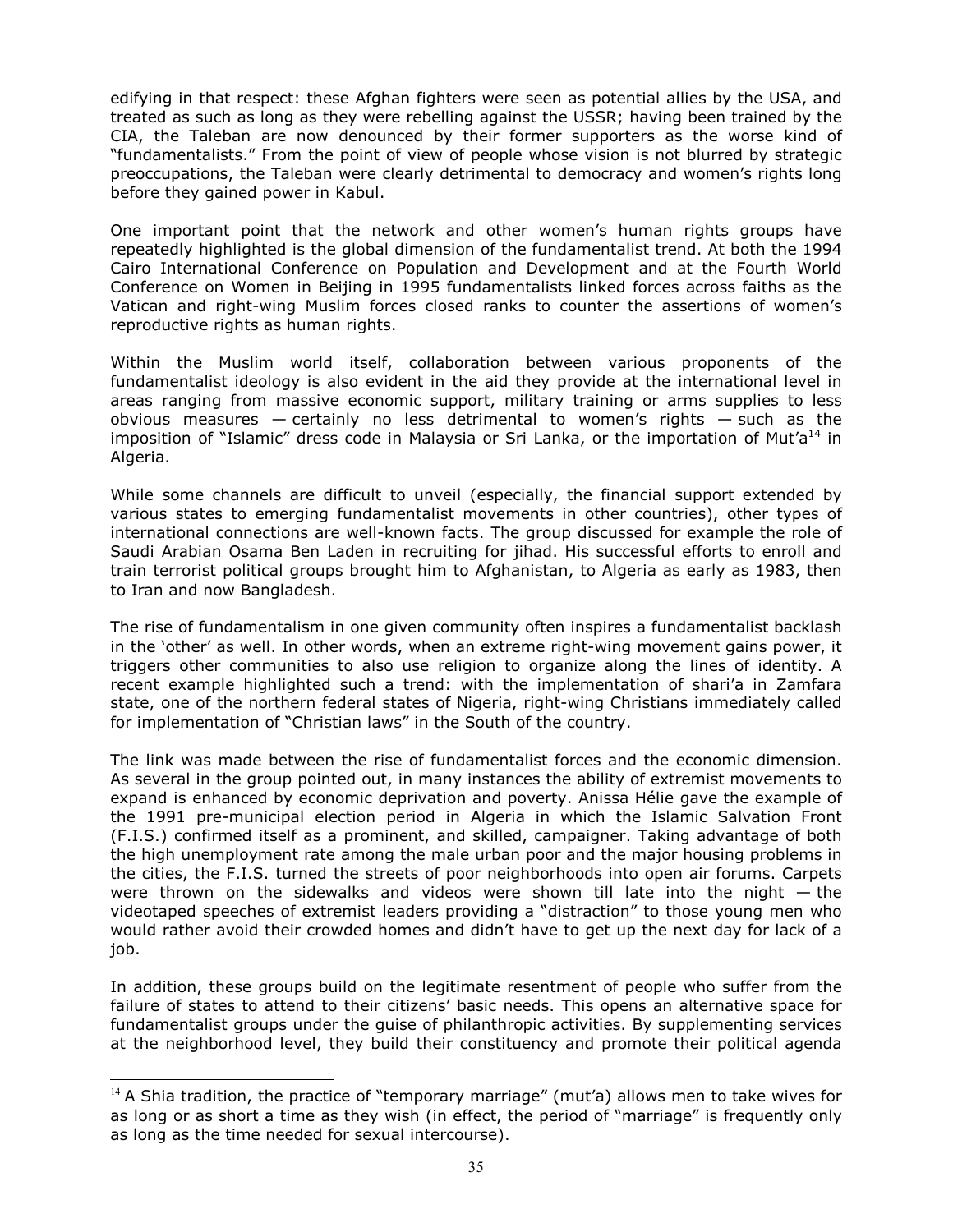edifying in that respect: these Afghan fighters were seen as potential allies by the USA, and treated as such as long as they were rebelling against the USSR; having been trained by the CIA, the Taleban are now denounced by their former supporters as the worse kind of "fundamentalists." From the point of view of people whose vision is not blurred by strategic preoccupations, the Taleban were clearly detrimental to democracy and women's rights long before they gained power in Kabul.

One important point that the network and other women's human rights groups have repeatedly highlighted is the global dimension of the fundamentalist trend. At both the 1994 Cairo International Conference on Population and Development and at the Fourth World Conference on Women in Beijing in 1995 fundamentalists linked forces across faiths as the Vatican and right-wing Muslim forces closed ranks to counter the assertions of women's reproductive rights as human rights.

Within the Muslim world itself, collaboration between various proponents of the fundamentalist ideology is also evident in the aid they provide at the international level in areas ranging from massive economic support, military training or arms supplies to less obvious measures — certainly no less detrimental to women's rights — such as the imposition of "Islamic" dress code in Malaysia or Sri Lanka, or the importation of Mut'a[14] in Algeria.

While some channels are difficult to unveil (especially, the financial support extended by various states to emerging fundamentalist movements in other countries), other types of international connections are well-known facts. The group discussed for example the role of Saudi Arabian Osama Ben Laden in recruiting for jihad. His successful efforts to enroll and train terrorist political groups brought him to Afghanistan, to Algeria as early as 1983, then to Iran and now Bangladesh.

The rise of fundamentalism in one given community often inspires a fundamentalist backlash in the 'other' as well. In other words, when an extreme right-wing movement gains power, it triggers other communities to also use religion to organize along the lines of identity. A recent example highlighted such a trend: with the implementation of shari'a in Zamfara state, one of the northern federal states of Nigeria, right-wing Christians immediately called for implementation of "Christian laws" in the South of the country.

The link was made between the rise of fundamentalist forces and the economic dimension. As several in the group pointed out, in many instances the ability of extremist movements to expand is enhanced by economic deprivation and poverty. Anissa Hélie gave the example of the 1991 pre-municipal election period in Algeria in which the Islamic Salvation Front (F.I.S.) confirmed itself as a prominent, and skilled, campaigner. Taking advantage of both the high unemployment rate among the male urban poor and the major housing problems in the cities, the F.I.S. turned the streets of poor neighborhoods into open air forums. Carpets were thrown on the sidewalks and videos were shown till late into the night — the videotaped speeches of extremist leaders providing a "distraction" to those young men who would rather avoid their crowded homes and didn't have to get up the next day for lack of a job.

In addition, these groups build on the legitimate resentment of people who suffer from the failure of states to attend to their citizens' basic needs. This opens an alternative space for fundamentalist groups under the guise of philanthropic activities. By supplementing services at the neighborhood level, they build their constituency and promote their political agenda

---

[14] A Shia tradition, the practice of "temporary marriage" (mut'a) allows men to take wives for as long or as short a time as they wish (in effect, the period of "marriage" is frequently only as long as the time needed for sexual intercourse).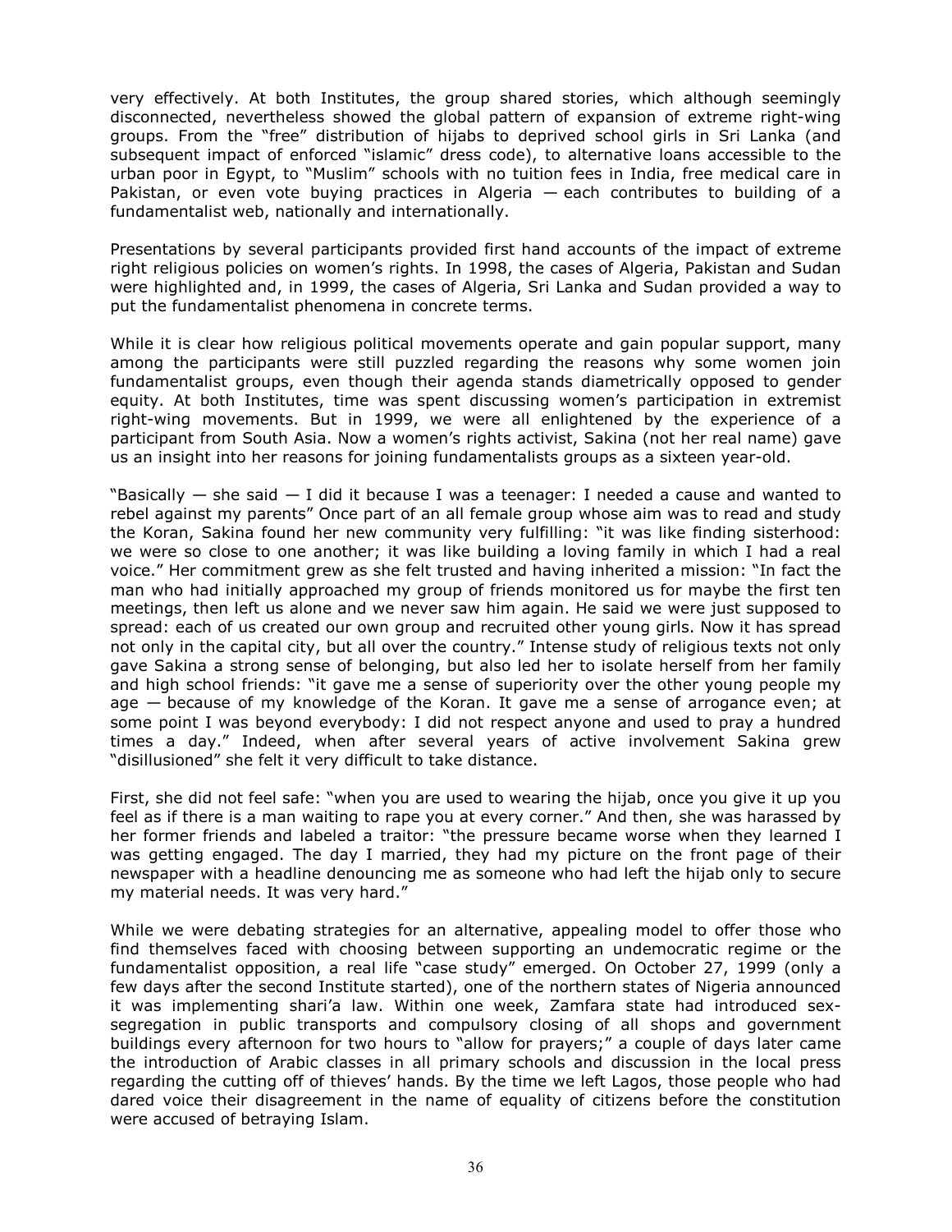very effectively. At both Institutes, the group shared stories, which although seemingly disconnected, nevertheless showed the global pattern of expansion of extreme right-wing groups. From the "free" distribution of hijabs to deprived school girls in Sri Lanka (and subsequent impact of enforced "islamic" dress code), to alternative loans accessible to the urban poor in Egypt, to "Muslim" schools with no tuition fees in India, free medical care in Pakistan, or even vote buying practices in Algeria — each contributes to building of a fundamentalist web, nationally and internationally.

Presentations by several participants provided first hand accounts of the impact of extreme right religious policies on women's rights. In 1998, the cases of Algeria, Pakistan and Sudan were highlighted and, in 1999, the cases of Algeria, Sri Lanka and Sudan provided a way to put the fundamentalist phenomena in concrete terms.

While it is clear how religious political movements operate and gain popular support, many among the participants were still puzzled regarding the reasons why some women join fundamentalist groups, even though their agenda stands diametrically opposed to gender equity. At both Institutes, time was spent discussing women's participation in extremist right-wing movements. But in 1999, we were all enlightened by the experience of a participant from South Asia. Now a women's rights activist, Sakina (not her real name) gave us an insight into her reasons for joining fundamentalists groups as a sixteen year-old.

"Basically — she said — I did it because I was a teenager: I needed a cause and wanted to rebel against my parents" Once part of an all female group whose aim was to read and study the Koran, Sakina found her new community very fulfilling: "it was like finding sisterhood: we were so close to one another; it was like building a loving family in which I had a real voice." Her commitment grew as she felt trusted and having inherited a mission: "In fact the man who had initially approached my group of friends monitored us for maybe the first ten meetings, then left us alone and we never saw him again. He said we were just supposed to spread: each of us created our own group and recruited other young girls. Now it has spread not only in the capital city, but all over the country." Intense study of religious texts not only gave Sakina a strong sense of belonging, but also led her to isolate herself from her family and high school friends: "it gave me a sense of superiority over the other young people my age — because of my knowledge of the Koran. It gave me a sense of arrogance even; at some point I was beyond everybody: I did not respect anyone and used to pray a hundred times a day." Indeed, when after several years of active involvement Sakina grew "disillusioned" she felt it very difficult to take distance.

First, she did not feel safe: "when you are used to wearing the hijab, once you give it up you feel as if there is a man waiting to rape you at every corner." And then, she was harassed by her former friends and labeled a traitor: "the pressure became worse when they learned I was getting engaged. The day I married, they had my picture on the front page of their newspaper with a headline denouncing me as someone who had left the hijab only to secure my material needs. It was very hard."

While we were debating strategies for an alternative, appealing model to offer those who find themselves faced with choosing between supporting an undemocratic regime or the fundamentalist opposition, a real life "case study" emerged. On October 27, 1999 (only a few days after the second Institute started), one of the northern states of Nigeria announced it was implementing shari'a law. Within one week, Zamfara state had introduced sex-segregation in public transports and compulsory closing of all shops and government buildings every afternoon for two hours to "allow for prayers;" a couple of days later came the introduction of Arabic classes in all primary schools and discussion in the local press regarding the cutting off of thieves' hands. By the time we left Lagos, those people who had dared voice their disagreement in the name of equality of citizens before the constitution were accused of betraying Islam.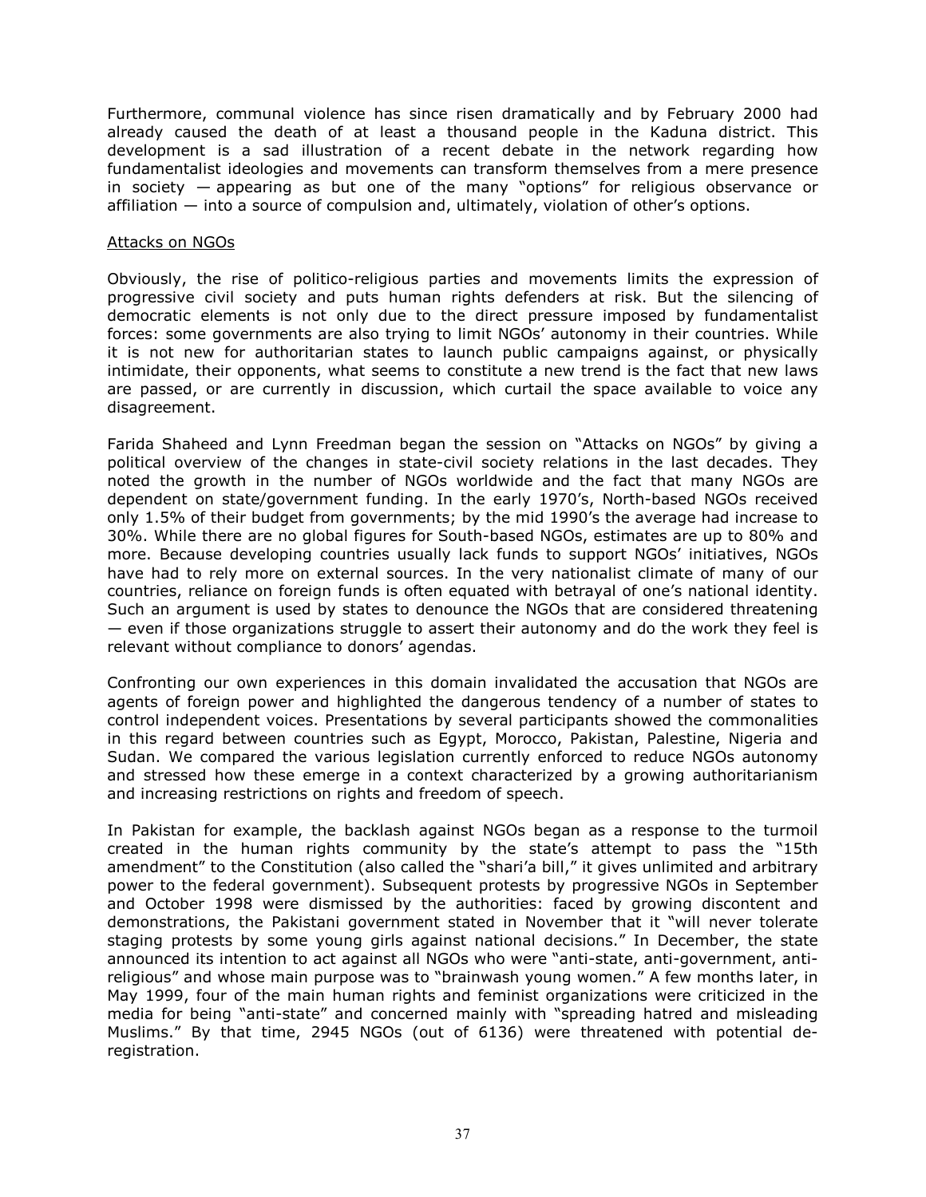Furthermore, communal violence has since risen dramatically and by February 2000 had already caused the death of at least a thousand people in the Kaduna district. This development is a sad illustration of a recent debate in the network regarding how fundamentalist ideologies and movements can transform themselves from a mere presence in society — appearing as but one of the many "options" for religious observance or affiliation — into a source of compulsion and, ultimately, violation of other's options.

<u>Attacks on NGOs</u>

Obviously, the rise of politico-religious parties and movements limits the expression of progressive civil society and puts human rights defenders at risk. But the silencing of democratic elements is not only due to the direct pressure imposed by fundamentalist forces: some governments are also trying to limit NGOs' autonomy in their countries. While it is not new for authoritarian states to launch public campaigns against, or physically intimidate, their opponents, what seems to constitute a new trend is the fact that new laws are passed, or are currently in discussion, which curtail the space available to voice any disagreement.

Farida Shaheed and Lynn Freedman began the session on "Attacks on NGOs" by giving a political overview of the changes in state-civil society relations in the last decades. They noted the growth in the number of NGOs worldwide and the fact that many NGOs are dependent on state/government funding. In the early 1970's, North-based NGOs received only 1.5% of their budget from governments; by the mid 1990's the average had increase to 30%. While there are no global figures for South-based NGOs, estimates are up to 80% and more. Because developing countries usually lack funds to support NGOs' initiatives, NGOs have had to rely more on external sources. In the very nationalist climate of many of our countries, reliance on foreign funds is often equated with betrayal of one's national identity. Such an argument is used by states to denounce the NGOs that are considered threatening — even if those organizations struggle to assert their autonomy and do the work they feel is relevant without compliance to donors' agendas.

Confronting our own experiences in this domain invalidated the accusation that NGOs are agents of foreign power and highlighted the dangerous tendency of a number of states to control independent voices. Presentations by several participants showed the commonalities in this regard between countries such as Egypt, Morocco, Pakistan, Palestine, Nigeria and Sudan. We compared the various legislation currently enforced to reduce NGOs autonomy and stressed how these emerge in a context characterized by a growing authoritarianism and increasing restrictions on rights and freedom of speech.

In Pakistan for example, the backlash against NGOs began as a response to the turmoil created in the human rights community by the state's attempt to pass the "15th amendment" to the Constitution (also called the "shari'a bill," it gives unlimited and arbitrary power to the federal government). Subsequent protests by progressive NGOs in September and October 1998 were dismissed by the authorities: faced by growing discontent and demonstrations, the Pakistani government stated in November that it "will never tolerate staging protests by some young girls against national decisions." In December, the state announced its intention to act against all NGOs who were "anti-state, anti-government, anti-religious" and whose main purpose was to "brainwash young women." A few months later, in May 1999, four of the main human rights and feminist organizations were criticized in the media for being "anti-state" and concerned mainly with "spreading hatred and misleading Muslims." By that time, 2945 NGOs (out of 6136) were threatened with potential de-registration.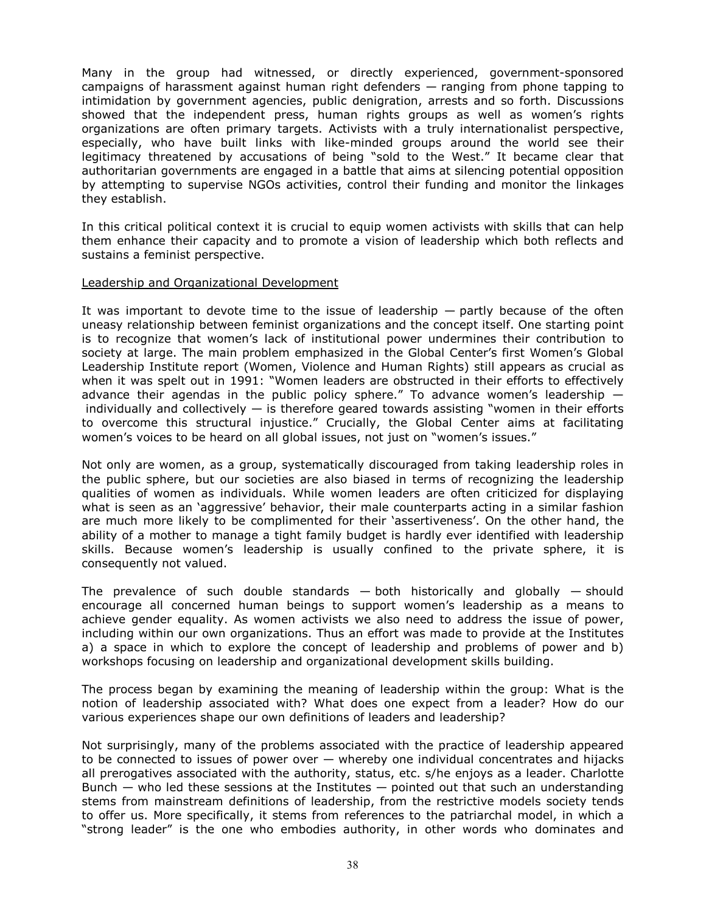Many in the group had witnessed, or directly experienced, government-sponsored campaigns of harassment against human right defenders — ranging from phone tapping to intimidation by government agencies, public denigration, arrests and so forth. Discussions showed that the independent press, human rights groups as well as women's rights organizations are often primary targets. Activists with a truly internationalist perspective, especially, who have built links with like-minded groups around the world see their legitimacy threatened by accusations of being "sold to the West." It became clear that authoritarian governments are engaged in a battle that aims at silencing potential opposition by attempting to supervise NGOs activities, control their funding and monitor the linkages they establish.

In this critical political context it is crucial to equip women activists with skills that can help them enhance their capacity and to promote a vision of leadership which both reflects and sustains a feminist perspective.

Leadership and Organizational Development

It was important to devote time to the issue of leadership — partly because of the often uneasy relationship between feminist organizations and the concept itself. One starting point is to recognize that women's lack of institutional power undermines their contribution to society at large. The main problem emphasized in the Global Center's first Women's Global Leadership Institute report (Women, Violence and Human Rights) still appears as crucial as when it was spelt out in 1991: "Women leaders are obstructed in their efforts to effectively advance their agendas in the public policy sphere." To advance women's leadership — individually and collectively — is therefore geared towards assisting "women in their efforts to overcome this structural injustice." Crucially, the Global Center aims at facilitating women's voices to be heard on all global issues, not just on "women's issues."

Not only are women, as a group, systematically discouraged from taking leadership roles in the public sphere, but our societies are also biased in terms of recognizing the leadership qualities of women as individuals. While women leaders are often criticized for displaying what is seen as an 'aggressive' behavior, their male counterparts acting in a similar fashion are much more likely to be complimented for their 'assertiveness'. On the other hand, the ability of a mother to manage a tight family budget is hardly ever identified with leadership skills. Because women's leadership is usually confined to the private sphere, it is consequently not valued.

The prevalence of such double standards — both historically and globally — should encourage all concerned human beings to support women's leadership as a means to achieve gender equality. As women activists we also need to address the issue of power, including within our own organizations. Thus an effort was made to provide at the Institutes a) a space in which to explore the concept of leadership and problems of power and b) workshops focusing on leadership and organizational development skills building.

The process began by examining the meaning of leadership within the group: What is the notion of leadership associated with? What does one expect from a leader? How do our various experiences shape our own definitions of leaders and leadership?

Not surprisingly, many of the problems associated with the practice of leadership appeared to be connected to issues of power over — whereby one individual concentrates and hijacks all prerogatives associated with the authority, status, etc. s/he enjoys as a leader. Charlotte Bunch — who led these sessions at the Institutes — pointed out that such an understanding stems from mainstream definitions of leadership, from the restrictive models society tends to offer us. More specifically, it stems from references to the patriarchal model, in which a "strong leader" is the one who embodies authority, in other words who dominates and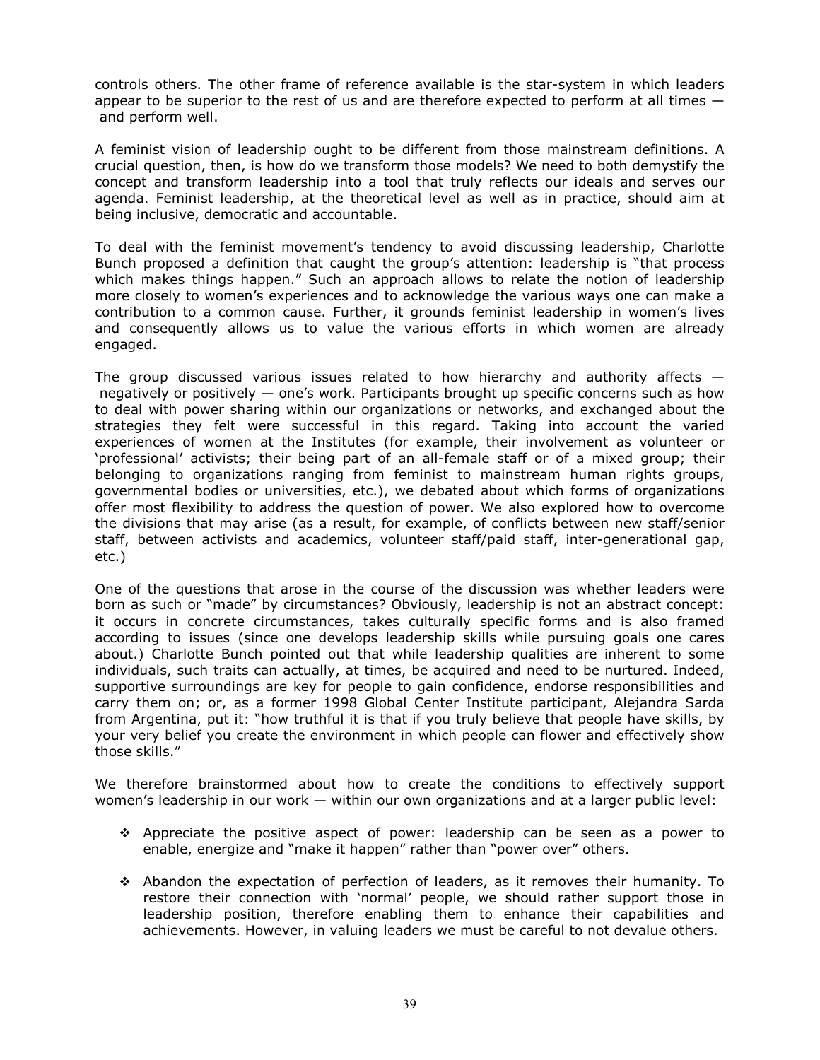controls others. The other frame of reference available is the star-system in which leaders appear to be superior to the rest of us and are therefore expected to perform at all times — and perform well.

A feminist vision of leadership ought to be different from those mainstream definitions. A crucial question, then, is how do we transform those models? We need to both demystify the concept and transform leadership into a tool that truly reflects our ideals and serves our agenda. Feminist leadership, at the theoretical level as well as in practice, should aim at being inclusive, democratic and accountable.

To deal with the feminist movement's tendency to avoid discussing leadership, Charlotte Bunch proposed a definition that caught the group's attention: leadership is "that process which makes things happen." Such an approach allows to relate the notion of leadership more closely to women's experiences and to acknowledge the various ways one can make a contribution to a common cause. Further, it grounds feminist leadership in women's lives and consequently allows us to value the various efforts in which women are already engaged.

The group discussed various issues related to how hierarchy and authority affects — negatively or positively — one's work. Participants brought up specific concerns such as how to deal with power sharing within our organizations or networks, and exchanged about the strategies they felt were successful in this regard. Taking into account the varied experiences of women at the Institutes (for example, their involvement as volunteer or 'professional' activists; their being part of an all-female staff or of a mixed group; their belonging to organizations ranging from feminist to mainstream human rights groups, governmental bodies or universities, etc.), we debated about which forms of organizations offer most flexibility to address the question of power. We also explored how to overcome the divisions that may arise (as a result, for example, of conflicts between new staff/senior staff, between activists and academics, volunteer staff/paid staff, inter-generational gap, etc.)

One of the questions that arose in the course of the discussion was whether leaders were born as such or "made" by circumstances? Obviously, leadership is not an abstract concept: it occurs in concrete circumstances, takes culturally specific forms and is also framed according to issues (since one develops leadership skills while pursuing goals one cares about.) Charlotte Bunch pointed out that while leadership qualities are inherent to some individuals, such traits can actually, at times, be acquired and need to be nurtured. Indeed, supportive surroundings are key for people to gain confidence, endorse responsibilities and carry them on; or, as a former 1998 Global Center Institute participant, Alejandra Sarda from Argentina, put it: "how truthful it is that if you truly believe that people have skills, by your very belief you create the environment in which people can flower and effectively show those skills."

We therefore brainstormed about how to create the conditions to effectively support women's leadership in our work — within our own organizations and at a larger public level:

- Appreciate the positive aspect of power: leadership can be seen as a power to enable, energize and "make it happen" rather than "power over" others.

- Abandon the expectation of perfection of leaders, as it removes their humanity. To restore their connection with 'normal' people, we should rather support those in leadership position, therefore enabling them to enhance their capabilities and achievements. However, in valuing leaders we must be careful to not devalue others.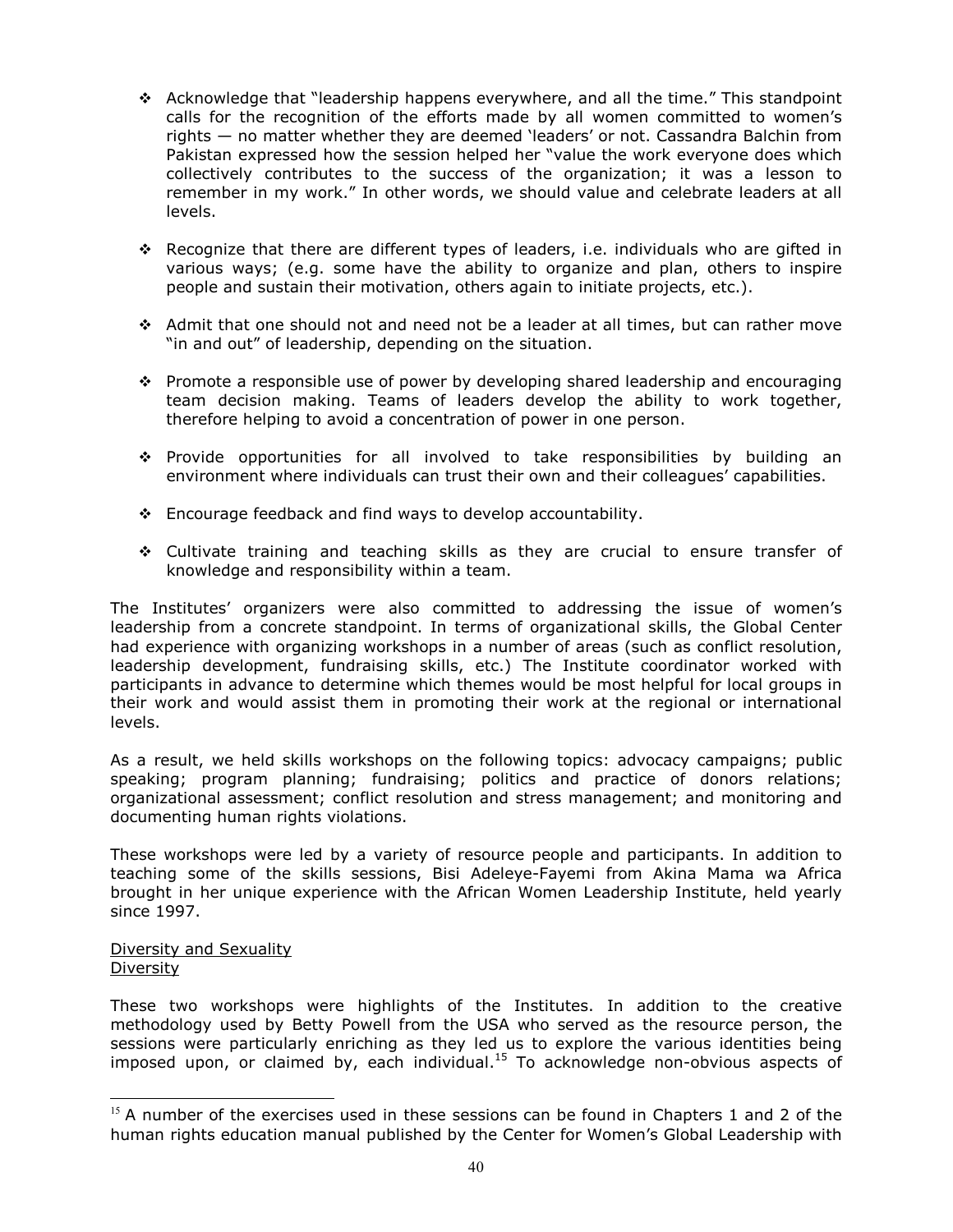- Acknowledge that "leadership happens everywhere, and all the time." This standpoint calls for the recognition of the efforts made by all women committed to women's rights — no matter whether they are deemed 'leaders' or not. Cassandra Balchin from Pakistan expressed how the session helped her "value the work everyone does which collectively contributes to the success of the organization; it was a lesson to remember in my work." In other words, we should value and celebrate leaders at all levels.

- Recognize that there are different types of leaders, i.e. individuals who are gifted in various ways; (e.g. some have the ability to organize and plan, others to inspire people and sustain their motivation, others again to initiate projects, etc.).

- Admit that one should not and need not be a leader at all times, but can rather move "in and out" of leadership, depending on the situation.

- Promote a responsible use of power by developing shared leadership and encouraging team decision making. Teams of leaders develop the ability to work together, therefore helping to avoid a concentration of power in one person.

- Provide opportunities for all involved to take responsibilities by building an environment where individuals can trust their own and their colleagues' capabilities.

- Encourage feedback and find ways to develop accountability.

- Cultivate training and teaching skills as they are crucial to ensure transfer of knowledge and responsibility within a team.

The Institutes' organizers were also committed to addressing the issue of women's leadership from a concrete standpoint. In terms of organizational skills, the Global Center had experience with organizing workshops in a number of areas (such as conflict resolution, leadership development, fundraising skills, etc.) The Institute coordinator worked with participants in advance to determine which themes would be most helpful for local groups in their work and would assist them in promoting their work at the regional or international levels.

As a result, we held skills workshops on the following topics: advocacy campaigns; public speaking; program planning; fundraising; politics and practice of donors relations; organizational assessment; conflict resolution and stress management; and monitoring and documenting human rights violations.

These workshops were led by a variety of resource people and participants. In addition to teaching some of the skills sessions, Bisi Adeleye-Fayemi from Akina Mama wa Africa brought in her unique experience with the African Women Leadership Institute, held yearly since 1997.

<u>Diversity and Sexuality</u>
<u>Diversity</u>

These two workshops were highlights of the Institutes. In addition to the creative methodology used by Betty Powell from the USA who served as the resource person, the sessions were particularly enriching as they led us to explore the various identities being imposed upon, or claimed by, each individual.[15] To acknowledge non-obvious aspects of

[15] A number of the exercises used in these sessions can be found in Chapters 1 and 2 of the human rights education manual published by the Center for Women's Global Leadership with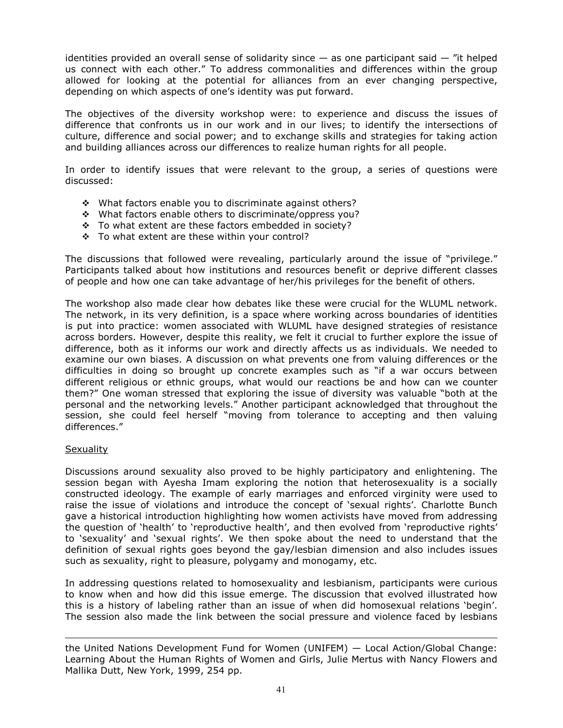identities provided an overall sense of solidarity since — as one participant said — "it helped us connect with each other." To address commonalities and differences within the group allowed for looking at the potential for alliances from an ever changing perspective, depending on which aspects of one's identity was put forward.

The objectives of the diversity workshop were: to experience and discuss the issues of difference that confronts us in our work and in our lives; to identify the intersections of culture, difference and social power; and to exchange skills and strategies for taking action and building alliances across our differences to realize human rights for all people.

In order to identify issues that were relevant to the group, a series of questions were discussed:

- What factors enable you to discriminate against others?
- What factors enable others to discriminate/oppress you?
- To what extent are these factors embedded in society?
- To what extent are these within your control?

The discussions that followed were revealing, particularly around the issue of "privilege." Participants talked about how institutions and resources benefit or deprive different classes of people and how one can take advantage of her/his privileges for the benefit of others.

The workshop also made clear how debates like these were crucial for the WLUML network. The network, in its very definition, is a space where working across boundaries of identities is put into practice: women associated with WLUML have designed strategies of resistance across borders. However, despite this reality, we felt it crucial to further explore the issue of difference, both as it informs our work and directly affects us as individuals. We needed to examine our own biases. A discussion on what prevents one from valuing differences or the difficulties in doing so brought up concrete examples such as "if a war occurs between different religious or ethnic groups, what would our reactions be and how can we counter them?" One woman stressed that exploring the issue of diversity was valuable "both at the personal and the networking levels." Another participant acknowledged that throughout the session, she could feel herself "moving from tolerance to accepting and then valuing differences."

Sexuality

Discussions around sexuality also proved to be highly participatory and enlightening. The session began with Ayesha Imam exploring the notion that heterosexuality is a socially constructed ideology. The example of early marriages and enforced virginity were used to raise the issue of violations and introduce the concept of 'sexual rights'. Charlotte Bunch gave a historical introduction highlighting how women activists have moved from addressing the question of 'health' to 'reproductive health', and then evolved from 'reproductive rights' to 'sexuality' and 'sexual rights'. We then spoke about the need to understand that the definition of sexual rights goes beyond the gay/lesbian dimension and also includes issues such as sexuality, right to pleasure, polygamy and monogamy, etc.

In addressing questions related to homosexuality and lesbianism, participants were curious to know when and how did this issue emerge. The discussion that evolved illustrated how this is a history of labeling rather than an issue of when did homosexual relations 'begin'. The session also made the link between the social pressure and violence faced by lesbians

---

the United Nations Development Fund for Women (UNIFEM) — Local Action/Global Change: Learning About the Human Rights of Women and Girls, Julie Mertus with Nancy Flowers and Mallika Dutt, New York, 1999, 254 pp.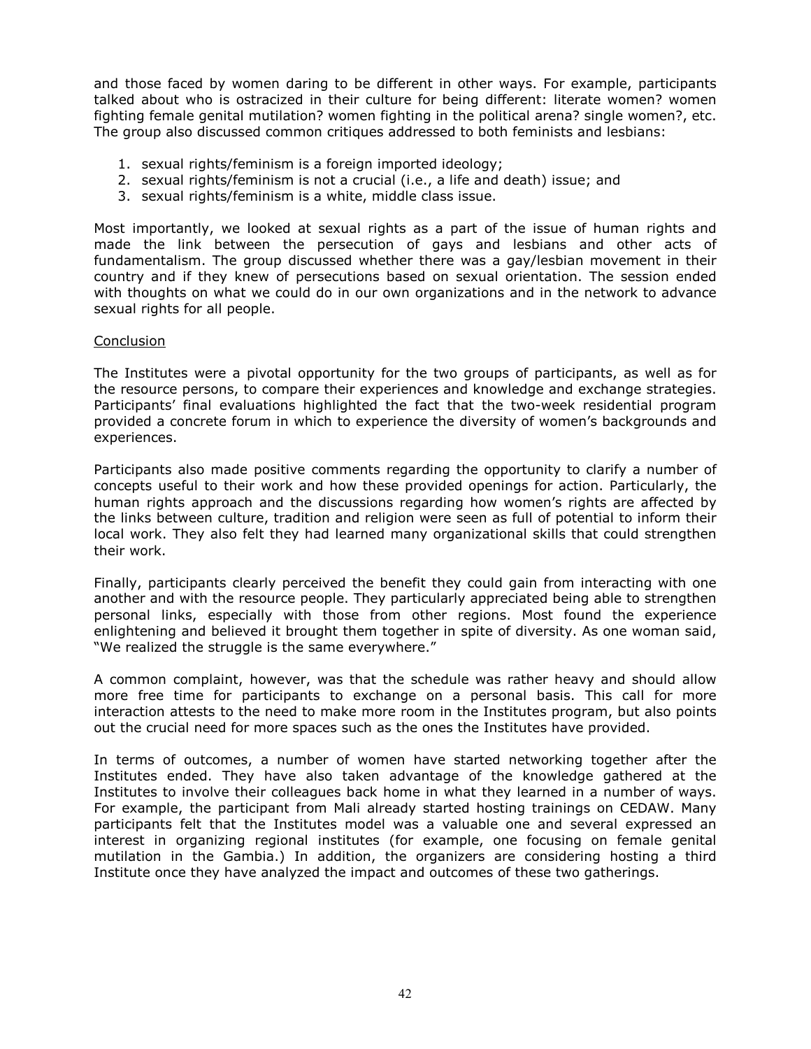and those faced by women daring to be different in other ways. For example, participants talked about who is ostracized in their culture for being different: literate women? women fighting female genital mutilation? women fighting in the political arena? single women?, etc. The group also discussed common critiques addressed to both feminists and lesbians:

1. sexual rights/feminism is a foreign imported ideology;
2. sexual rights/feminism is not a crucial (i.e., a life and death) issue; and
3. sexual rights/feminism is a white, middle class issue.

Most importantly, we looked at sexual rights as a part of the issue of human rights and made the link between the persecution of gays and lesbians and other acts of fundamentalism. The group discussed whether there was a gay/lesbian movement in their country and if they knew of persecutions based on sexual orientation. The session ended with thoughts on what we could do in our own organizations and in the network to advance sexual rights for all people.

<u>Conclusion</u>

The Institutes were a pivotal opportunity for the two groups of participants, as well as for the resource persons, to compare their experiences and knowledge and exchange strategies. Participants' final evaluations highlighted the fact that the two-week residential program provided a concrete forum in which to experience the diversity of women's backgrounds and experiences.

Participants also made positive comments regarding the opportunity to clarify a number of concepts useful to their work and how these provided openings for action. Particularly, the human rights approach and the discussions regarding how women's rights are affected by the links between culture, tradition and religion were seen as full of potential to inform their local work. They also felt they had learned many organizational skills that could strengthen their work.

Finally, participants clearly perceived the benefit they could gain from interacting with one another and with the resource people. They particularly appreciated being able to strengthen personal links, especially with those from other regions. Most found the experience enlightening and believed it brought them together in spite of diversity. As one woman said, "We realized the struggle is the same everywhere."

A common complaint, however, was that the schedule was rather heavy and should allow more free time for participants to exchange on a personal basis. This call for more interaction attests to the need to make more room in the Institutes program, but also points out the crucial need for more spaces such as the ones the Institutes have provided.

In terms of outcomes, a number of women have started networking together after the Institutes ended. They have also taken advantage of the knowledge gathered at the Institutes to involve their colleagues back home in what they learned in a number of ways. For example, the participant from Mali already started hosting trainings on CEDAW. Many participants felt that the Institutes model was a valuable one and several expressed an interest in organizing regional institutes (for example, one focusing on female genital mutilation in the Gambia.) In addition, the organizers are considering hosting a third Institute once they have analyzed the impact and outcomes of these two gatherings.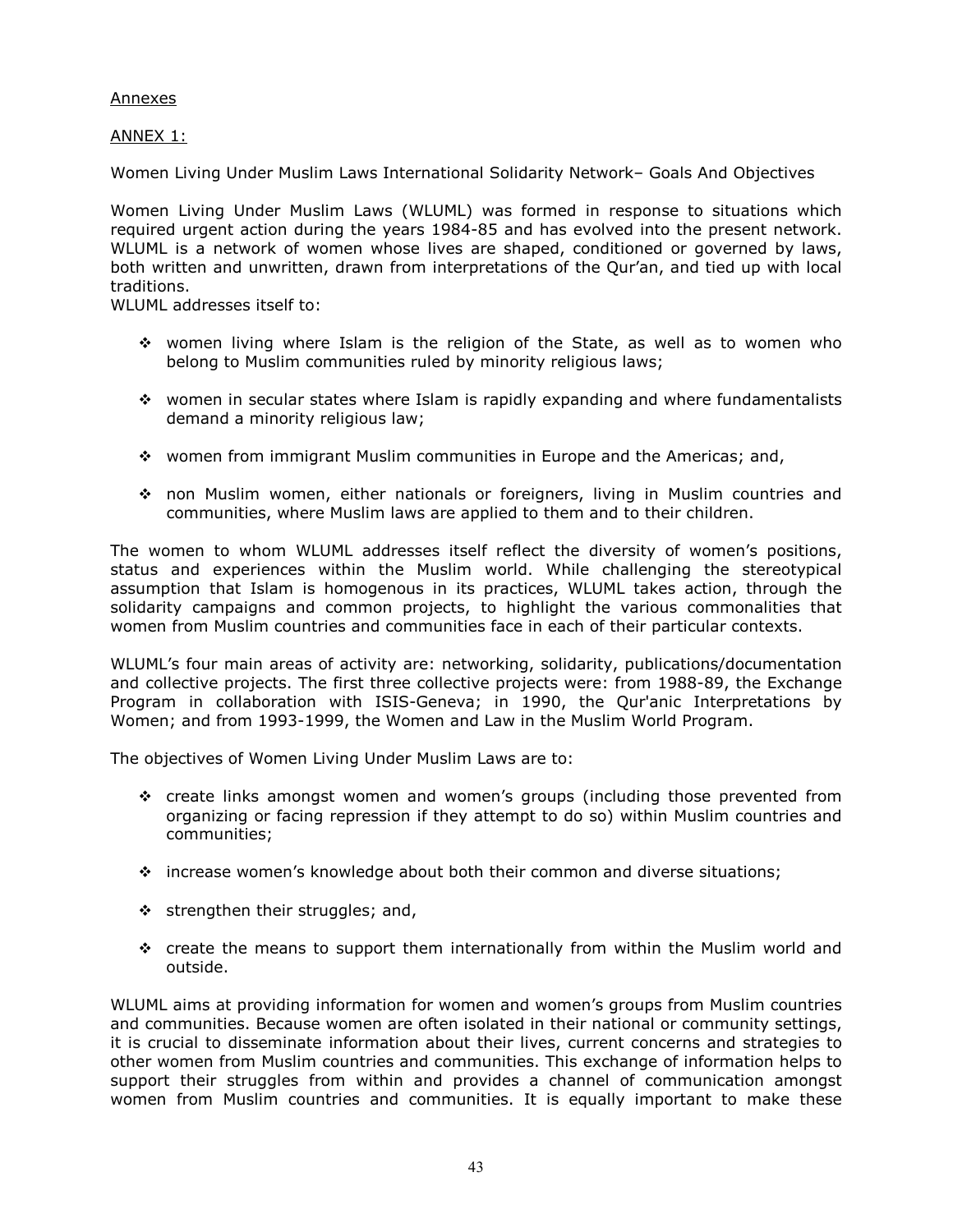## Annexes

### ANNEX 1:

Women Living Under Muslim Laws International Solidarity Network– Goals And Objectives

Women Living Under Muslim Laws (WLUML) was formed in response to situations which required urgent action during the years 1984-85 and has evolved into the present network. WLUML is a network of women whose lives are shaped, conditioned or governed by laws, both written and unwritten, drawn from interpretations of the Qur'an, and tied up with local traditions.
WLUML addresses itself to:

- women living where Islam is the religion of the State, as well as to women who belong to Muslim communities ruled by minority religious laws;
- women in secular states where Islam is rapidly expanding and where fundamentalists demand a minority religious law;
- women from immigrant Muslim communities in Europe and the Americas; and,
- non Muslim women, either nationals or foreigners, living in Muslim countries and communities, where Muslim laws are applied to them and to their children.

The women to whom WLUML addresses itself reflect the diversity of women's positions, status and experiences within the Muslim world. While challenging the stereotypical assumption that Islam is homogenous in its practices, WLUML takes action, through the solidarity campaigns and common projects, to highlight the various commonalities that women from Muslim countries and communities face in each of their particular contexts.

WLUML's four main areas of activity are: networking, solidarity, publications/documentation and collective projects. The first three collective projects were: from 1988-89, the Exchange Program in collaboration with ISIS-Geneva; in 1990, the Qur'anic Interpretations by Women; and from 1993-1999, the Women and Law in the Muslim World Program.

The objectives of Women Living Under Muslim Laws are to:

- create links amongst women and women's groups (including those prevented from organizing or facing repression if they attempt to do so) within Muslim countries and communities;
- increase women's knowledge about both their common and diverse situations;
- strengthen their struggles; and,
- create the means to support them internationally from within the Muslim world and outside.

WLUML aims at providing information for women and women's groups from Muslim countries and communities. Because women are often isolated in their national or community settings, it is crucial to disseminate information about their lives, current concerns and strategies to other women from Muslim countries and communities. This exchange of information helps to support their struggles from within and provides a channel of communication amongst women from Muslim countries and communities. It is equally important to make these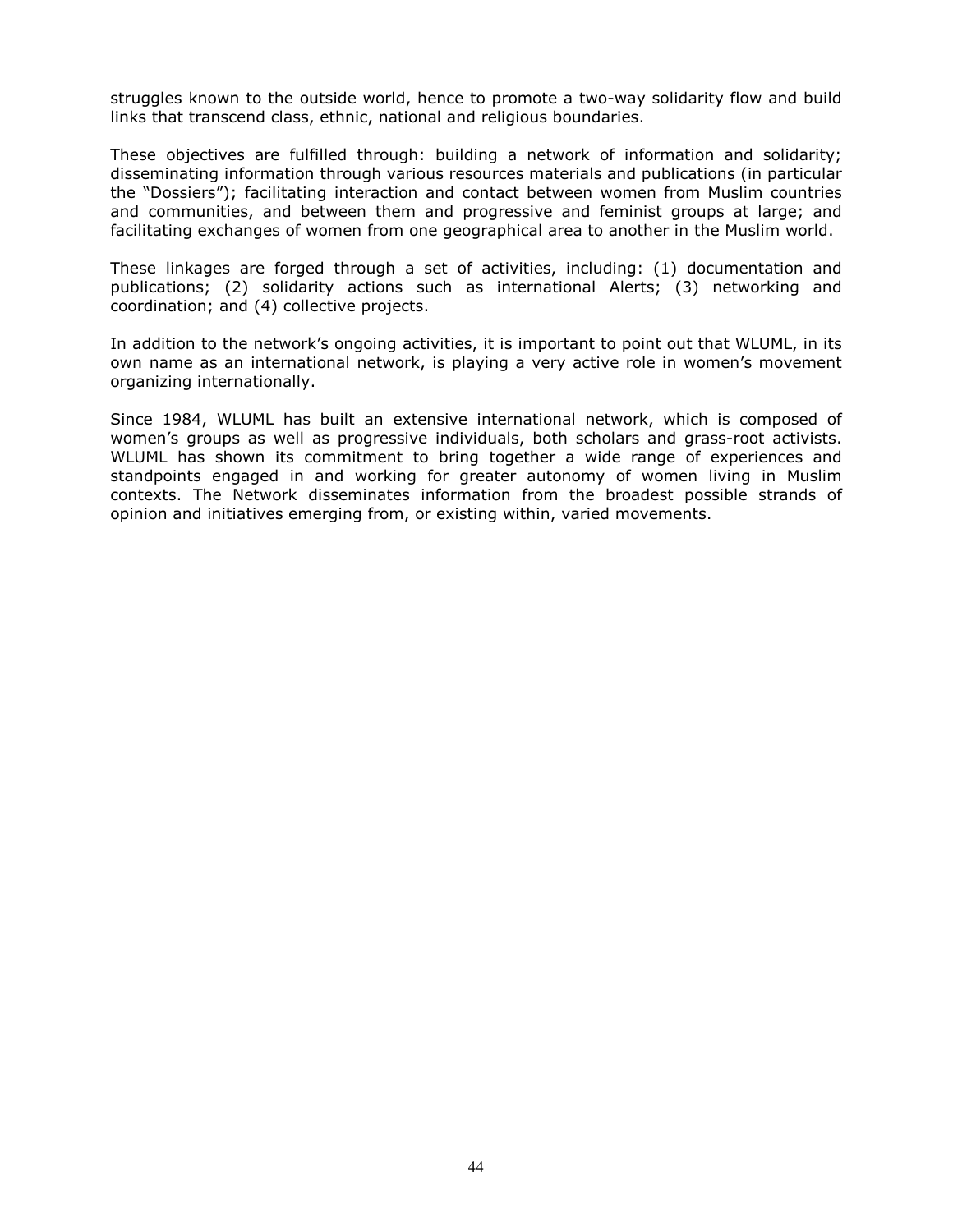struggles known to the outside world, hence to promote a two-way solidarity flow and build links that transcend class, ethnic, national and religious boundaries.

These objectives are fulfilled through: building a network of information and solidarity; disseminating information through various resources materials and publications (in particular the "Dossiers"); facilitating interaction and contact between women from Muslim countries and communities, and between them and progressive and feminist groups at large; and facilitating exchanges of women from one geographical area to another in the Muslim world.

These linkages are forged through a set of activities, including: (1) documentation and publications; (2) solidarity actions such as international Alerts; (3) networking and coordination; and (4) collective projects.

In addition to the network's ongoing activities, it is important to point out that WLUML, in its own name as an international network, is playing a very active role in women's movement organizing internationally.

Since 1984, WLUML has built an extensive international network, which is composed of women's groups as well as progressive individuals, both scholars and grass-root activists. WLUML has shown its commitment to bring together a wide range of experiences and standpoints engaged in and working for greater autonomy of women living in Muslim contexts. The Network disseminates information from the broadest possible strands of opinion and initiatives emerging from, or existing within, varied movements.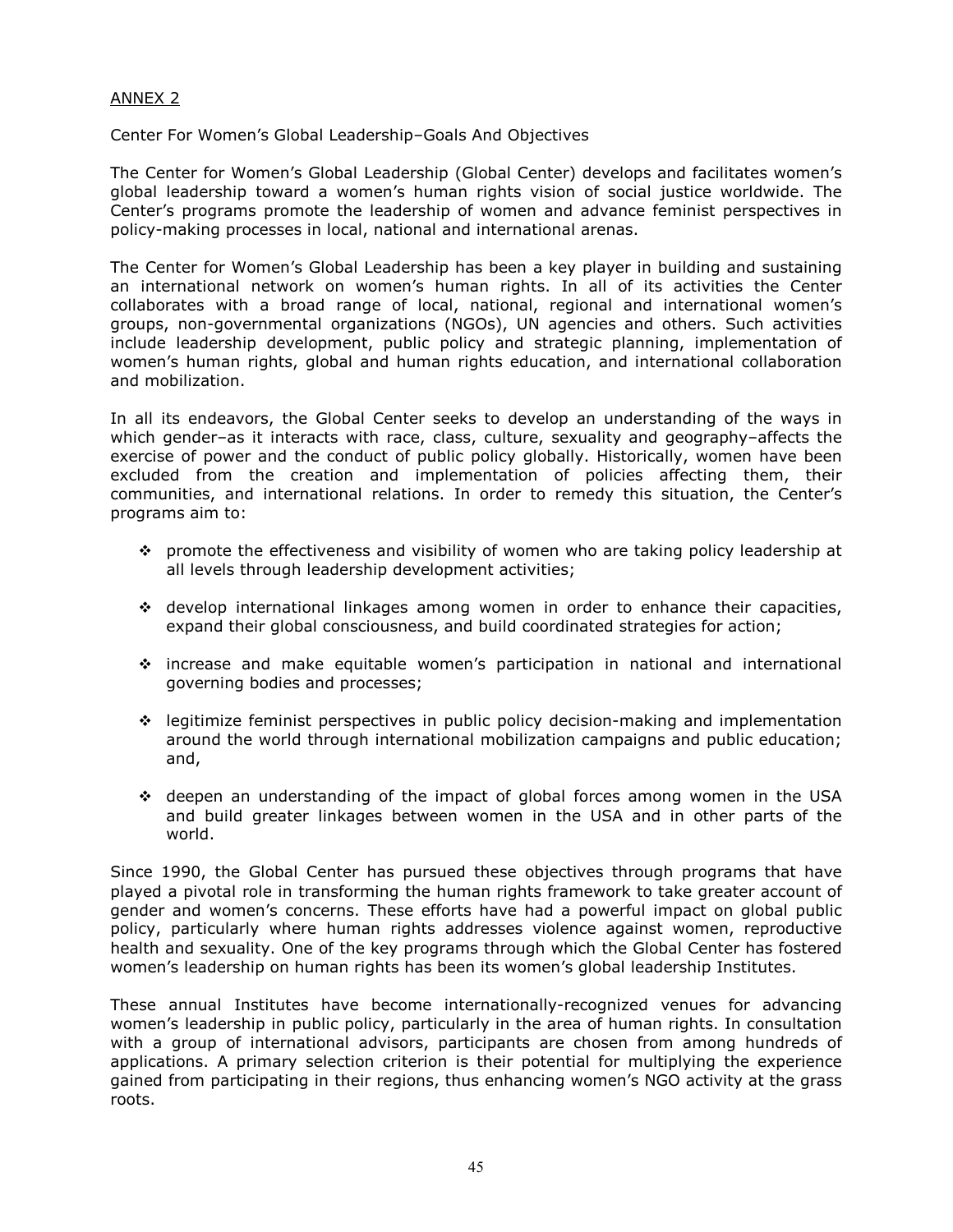ANNEX 2

Center For Women's Global Leadership–Goals And Objectives

The Center for Women's Global Leadership (Global Center) develops and facilitates women's global leadership toward a women's human rights vision of social justice worldwide. The Center's programs promote the leadership of women and advance feminist perspectives in policy-making processes in local, national and international arenas.

The Center for Women's Global Leadership has been a key player in building and sustaining an international network on women's human rights. In all of its activities the Center collaborates with a broad range of local, national, regional and international women's groups, non-governmental organizations (NGOs), UN agencies and others. Such activities include leadership development, public policy and strategic planning, implementation of women's human rights, global and human rights education, and international collaboration and mobilization.

In all its endeavors, the Global Center seeks to develop an understanding of the ways in which gender–as it interacts with race, class, culture, sexuality and geography–affects the exercise of power and the conduct of public policy globally. Historically, women have been excluded from the creation and implementation of policies affecting them, their communities, and international relations. In order to remedy this situation, the Center's programs aim to:

- promote the effectiveness and visibility of women who are taking policy leadership at all levels through leadership development activities;
- develop international linkages among women in order to enhance their capacities, expand their global consciousness, and build coordinated strategies for action;
- increase and make equitable women's participation in national and international governing bodies and processes;
- legitimize feminist perspectives in public policy decision-making and implementation around the world through international mobilization campaigns and public education; and,
- deepen an understanding of the impact of global forces among women in the USA and build greater linkages between women in the USA and in other parts of the world.

Since 1990, the Global Center has pursued these objectives through programs that have played a pivotal role in transforming the human rights framework to take greater account of gender and women's concerns. These efforts have had a powerful impact on global public policy, particularly where human rights addresses violence against women, reproductive health and sexuality. One of the key programs through which the Global Center has fostered women's leadership on human rights has been its women's global leadership Institutes.

These annual Institutes have become internationally-recognized venues for advancing women's leadership in public policy, particularly in the area of human rights. In consultation with a group of international advisors, participants are chosen from among hundreds of applications. A primary selection criterion is their potential for multiplying the experience gained from participating in their regions, thus enhancing women's NGO activity at the grass roots.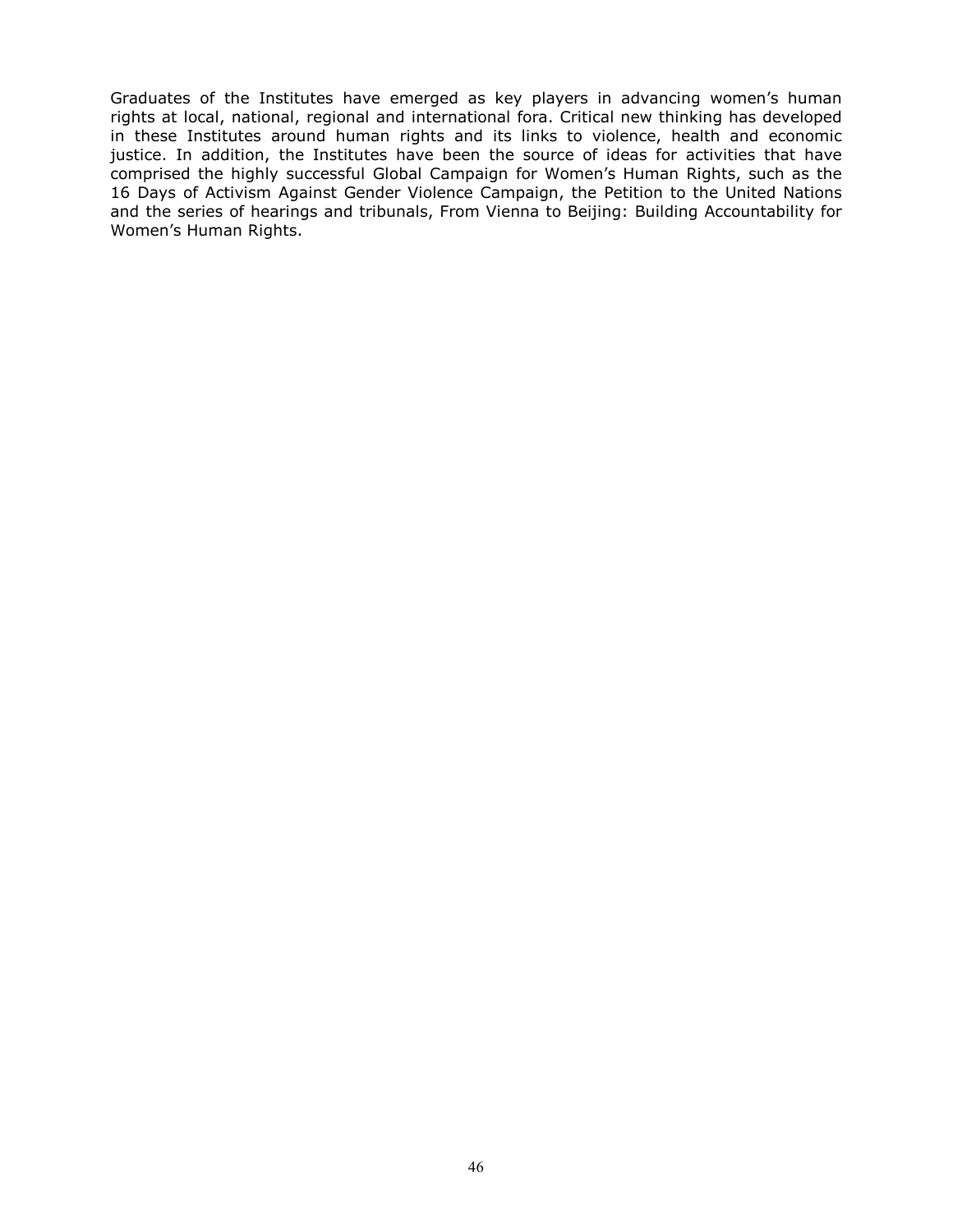Graduates of the Institutes have emerged as key players in advancing women's human rights at local, national, regional and international fora. Critical new thinking has developed in these Institutes around human rights and its links to violence, health and economic justice. In addition, the Institutes have been the source of ideas for activities that have comprised the highly successful Global Campaign for Women's Human Rights, such as the 16 Days of Activism Against Gender Violence Campaign, the Petition to the United Nations and the series of hearings and tribunals, From Vienna to Beijing: Building Accountability for Women's Human Rights.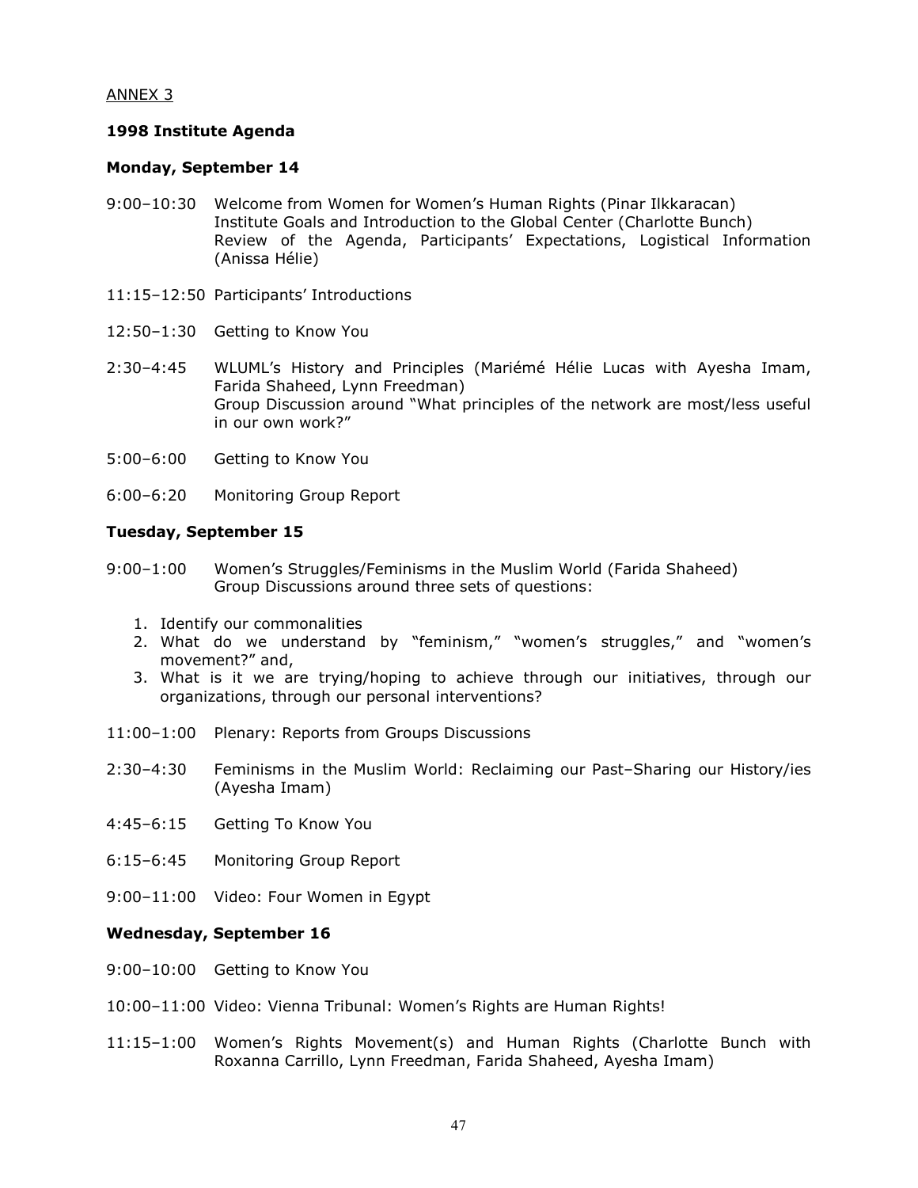ANNEX 3

**1998 Institute Agenda**

**Monday, September 14**

9:00–10:30 Welcome from Women for Women's Human Rights (Pinar Ilkkaracan)
Institute Goals and Introduction to the Global Center (Charlotte Bunch)
Review of the Agenda, Participants' Expectations, Logistical Information (Anissa Hélie)

11:15–12:50 Participants' Introductions

12:50–1:30 Getting to Know You

2:30–4:45 WLUML's History and Principles (Mariémé Hélie Lucas with Ayesha Imam, Farida Shaheed, Lynn Freedman)
Group Discussion around "What principles of the network are most/less useful in our own work?"

5:00–6:00 Getting to Know You

6:00–6:20 Monitoring Group Report

**Tuesday, September 15**

9:00–1:00 Women's Struggles/Feminisms in the Muslim World (Farida Shaheed)
Group Discussions around three sets of questions:

1. Identify our commonalities
2. What do we understand by "feminism," "women's struggles," and "women's movement?" and,
3. What is it we are trying/hoping to achieve through our initiatives, through our organizations, through our personal interventions?

11:00–1:00 Plenary: Reports from Groups Discussions

2:30–4:30 Feminisms in the Muslim World: Reclaiming our Past–Sharing our History/ies (Ayesha Imam)

4:45–6:15 Getting To Know You

6:15–6:45 Monitoring Group Report

9:00–11:00 Video: Four Women in Egypt

**Wednesday, September 16**

9:00–10:00 Getting to Know You

10:00–11:00 Video: Vienna Tribunal: Women's Rights are Human Rights!

11:15–1:00 Women's Rights Movement(s) and Human Rights (Charlotte Bunch with Roxanna Carrillo, Lynn Freedman, Farida Shaheed, Ayesha Imam)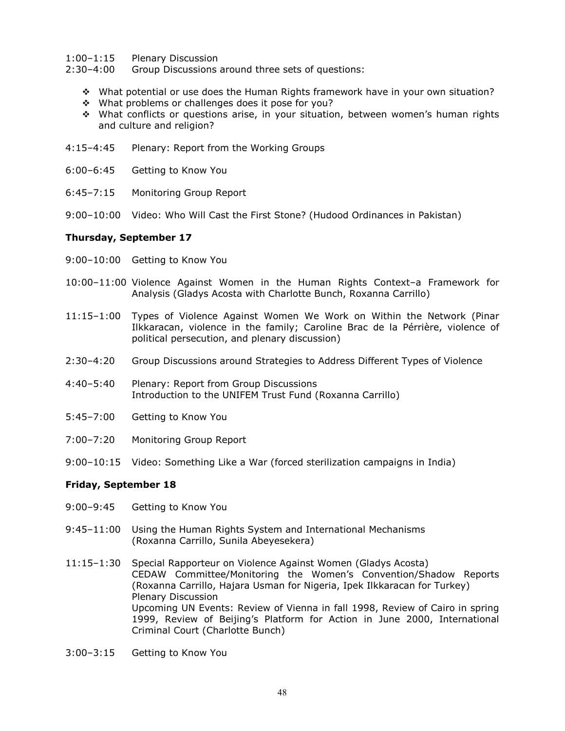1:00–1:15 Plenary Discussion

2:30–4:00 Group Discussions around three sets of questions:

- What potential or use does the Human Rights framework have in your own situation?
- What problems or challenges does it pose for you?
- What conflicts or questions arise, in your situation, between women's human rights and culture and religion?

4:15–4:45 Plenary: Report from the Working Groups

6:00–6:45 Getting to Know You

6:45–7:15 Monitoring Group Report

9:00–10:00 Video: Who Will Cast the First Stone? (Hudood Ordinances in Pakistan)

**Thursday, September 17**

9:00–10:00 Getting to Know You

10:00–11:00 Violence Against Women in the Human Rights Context–a Framework for Analysis (Gladys Acosta with Charlotte Bunch, Roxanna Carrillo)

11:15–1:00 Types of Violence Against Women We Work on Within the Network (Pinar Ilkkaracan, violence in the family; Caroline Brac de la Pérrière, violence of political persecution, and plenary discussion)

2:30–4:20 Group Discussions around Strategies to Address Different Types of Violence

4:40–5:40 Plenary: Report from Group Discussions
Introduction to the UNIFEM Trust Fund (Roxanna Carrillo)

5:45–7:00 Getting to Know You

7:00–7:20 Monitoring Group Report

9:00–10:15 Video: Something Like a War (forced sterilization campaigns in India)

**Friday, September 18**

9:00–9:45 Getting to Know You

9:45–11:00 Using the Human Rights System and International Mechanisms
(Roxanna Carrillo, Sunila Abeyesekera)

11:15–1:30 Special Rapporteur on Violence Against Women (Gladys Acosta)
CEDAW Committee/Monitoring the Women's Convention/Shadow Reports (Roxanna Carrillo, Hajara Usman for Nigeria, Ipek Ilkkaracan for Turkey)
Plenary Discussion
Upcoming UN Events: Review of Vienna in fall 1998, Review of Cairo in spring 1999, Review of Beijing's Platform for Action in June 2000, International Criminal Court (Charlotte Bunch)

3:00–3:15 Getting to Know You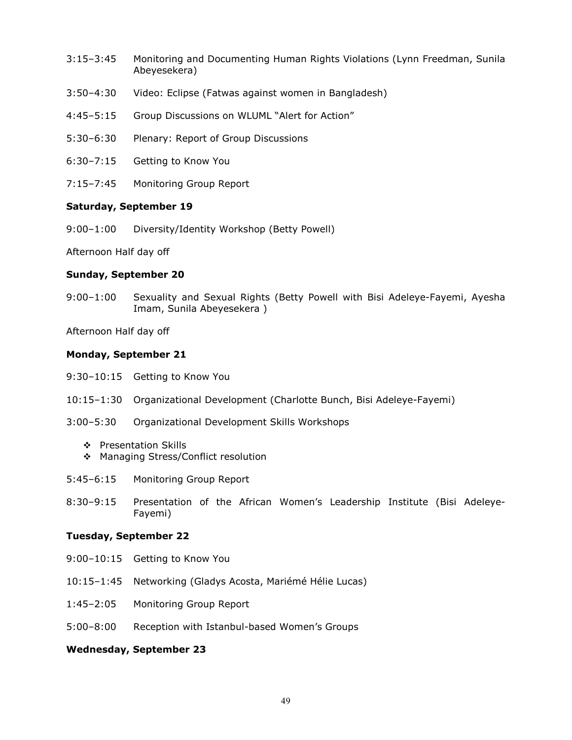3:15–3:45 Monitoring and Documenting Human Rights Violations (Lynn Freedman, Sunila Abeyesekera)

3:50–4:30 Video: Eclipse (Fatwas against women in Bangladesh)

4:45–5:15 Group Discussions on WLUML "Alert for Action"

5:30–6:30 Plenary: Report of Group Discussions

6:30–7:15 Getting to Know You

7:15–7:45 Monitoring Group Report

**Saturday, September 19**

9:00–1:00 Diversity/Identity Workshop (Betty Powell)

Afternoon Half day off

**Sunday, September 20**

9:00–1:00 Sexuality and Sexual Rights (Betty Powell with Bisi Adeleye-Fayemi, Ayesha Imam, Sunila Abeyesekera )

Afternoon Half day off

**Monday, September 21**

9:30–10:15 Getting to Know You

10:15–1:30 Organizational Development (Charlotte Bunch, Bisi Adeleye-Fayemi)

3:00–5:30 Organizational Development Skills Workshops

- Presentation Skills
- Managing Stress/Conflict resolution

5:45–6:15 Monitoring Group Report

8:30–9:15 Presentation of the African Women's Leadership Institute (Bisi Adeleye-Fayemi)

**Tuesday, September 22**

9:00–10:15 Getting to Know You

10:15–1:45 Networking (Gladys Acosta, Mariémé Hélie Lucas)

1:45–2:05 Monitoring Group Report

5:00–8:00 Reception with Istanbul-based Women's Groups

**Wednesday, September 23**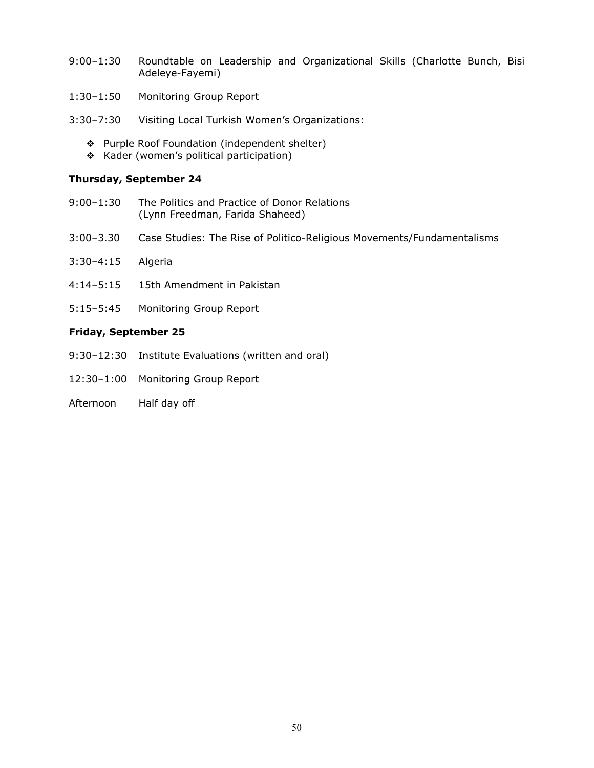9:00–1:30 Roundtable on Leadership and Organizational Skills (Charlotte Bunch, Bisi Adeleye-Fayemi)

1:30–1:50 Monitoring Group Report

3:30–7:30 Visiting Local Turkish Women's Organizations:

- Purple Roof Foundation (independent shelter)
- Kader (women's political participation)

**Thursday, September 24**

9:00–1:30 The Politics and Practice of Donor Relations (Lynn Freedman, Farida Shaheed)

3:00–3.30 Case Studies: The Rise of Politico-Religious Movements/Fundamentalisms

3:30–4:15 Algeria

4:14–5:15 15th Amendment in Pakistan

5:15–5:45 Monitoring Group Report

**Friday, September 25**

9:30–12:30 Institute Evaluations (written and oral)

12:30–1:00 Monitoring Group Report

Afternoon Half day off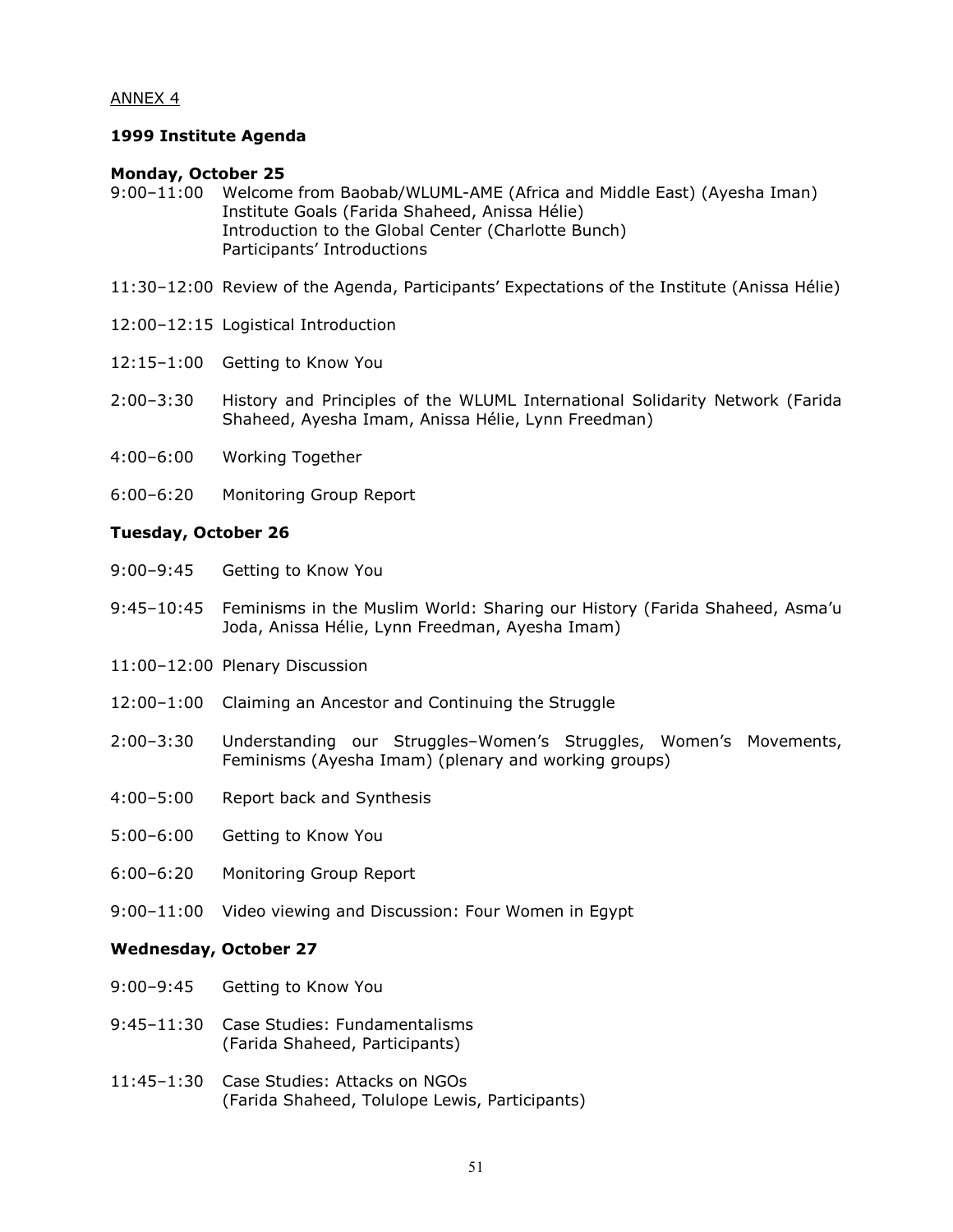ANNEX 4

**1999 Institute Agenda**

**Monday, October 25**

9:00–11:00 Welcome from Baobab/WLUML-AME (Africa and Middle East) (Ayesha Iman)
Institute Goals (Farida Shaheed, Anissa Hélie)
Introduction to the Global Center (Charlotte Bunch)
Participants' Introductions

11:30–12:00 Review of the Agenda, Participants' Expectations of the Institute (Anissa Hélie)

12:00–12:15 Logistical Introduction

12:15–1:00 Getting to Know You

2:00–3:30 History and Principles of the WLUML International Solidarity Network (Farida Shaheed, Ayesha Imam, Anissa Hélie, Lynn Freedman)

4:00–6:00 Working Together

6:00–6:20 Monitoring Group Report

**Tuesday, October 26**

9:00–9:45 Getting to Know You

9:45–10:45 Feminisms in the Muslim World: Sharing our History (Farida Shaheed, Asma'u Joda, Anissa Hélie, Lynn Freedman, Ayesha Imam)

11:00–12:00 Plenary Discussion

12:00–1:00 Claiming an Ancestor and Continuing the Struggle

2:00–3:30 Understanding our Struggles–Women's Struggles, Women's Movements, Feminisms (Ayesha Imam) (plenary and working groups)

4:00–5:00 Report back and Synthesis

5:00–6:00 Getting to Know You

6:00–6:20 Monitoring Group Report

9:00–11:00 Video viewing and Discussion: Four Women in Egypt

**Wednesday, October 27**

9:00–9:45 Getting to Know You

9:45–11:30 Case Studies: Fundamentalisms
(Farida Shaheed, Participants)

11:45–1:30 Case Studies: Attacks on NGOs
(Farida Shaheed, Tolulope Lewis, Participants)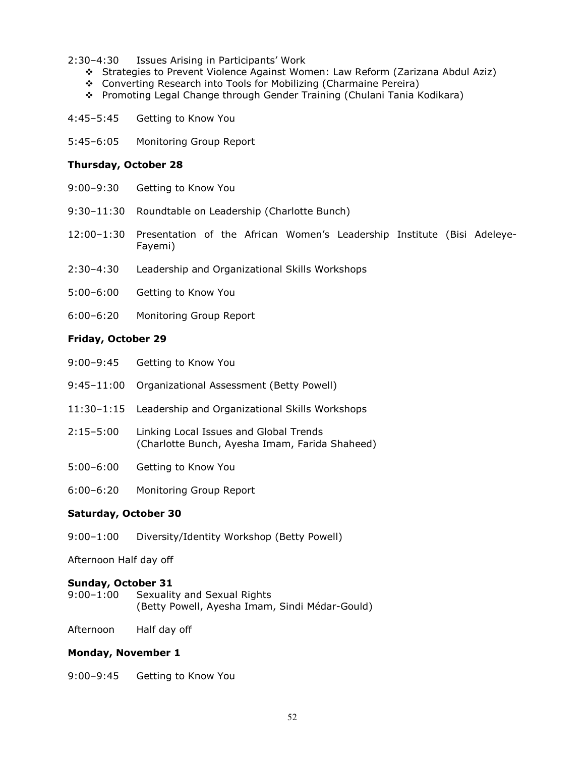2:30–4:30 Issues Arising in Participants' Work

- Strategies to Prevent Violence Against Women: Law Reform (Zarizana Abdul Aziz)
- Converting Research into Tools for Mobilizing (Charmaine Pereira)
- Promoting Legal Change through Gender Training (Chulani Tania Kodikara)

4:45–5:45 Getting to Know You

5:45–6:05 Monitoring Group Report

**Thursday, October 28**

9:00–9:30 Getting to Know You

9:30–11:30 Roundtable on Leadership (Charlotte Bunch)

12:00–1:30 Presentation of the African Women's Leadership Institute (Bisi Adeleye-Fayemi)

2:30–4:30 Leadership and Organizational Skills Workshops

5:00–6:00 Getting to Know You

6:00–6:20 Monitoring Group Report

**Friday, October 29**

9:00–9:45 Getting to Know You

9:45–11:00 Organizational Assessment (Betty Powell)

11:30–1:15 Leadership and Organizational Skills Workshops

2:15–5:00 Linking Local Issues and Global Trends
(Charlotte Bunch, Ayesha Imam, Farida Shaheed)

5:00–6:00 Getting to Know You

6:00–6:20 Monitoring Group Report

**Saturday, October 30**

9:00–1:00 Diversity/Identity Workshop (Betty Powell)

Afternoon Half day off

**Sunday, October 31**

9:00–1:00 Sexuality and Sexual Rights
(Betty Powell, Ayesha Imam, Sindi Médar-Gould)

Afternoon Half day off

**Monday, November 1**

9:00–9:45 Getting to Know You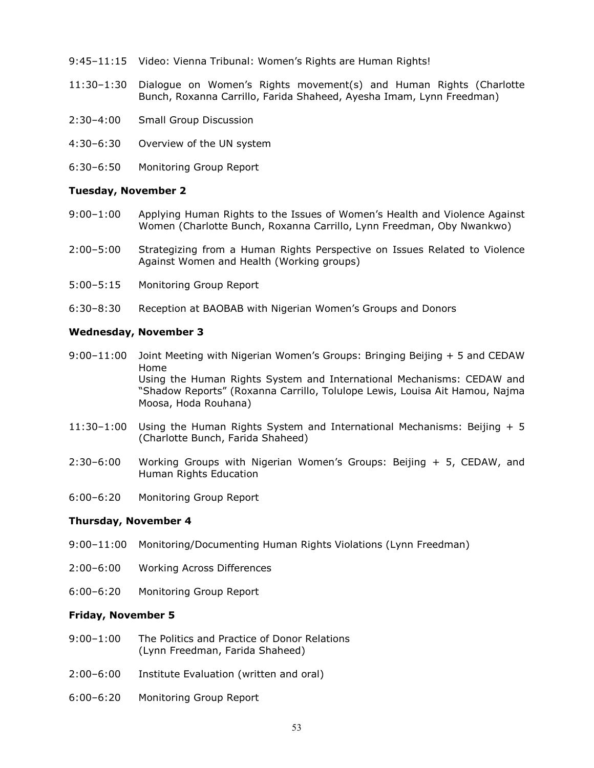9:45–11:15 Video: Vienna Tribunal: Women's Rights are Human Rights!

11:30–1:30 Dialogue on Women's Rights movement(s) and Human Rights (Charlotte Bunch, Roxanna Carrillo, Farida Shaheed, Ayesha Imam, Lynn Freedman)

2:30–4:00 Small Group Discussion

4:30–6:30 Overview of the UN system

6:30–6:50 Monitoring Group Report

**Tuesday, November 2**

9:00–1:00 Applying Human Rights to the Issues of Women's Health and Violence Against Women (Charlotte Bunch, Roxanna Carrillo, Lynn Freedman, Oby Nwankwo)

2:00–5:00 Strategizing from a Human Rights Perspective on Issues Related to Violence Against Women and Health (Working groups)

5:00–5:15 Monitoring Group Report

6:30–8:30 Reception at BAOBAB with Nigerian Women's Groups and Donors

**Wednesday, November 3**

9:00–11:00 Joint Meeting with Nigerian Women's Groups: Bringing Beijing + 5 and CEDAW Home
Using the Human Rights System and International Mechanisms: CEDAW and "Shadow Reports" (Roxanna Carrillo, Tolulope Lewis, Louisa Ait Hamou, Najma Moosa, Hoda Rouhana)

11:30–1:00 Using the Human Rights System and International Mechanisms: Beijing + 5 (Charlotte Bunch, Farida Shaheed)

2:30–6:00 Working Groups with Nigerian Women's Groups: Beijing + 5, CEDAW, and Human Rights Education

6:00–6:20 Monitoring Group Report

**Thursday, November 4**

9:00–11:00 Monitoring/Documenting Human Rights Violations (Lynn Freedman)

2:00–6:00 Working Across Differences

6:00–6:20 Monitoring Group Report

**Friday, November 5**

9:00–1:00 The Politics and Practice of Donor Relations
(Lynn Freedman, Farida Shaheed)

2:00–6:00 Institute Evaluation (written and oral)

6:00–6:20 Monitoring Group Report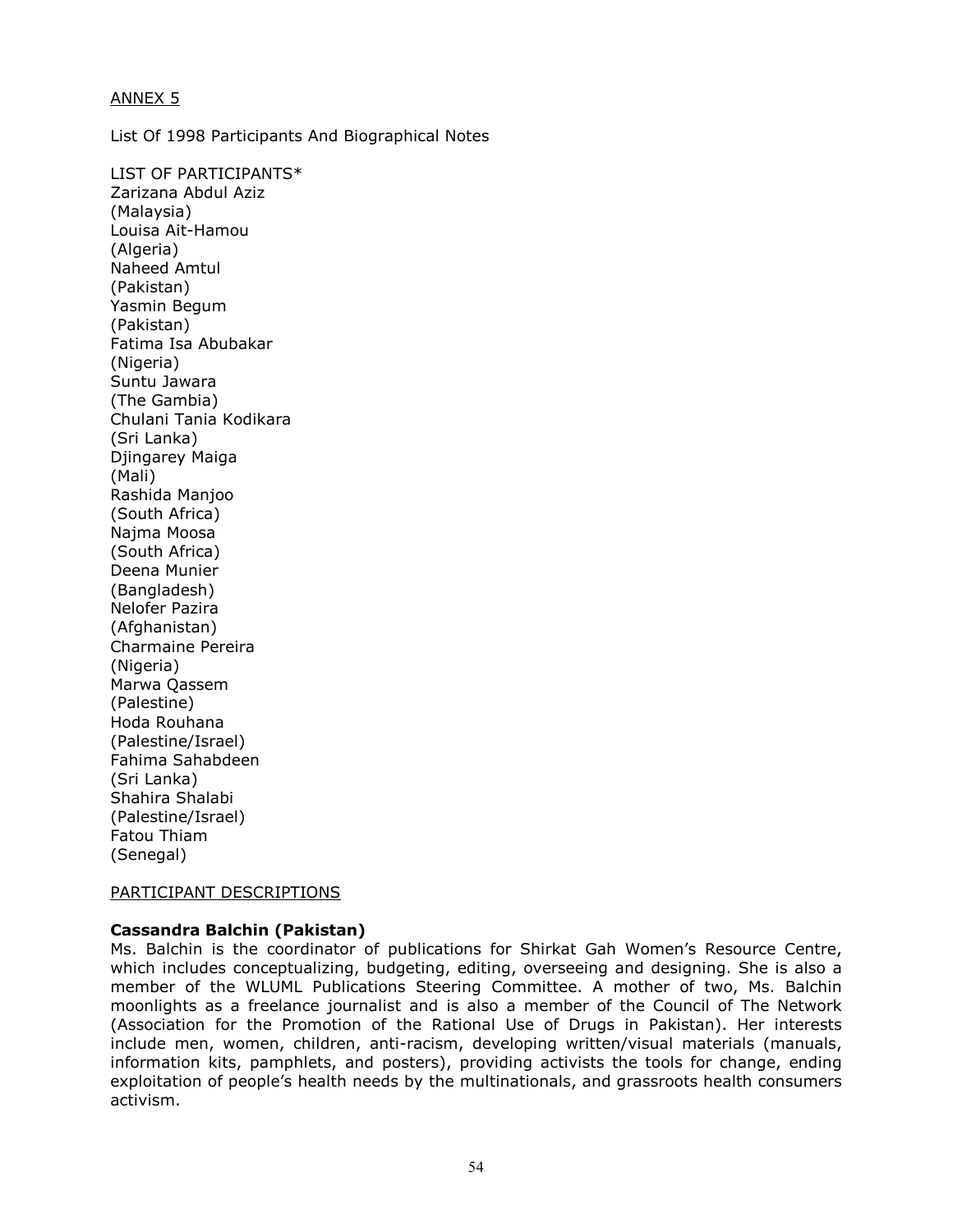ANNEX 5

List Of 1998 Participants And Biographical Notes

LIST OF PARTICIPANTS*

Zarizana Abdul Aziz
(Malaysia)
Louisa Ait-Hamou
(Algeria)
Naheed Amtul
(Pakistan)
Yasmin Begum
(Pakistan)
Fatima Isa Abubakar
(Nigeria)
Suntu Jawara
(The Gambia)
Chulani Tania Kodikara
(Sri Lanka)
Djingarey Maiga
(Mali)
Rashida Manjoo
(South Africa)
Najma Moosa
(South Africa)
Deena Munier
(Bangladesh)
Nelofer Pazira
(Afghanistan)
Charmaine Pereira
(Nigeria)
Marwa Qassem
(Palestine)
Hoda Rouhana
(Palestine/Israel)
Fahima Sahabdeen
(Sri Lanka)
Shahira Shalabi
(Palestine/Israel)
Fatou Thiam
(Senegal)

PARTICIPANT DESCRIPTIONS

**Cassandra Balchin (Pakistan)**

Ms. Balchin is the coordinator of publications for Shirkat Gah Women's Resource Centre, which includes conceptualizing, budgeting, editing, overseeing and designing. She is also a member of the WLUML Publications Steering Committee. A mother of two, Ms. Balchin moonlights as a freelance journalist and is also a member of the Council of The Network (Association for the Promotion of the Rational Use of Drugs in Pakistan). Her interests include men, women, children, anti-racism, developing written/visual materials (manuals, information kits, pamphlets, and posters), providing activists the tools for change, ending exploitation of people's health needs by the multinationals, and grassroots health consumers activism.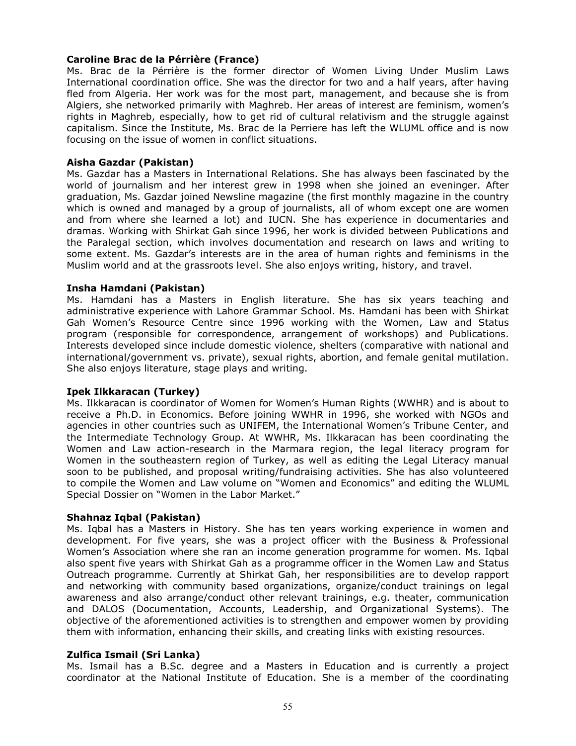**Caroline Brac de la Pérrière (France)**
Ms. Brac de la Pérrière is the former director of Women Living Under Muslim Laws International coordination office. She was the director for two and a half years, after having fled from Algeria. Her work was for the most part, management, and because she is from Algiers, she networked primarily with Maghreb. Her areas of interest are feminism, women's rights in Maghreb, especially, how to get rid of cultural relativism and the struggle against capitalism. Since the Institute, Ms. Brac de la Perriere has left the WLUML office and is now focusing on the issue of women in conflict situations.

**Aisha Gazdar (Pakistan)**
Ms. Gazdar has a Masters in International Relations. She has always been fascinated by the world of journalism and her interest grew in 1998 when she joined an eveninger. After graduation, Ms. Gazdar joined Newsline magazine (the first monthly magazine in the country which is owned and managed by a group of journalists, all of whom except one are women and from where she learned a lot) and IUCN. She has experience in documentaries and dramas. Working with Shirkat Gah since 1996, her work is divided between Publications and the Paralegal section, which involves documentation and research on laws and writing to some extent. Ms. Gazdar's interests are in the area of human rights and feminisms in the Muslim world and at the grassroots level. She also enjoys writing, history, and travel.

**Insha Hamdani (Pakistan)**
Ms. Hamdani has a Masters in English literature. She has six years teaching and administrative experience with Lahore Grammar School. Ms. Hamdani has been with Shirkat Gah Women's Resource Centre since 1996 working with the Women, Law and Status program (responsible for correspondence, arrangement of workshops) and Publications. Interests developed since include domestic violence, shelters (comparative with national and international/government vs. private), sexual rights, abortion, and female genital mutilation. She also enjoys literature, stage plays and writing.

**Ipek Ilkkaracan (Turkey)**
Ms. Ilkkaracan is coordinator of Women for Women's Human Rights (WWHR) and is about to receive a Ph.D. in Economics. Before joining WWHR in 1996, she worked with NGOs and agencies in other countries such as UNIFEM, the International Women's Tribune Center, and the Intermediate Technology Group. At WWHR, Ms. Ilkkaracan has been coordinating the Women and Law action-research in the Marmara region, the legal literacy program for Women in the southeastern region of Turkey, as well as editing the Legal Literacy manual soon to be published, and proposal writing/fundraising activities. She has also volunteered to compile the Women and Law volume on "Women and Economics" and editing the WLUML Special Dossier on "Women in the Labor Market."

**Shahnaz Iqbal (Pakistan)**
Ms. Iqbal has a Masters in History. She has ten years working experience in women and development. For five years, she was a project officer with the Business & Professional Women's Association where she ran an income generation programme for women. Ms. Iqbal also spent five years with Shirkat Gah as a programme officer in the Women Law and Status Outreach programme. Currently at Shirkat Gah, her responsibilities are to develop rapport and networking with community based organizations, organize/conduct trainings on legal awareness and also arrange/conduct other relevant trainings, e.g. theater, communication and DALOS (Documentation, Accounts, Leadership, and Organizational Systems). The objective of the aforementioned activities is to strengthen and empower women by providing them with information, enhancing their skills, and creating links with existing resources.

**Zulfica Ismail (Sri Lanka)**
Ms. Ismail has a B.Sc. degree and a Masters in Education and is currently a project coordinator at the National Institute of Education. She is a member of the coordinating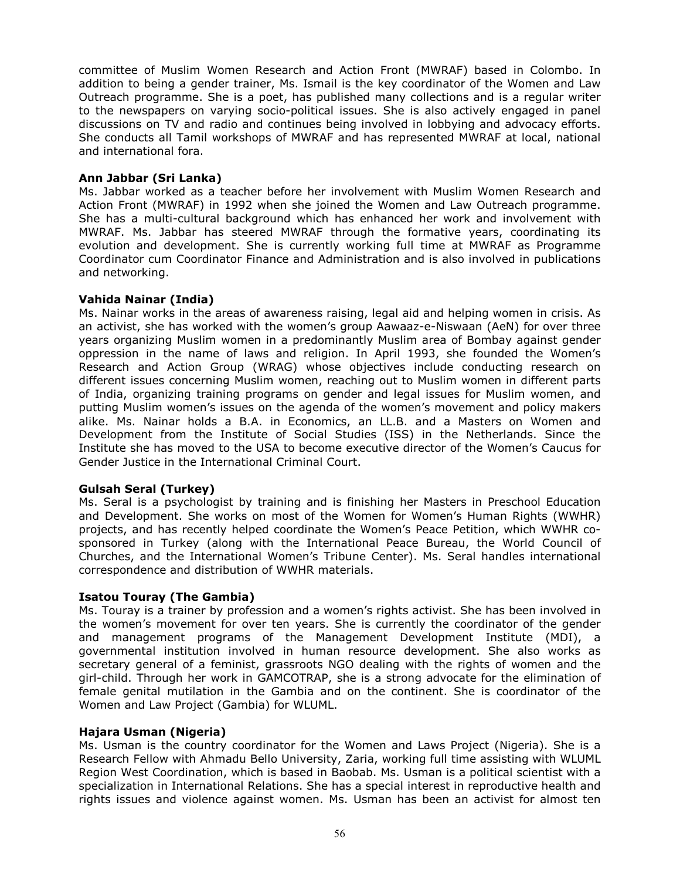committee of Muslim Women Research and Action Front (MWRAF) based in Colombo. In addition to being a gender trainer, Ms. Ismail is the key coordinator of the Women and Law Outreach programme. She is a poet, has published many collections and is a regular writer to the newspapers on varying socio-political issues. She is also actively engaged in panel discussions on TV and radio and continues being involved in lobbying and advocacy efforts. She conducts all Tamil workshops of MWRAF and has represented MWRAF at local, national and international fora.

**Ann Jabbar (Sri Lanka)**
Ms. Jabbar worked as a teacher before her involvement with Muslim Women Research and Action Front (MWRAF) in 1992 when she joined the Women and Law Outreach programme. She has a multi-cultural background which has enhanced her work and involvement with MWRAF. Ms. Jabbar has steered MWRAF through the formative years, coordinating its evolution and development. She is currently working full time at MWRAF as Programme Coordinator cum Coordinator Finance and Administration and is also involved in publications and networking.

**Vahida Nainar (India)**
Ms. Nainar works in the areas of awareness raising, legal aid and helping women in crisis. As an activist, she has worked with the women's group Aawaaz-e-Niswaan (AeN) for over three years organizing Muslim women in a predominantly Muslim area of Bombay against gender oppression in the name of laws and religion. In April 1993, she founded the Women's Research and Action Group (WRAG) whose objectives include conducting research on different issues concerning Muslim women, reaching out to Muslim women in different parts of India, organizing training programs on gender and legal issues for Muslim women, and putting Muslim women's issues on the agenda of the women's movement and policy makers alike. Ms. Nainar holds a B.A. in Economics, an LL.B. and a Masters on Women and Development from the Institute of Social Studies (ISS) in the Netherlands. Since the Institute she has moved to the USA to become executive director of the Women's Caucus for Gender Justice in the International Criminal Court.

**Gulsah Seral (Turkey)**
Ms. Seral is a psychologist by training and is finishing her Masters in Preschool Education and Development. She works on most of the Women for Women's Human Rights (WWHR) projects, and has recently helped coordinate the Women's Peace Petition, which WWHR co-sponsored in Turkey (along with the International Peace Bureau, the World Council of Churches, and the International Women's Tribune Center). Ms. Seral handles international correspondence and distribution of WWHR materials.

**Isatou Touray (The Gambia)**
Ms. Touray is a trainer by profession and a women's rights activist. She has been involved in the women's movement for over ten years. She is currently the coordinator of the gender and management programs of the Management Development Institute (MDI), a governmental institution involved in human resource development. She also works as secretary general of a feminist, grassroots NGO dealing with the rights of women and the girl-child. Through her work in GAMCOTRAP, she is a strong advocate for the elimination of female genital mutilation in the Gambia and on the continent. She is coordinator of the Women and Law Project (Gambia) for WLUML.

**Hajara Usman (Nigeria)**
Ms. Usman is the country coordinator for the Women and Laws Project (Nigeria). She is a Research Fellow with Ahmadu Bello University, Zaria, working full time assisting with WLUML Region West Coordination, which is based in Baobab. Ms. Usman is a political scientist with a specialization in International Relations. She has a special interest in reproductive health and rights issues and violence against women. Ms. Usman has been an activist for almost ten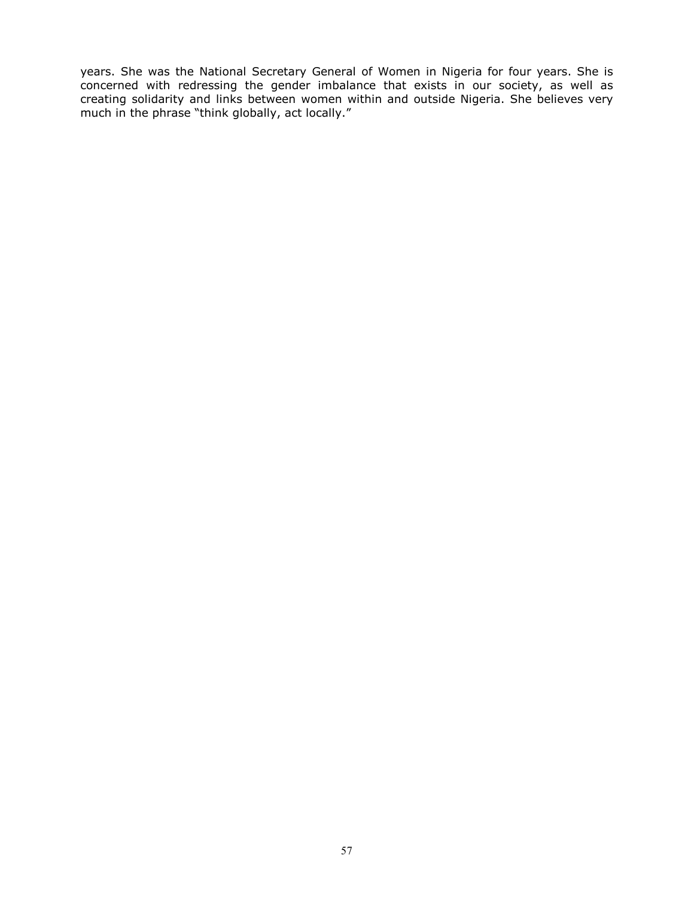years. She was the National Secretary General of Women in Nigeria for four years. She is concerned with redressing the gender imbalance that exists in our society, as well as creating solidarity and links between women within and outside Nigeria. She believes very much in the phrase "think globally, act locally."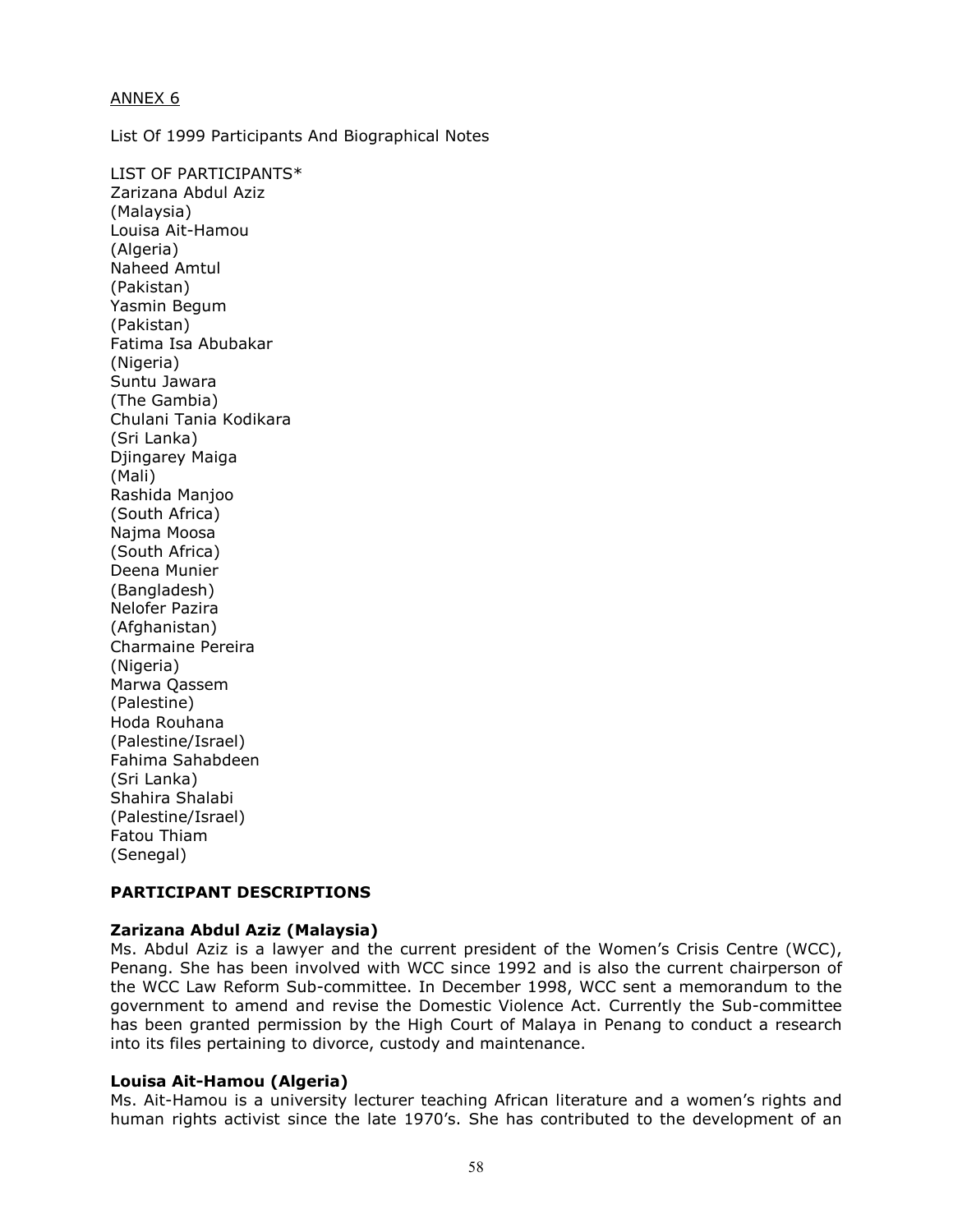ANNEX 6

List Of 1999 Participants And Biographical Notes

LIST OF PARTICIPANTS*

Zarizana Abdul Aziz
(Malaysia)
Louisa Ait-Hamou
(Algeria)
Naheed Amtul
(Pakistan)
Yasmin Begum
(Pakistan)
Fatima Isa Abubakar
(Nigeria)
Suntu Jawara
(The Gambia)
Chulani Tania Kodikara
(Sri Lanka)
Djingarey Maiga
(Mali)
Rashida Manjoo
(South Africa)
Najma Moosa
(South Africa)
Deena Munier
(Bangladesh)
Nelofer Pazira
(Afghanistan)
Charmaine Pereira
(Nigeria)
Marwa Qassem
(Palestine)
Hoda Rouhana
(Palestine/Israel)
Fahima Sahabdeen
(Sri Lanka)
Shahira Shalabi
(Palestine/Israel)
Fatou Thiam
(Senegal)

**PARTICIPANT DESCRIPTIONS**

**Zarizana Abdul Aziz (Malaysia)**

Ms. Abdul Aziz is a lawyer and the current president of the Women's Crisis Centre (WCC), Penang. She has been involved with WCC since 1992 and is also the current chairperson of the WCC Law Reform Sub-committee. In December 1998, WCC sent a memorandum to the government to amend and revise the Domestic Violence Act. Currently the Sub-committee has been granted permission by the High Court of Malaya in Penang to conduct a research into its files pertaining to divorce, custody and maintenance.

**Louisa Ait-Hamou (Algeria)**

Ms. Ait-Hamou is a university lecturer teaching African literature and a women's rights and human rights activist since the late 1970's. She has contributed to the development of an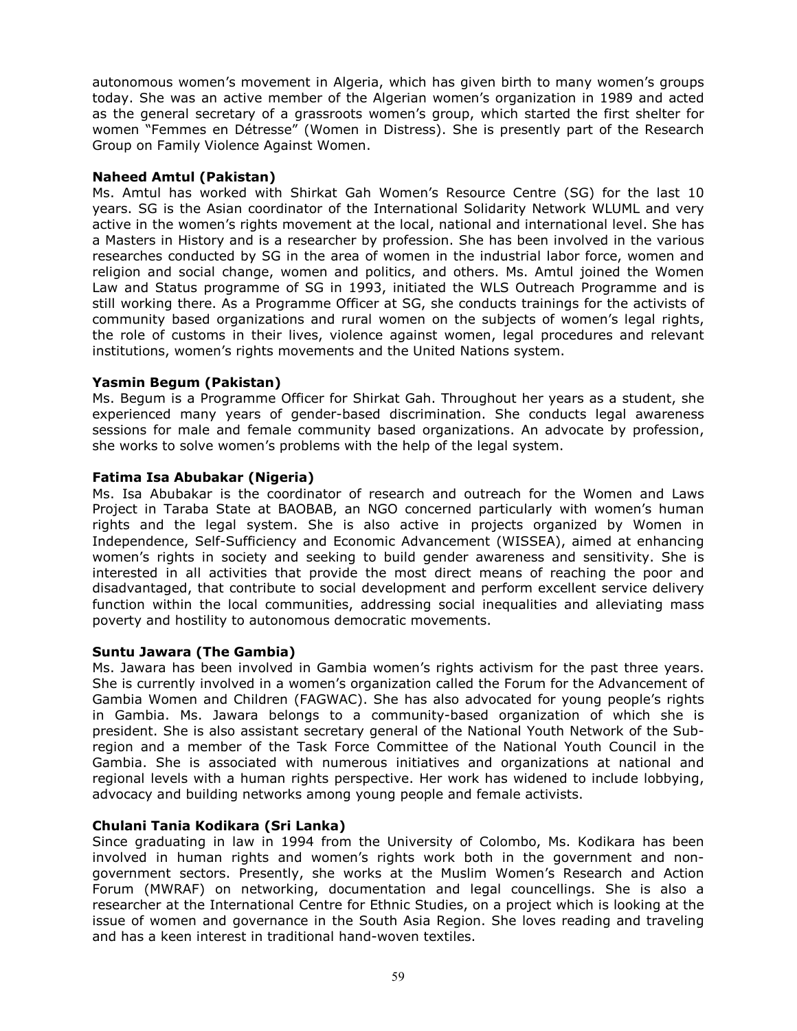autonomous women's movement in Algeria, which has given birth to many women's groups today. She was an active member of the Algerian women's organization in 1989 and acted as the general secretary of a grassroots women's group, which started the first shelter for women "Femmes en Détresse" (Women in Distress). She is presently part of the Research Group on Family Violence Against Women.

**Naheed Amtul (Pakistan)**
Ms. Amtul has worked with Shirkat Gah Women's Resource Centre (SG) for the last 10 years. SG is the Asian coordinator of the International Solidarity Network WLUML and very active in the women's rights movement at the local, national and international level. She has a Masters in History and is a researcher by profession. She has been involved in the various researches conducted by SG in the area of women in the industrial labor force, women and religion and social change, women and politics, and others. Ms. Amtul joined the Women Law and Status programme of SG in 1993, initiated the WLS Outreach Programme and is still working there. As a Programme Officer at SG, she conducts trainings for the activists of community based organizations and rural women on the subjects of women's legal rights, the role of customs in their lives, violence against women, legal procedures and relevant institutions, women's rights movements and the United Nations system.

**Yasmin Begum (Pakistan)**
Ms. Begum is a Programme Officer for Shirkat Gah. Throughout her years as a student, she experienced many years of gender-based discrimination. She conducts legal awareness sessions for male and female community based organizations. An advocate by profession, she works to solve women's problems with the help of the legal system.

**Fatima Isa Abubakar (Nigeria)**
Ms. Isa Abubakar is the coordinator of research and outreach for the Women and Laws Project in Taraba State at BAOBAB, an NGO concerned particularly with women's human rights and the legal system. She is also active in projects organized by Women in Independence, Self-Sufficiency and Economic Advancement (WISSEA), aimed at enhancing women's rights in society and seeking to build gender awareness and sensitivity. She is interested in all activities that provide the most direct means of reaching the poor and disadvantaged, that contribute to social development and perform excellent service delivery function within the local communities, addressing social inequalities and alleviating mass poverty and hostility to autonomous democratic movements.

**Suntu Jawara (The Gambia)**
Ms. Jawara has been involved in Gambia women's rights activism for the past three years. She is currently involved in a women's organization called the Forum for the Advancement of Gambia Women and Children (FAGWAC). She has also advocated for young people's rights in Gambia. Ms. Jawara belongs to a community-based organization of which she is president. She is also assistant secretary general of the National Youth Network of the Sub-region and a member of the Task Force Committee of the National Youth Council in the Gambia. She is associated with numerous initiatives and organizations at national and regional levels with a human rights perspective. Her work has widened to include lobbying, advocacy and building networks among young people and female activists.

**Chulani Tania Kodikara (Sri Lanka)**
Since graduating in law in 1994 from the University of Colombo, Ms. Kodikara has been involved in human rights and women's rights work both in the government and non-government sectors. Presently, she works at the Muslim Women's Research and Action Forum (MWRAF) on networking, documentation and legal councellings. She is also a researcher at the International Centre for Ethnic Studies, on a project which is looking at the issue of women and governance in the South Asia Region. She loves reading and traveling and has a keen interest in traditional hand-woven textiles.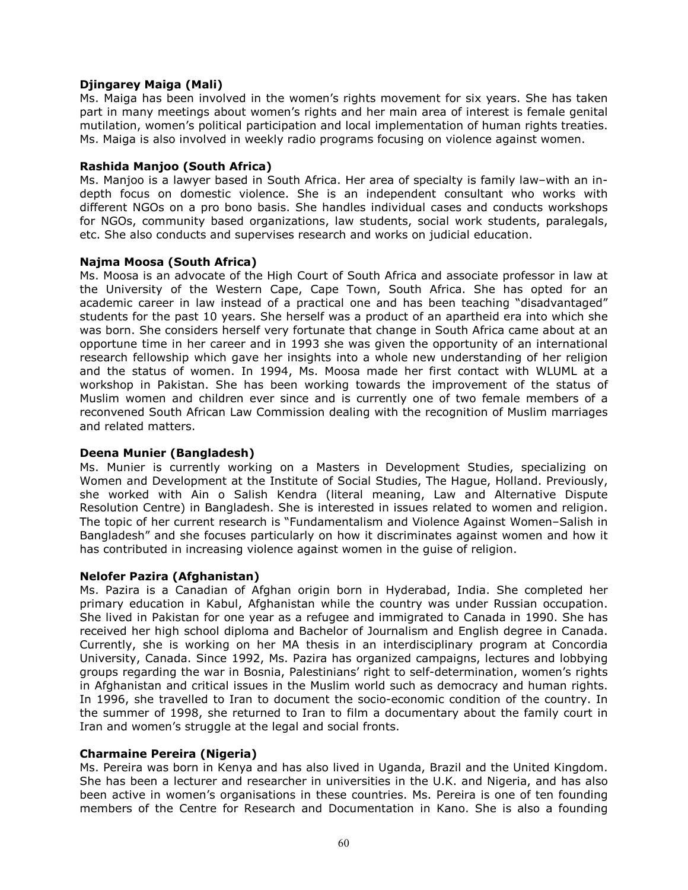**Djingarey Maiga (Mali)**
Ms. Maiga has been involved in the women's rights movement for six years. She has taken part in many meetings about women's rights and her main area of interest is female genital mutilation, women's political participation and local implementation of human rights treaties. Ms. Maiga is also involved in weekly radio programs focusing on violence against women.

**Rashida Manjoo (South Africa)**
Ms. Manjoo is a lawyer based in South Africa. Her area of specialty is family law–with an in-depth focus on domestic violence. She is an independent consultant who works with different NGOs on a pro bono basis. She handles individual cases and conducts workshops for NGOs, community based organizations, law students, social work students, paralegals, etc. She also conducts and supervises research and works on judicial education.

**Najma Moosa (South Africa)**
Ms. Moosa is an advocate of the High Court of South Africa and associate professor in law at the University of the Western Cape, Cape Town, South Africa. She has opted for an academic career in law instead of a practical one and has been teaching "disadvantaged" students for the past 10 years. She herself was a product of an apartheid era into which she was born. She considers herself very fortunate that change in South Africa came about at an opportune time in her career and in 1993 she was given the opportunity of an international research fellowship which gave her insights into a whole new understanding of her religion and the status of women. In 1994, Ms. Moosa made her first contact with WLUML at a workshop in Pakistan. She has been working towards the improvement of the status of Muslim women and children ever since and is currently one of two female members of a reconvened South African Law Commission dealing with the recognition of Muslim marriages and related matters.

**Deena Munier (Bangladesh)**
Ms. Munier is currently working on a Masters in Development Studies, specializing on Women and Development at the Institute of Social Studies, The Hague, Holland. Previously, she worked with Ain o Salish Kendra (literal meaning, Law and Alternative Dispute Resolution Centre) in Bangladesh. She is interested in issues related to women and religion. The topic of her current research is "Fundamentalism and Violence Against Women–Salish in Bangladesh" and she focuses particularly on how it discriminates against women and how it has contributed in increasing violence against women in the guise of religion.

**Nelofer Pazira (Afghanistan)**
Ms. Pazira is a Canadian of Afghan origin born in Hyderabad, India. She completed her primary education in Kabul, Afghanistan while the country was under Russian occupation. She lived in Pakistan for one year as a refugee and immigrated to Canada in 1990. She has received her high school diploma and Bachelor of Journalism and English degree in Canada. Currently, she is working on her MA thesis in an interdisciplinary program at Concordia University, Canada. Since 1992, Ms. Pazira has organized campaigns, lectures and lobbying groups regarding the war in Bosnia, Palestinians' right to self-determination, women's rights in Afghanistan and critical issues in the Muslim world such as democracy and human rights. In 1996, she travelled to Iran to document the socio-economic condition of the country. In the summer of 1998, she returned to Iran to film a documentary about the family court in Iran and women's struggle at the legal and social fronts.

**Charmaine Pereira (Nigeria)**
Ms. Pereira was born in Kenya and has also lived in Uganda, Brazil and the United Kingdom. She has been a lecturer and researcher in universities in the U.K. and Nigeria, and has also been active in women's organisations in these countries. Ms. Pereira is one of ten founding members of the Centre for Research and Documentation in Kano. She is also a founding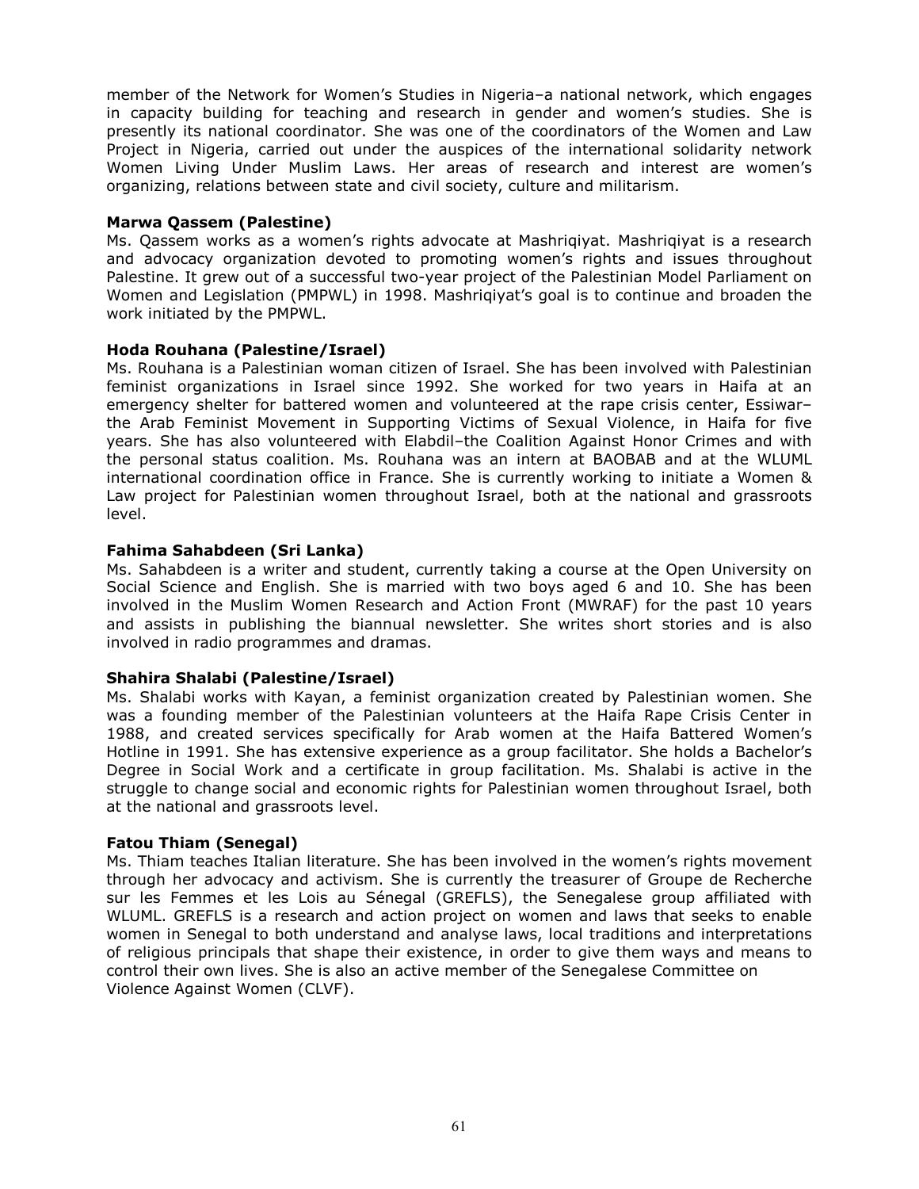member of the Network for Women's Studies in Nigeria–a national network, which engages in capacity building for teaching and research in gender and women's studies. She is presently its national coordinator. She was one of the coordinators of the Women and Law Project in Nigeria, carried out under the auspices of the international solidarity network Women Living Under Muslim Laws. Her areas of research and interest are women's organizing, relations between state and civil society, culture and militarism.

**Marwa Qassem (Palestine)**
Ms. Qassem works as a women's rights advocate at Mashriqiyat. Mashriqiyat is a research and advocacy organization devoted to promoting women's rights and issues throughout Palestine. It grew out of a successful two-year project of the Palestinian Model Parliament on Women and Legislation (PMPWL) in 1998. Mashriqiyat's goal is to continue and broaden the work initiated by the PMPWL.

**Hoda Rouhana (Palestine/Israel)**
Ms. Rouhana is a Palestinian woman citizen of Israel. She has been involved with Palestinian feminist organizations in Israel since 1992. She worked for two years in Haifa at an emergency shelter for battered women and volunteered at the rape crisis center, Essiwar–the Arab Feminist Movement in Supporting Victims of Sexual Violence, in Haifa for five years. She has also volunteered with Elabdil–the Coalition Against Honor Crimes and with the personal status coalition. Ms. Rouhana was an intern at BAOBAB and at the WLUML international coordination office in France. She is currently working to initiate a Women & Law project for Palestinian women throughout Israel, both at the national and grassroots level.

**Fahima Sahabdeen (Sri Lanka)**
Ms. Sahabdeen is a writer and student, currently taking a course at the Open University on Social Science and English. She is married with two boys aged 6 and 10. She has been involved in the Muslim Women Research and Action Front (MWRAF) for the past 10 years and assists in publishing the biannual newsletter. She writes short stories and is also involved in radio programmes and dramas.

**Shahira Shalabi (Palestine/Israel)**
Ms. Shalabi works with Kayan, a feminist organization created by Palestinian women. She was a founding member of the Palestinian volunteers at the Haifa Rape Crisis Center in 1988, and created services specifically for Arab women at the Haifa Battered Women's Hotline in 1991. She has extensive experience as a group facilitator. She holds a Bachelor's Degree in Social Work and a certificate in group facilitation. Ms. Shalabi is active in the struggle to change social and economic rights for Palestinian women throughout Israel, both at the national and grassroots level.

**Fatou Thiam (Senegal)**
Ms. Thiam teaches Italian literature. She has been involved in the women's rights movement through her advocacy and activism. She is currently the treasurer of Groupe de Recherche sur les Femmes et les Lois au Sénegal (GREFLS), the Senegalese group affiliated with WLUML. GREFLS is a research and action project on women and laws that seeks to enable women in Senegal to both understand and analyse laws, local traditions and interpretations of religious principals that shape their existence, in order to give them ways and means to control their own lives. She is also an active member of the Senegalese Committee on Violence Against Women (CLVF).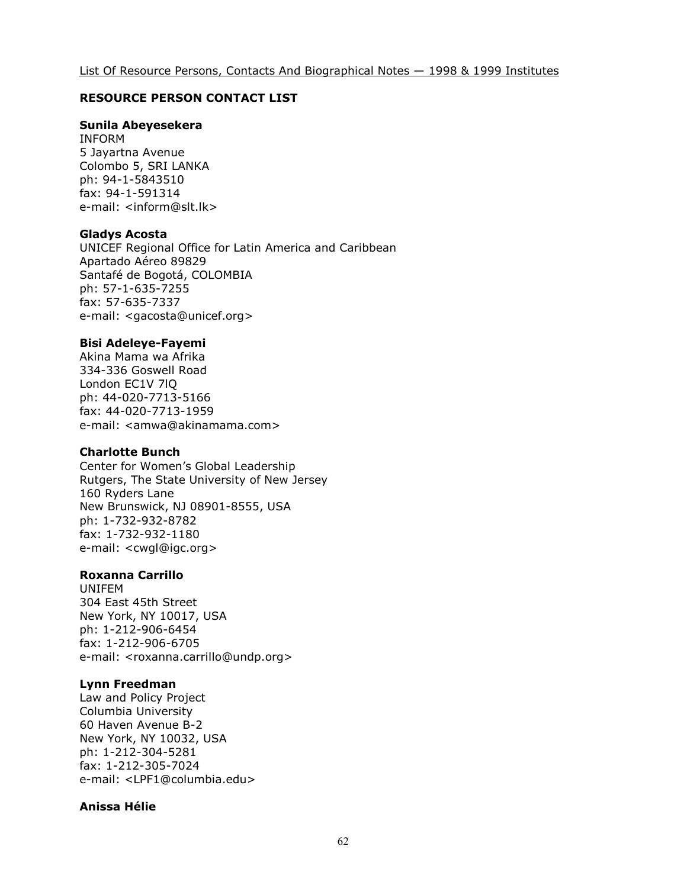List Of Resource Persons, Contacts And Biographical Notes — 1998 & 1999 Institutes

## RESOURCE PERSON CONTACT LIST

**Sunila Abeyesekera**
INFORM
5 Jayartna Avenue
Colombo 5, SRI LANKA
ph: 94-1-5843510
fax: 94-1-591314
e-mail: <inform@slt.lk>

**Gladys Acosta**
UNICEF Regional Office for Latin America and Caribbean
Apartado Aéreo 89829
Santafé de Bogotá, COLOMBIA
ph: 57-1-635-7255
fax: 57-635-7337
e-mail: <gacosta@unicef.org>

**Bisi Adeleye-Fayemi**
Akina Mama wa Afrika
334-336 Goswell Road
London EC1V 7lQ
ph: 44-020-7713-5166
fax: 44-020-7713-1959
e-mail: <amwa@akinamama.com>

**Charlotte Bunch**
Center for Women's Global Leadership
Rutgers, The State University of New Jersey
160 Ryders Lane
New Brunswick, NJ 08901-8555, USA
ph: 1-732-932-8782
fax: 1-732-932-1180
e-mail: <cwgl@igc.org>

**Roxanna Carrillo**
UNIFEM
304 East 45th Street
New York, NY 10017, USA
ph: 1-212-906-6454
fax: 1-212-906-6705
e-mail: <roxanna.carrillo@undp.org>

**Lynn Freedman**
Law and Policy Project
Columbia University
60 Haven Avenue B-2
New York, NY 10032, USA
ph: 1-212-304-5281
fax: 1-212-305-7024
e-mail: <LPF1@columbia.edu>

**Anissa Hélie**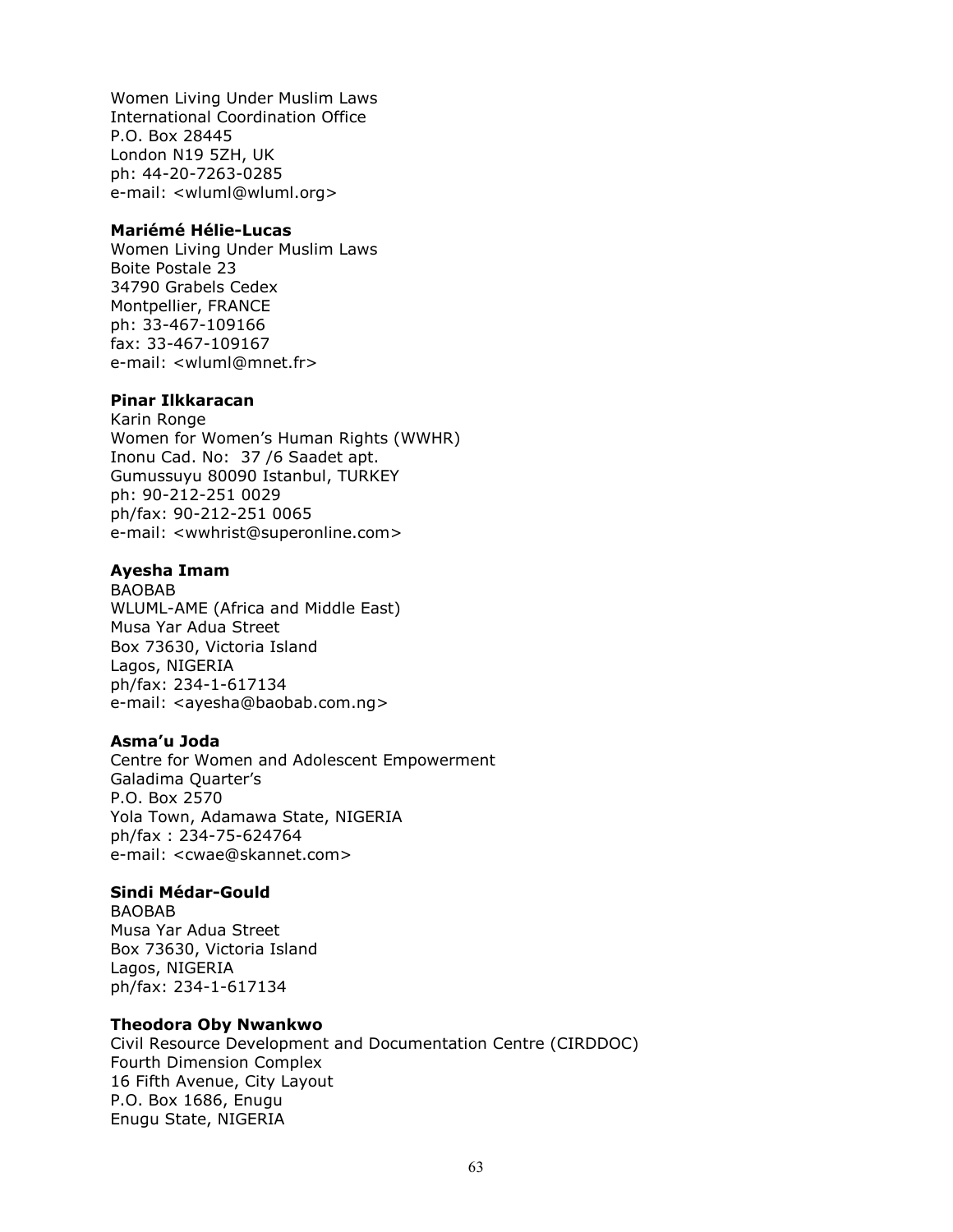Women Living Under Muslim Laws
International Coordination Office
P.O. Box 28445
London N19 5ZH, UK
ph: 44-20-7263-0285
e-mail: <wluml@wluml.org>

**Mariémé Hélie-Lucas**
Women Living Under Muslim Laws
Boite Postale 23
34790 Grabels Cedex
Montpellier, FRANCE
ph: 33-467-109166
fax: 33-467-109167
e-mail: <wluml@mnet.fr>

**Pinar Ilkkaracan**
Karin Ronge
Women for Women's Human Rights (WWHR)
Inonu Cad. No: 37 /6 Saadet apt.
Gumussuyu 80090 Istanbul, TURKEY
ph: 90-212-251 0029
ph/fax: 90-212-251 0065
e-mail: <wwhrist@superonline.com>

**Ayesha Imam**
BAOBAB
WLUML-AME (Africa and Middle East)
Musa Yar Adua Street
Box 73630, Victoria Island
Lagos, NIGERIA
ph/fax: 234-1-617134
e-mail: <ayesha@baobab.com.ng>

**Asma'u Joda**
Centre for Women and Adolescent Empowerment
Galadima Quarter's
P.O. Box 2570
Yola Town, Adamawa State, NIGERIA
ph/fax : 234-75-624764
e-mail: <cwae@skannet.com>

**Sindi Médar-Gould**
BAOBAB
Musa Yar Adua Street
Box 73630, Victoria Island
Lagos, NIGERIA
ph/fax: 234-1-617134

**Theodora Oby Nwankwo**
Civil Resource Development and Documentation Centre (CIRDDOC)
Fourth Dimension Complex
16 Fifth Avenue, City Layout
P.O. Box 1686, Enugu
Enugu State, NIGERIA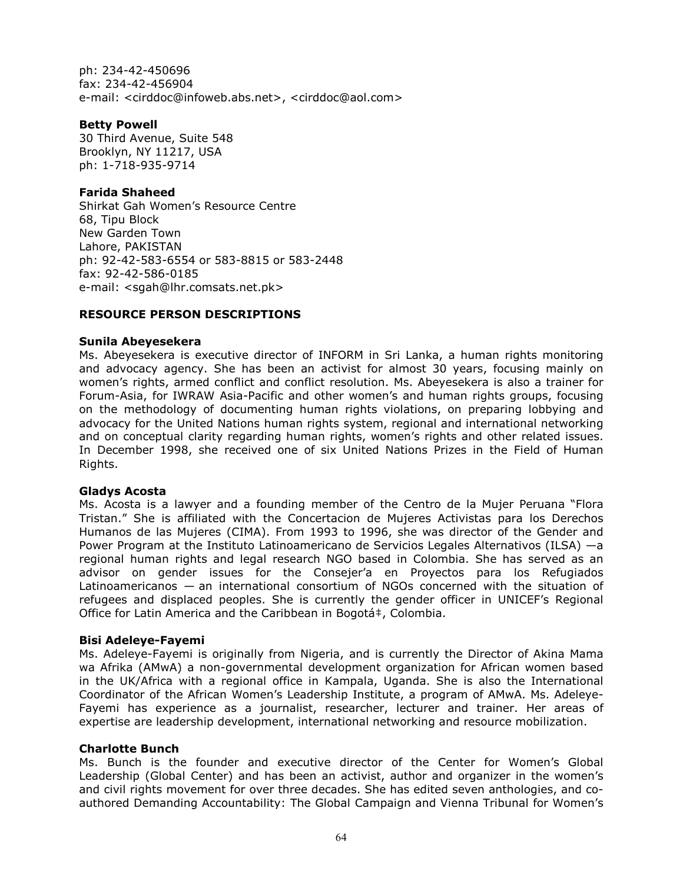ph: 234-42-450696
fax: 234-42-456904
e-mail: <cirddoc@infoweb.abs.net>, <cirddoc@aol.com>

**Betty Powell**
30 Third Avenue, Suite 548
Brooklyn, NY 11217, USA
ph: 1-718-935-9714

**Farida Shaheed**
Shirkat Gah Women's Resource Centre
68, Tipu Block
New Garden Town
Lahore, PAKISTAN
ph: 92-42-583-6554 or 583-8815 or 583-2448
fax: 92-42-586-0185
e-mail: <sgah@lhr.comsats.net.pk>

## RESOURCE PERSON DESCRIPTIONS

**Sunila Abeyesekera**
Ms. Abeyesekera is executive director of INFORM in Sri Lanka, a human rights monitoring and advocacy agency. She has been an activist for almost 30 years, focusing mainly on women's rights, armed conflict and conflict resolution. Ms. Abeyesekera is also a trainer for Forum-Asia, for IWRAW Asia-Pacific and other women's and human rights groups, focusing on the methodology of documenting human rights violations, on preparing lobbying and advocacy for the United Nations human rights system, regional and international networking and on conceptual clarity regarding human rights, women's rights and other related issues. In December 1998, she received one of six United Nations Prizes in the Field of Human Rights.

**Gladys Acosta**
Ms. Acosta is a lawyer and a founding member of the Centro de la Mujer Peruana "Flora Tristan." She is affiliated with the Concertacion de Mujeres Activistas para los Derechos Humanos de las Mujeres (CIMA). From 1993 to 1996, she was director of the Gender and Power Program at the Instituto Latinoamericano de Servicios Legales Alternativos (ILSA) —a regional human rights and legal research NGO based in Colombia. She has served as an advisor on gender issues for the Consejer'a en Proyectos para los Refugiados Latinoamericanos — an international consortium of NGOs concerned with the situation of refugees and displaced peoples. She is currently the gender officer in UNICEF's Regional Office for Latin America and the Caribbean in Bogotá‡, Colombia.

**Bisi Adeleye-Fayemi**
Ms. Adeleye-Fayemi is originally from Nigeria, and is currently the Director of Akina Mama wa Afrika (AMwA) a non-governmental development organization for African women based in the UK/Africa with a regional office in Kampala, Uganda. She is also the International Coordinator of the African Women's Leadership Institute, a program of AMwA. Ms. Adeleye-Fayemi has experience as a journalist, researcher, lecturer and trainer. Her areas of expertise are leadership development, international networking and resource mobilization.

**Charlotte Bunch**
Ms. Bunch is the founder and executive director of the Center for Women's Global Leadership (Global Center) and has been an activist, author and organizer in the women's and civil rights movement for over three decades. She has edited seven anthologies, and co-authored Demanding Accountability: The Global Campaign and Vienna Tribunal for Women's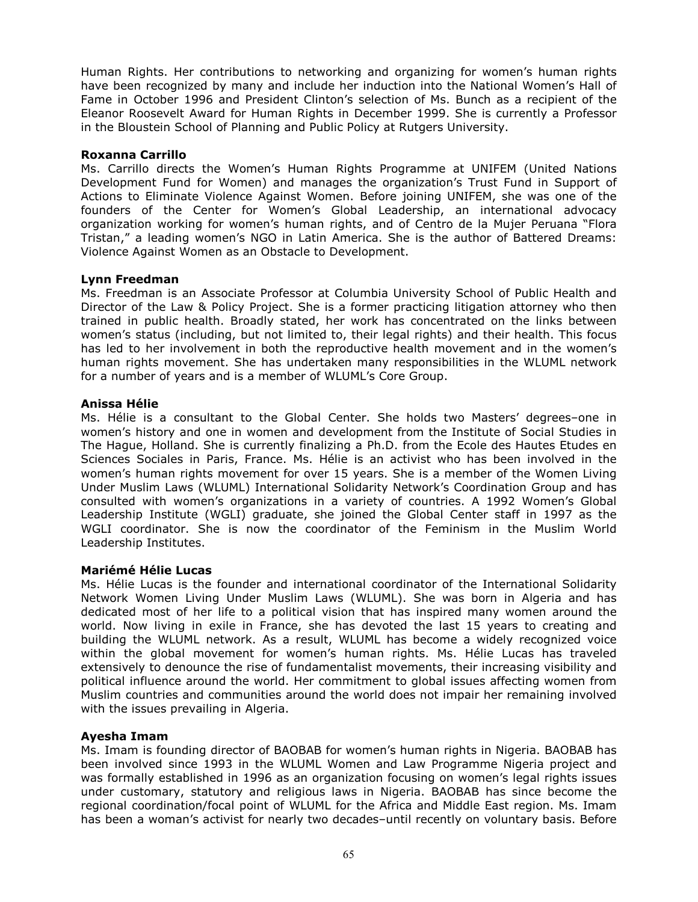Human Rights. Her contributions to networking and organizing for women's human rights have been recognized by many and include her induction into the National Women's Hall of Fame in October 1996 and President Clinton's selection of Ms. Bunch as a recipient of the Eleanor Roosevelt Award for Human Rights in December 1999. She is currently a Professor in the Bloustein School of Planning and Public Policy at Rutgers University.

**Roxanna Carrillo**
Ms. Carrillo directs the Women's Human Rights Programme at UNIFEM (United Nations Development Fund for Women) and manages the organization's Trust Fund in Support of Actions to Eliminate Violence Against Women. Before joining UNIFEM, she was one of the founders of the Center for Women's Global Leadership, an international advocacy organization working for women's human rights, and of Centro de la Mujer Peruana "Flora Tristan," a leading women's NGO in Latin America. She is the author of Battered Dreams: Violence Against Women as an Obstacle to Development.

**Lynn Freedman**
Ms. Freedman is an Associate Professor at Columbia University School of Public Health and Director of the Law & Policy Project. She is a former practicing litigation attorney who then trained in public health. Broadly stated, her work has concentrated on the links between women's status (including, but not limited to, their legal rights) and their health. This focus has led to her involvement in both the reproductive health movement and in the women's human rights movement. She has undertaken many responsibilities in the WLUML network for a number of years and is a member of WLUML's Core Group.

**Anissa Hélie**
Ms. Hélie is a consultant to the Global Center. She holds two Masters' degrees–one in women's history and one in women and development from the Institute of Social Studies in The Hague, Holland. She is currently finalizing a Ph.D. from the Ecole des Hautes Etudes en Sciences Sociales in Paris, France. Ms. Hélie is an activist who has been involved in the women's human rights movement for over 15 years. She is a member of the Women Living Under Muslim Laws (WLUML) International Solidarity Network's Coordination Group and has consulted with women's organizations in a variety of countries. A 1992 Women's Global Leadership Institute (WGLI) graduate, she joined the Global Center staff in 1997 as the WGLI coordinator. She is now the coordinator of the Feminism in the Muslim World Leadership Institutes.

**Mariémé Hélie Lucas**
Ms. Hélie Lucas is the founder and international coordinator of the International Solidarity Network Women Living Under Muslim Laws (WLUML). She was born in Algeria and has dedicated most of her life to a political vision that has inspired many women around the world. Now living in exile in France, she has devoted the last 15 years to creating and building the WLUML network. As a result, WLUML has become a widely recognized voice within the global movement for women's human rights. Ms. Hélie Lucas has traveled extensively to denounce the rise of fundamentalist movements, their increasing visibility and political influence around the world. Her commitment to global issues affecting women from Muslim countries and communities around the world does not impair her remaining involved with the issues prevailing in Algeria.

**Ayesha Imam**
Ms. Imam is founding director of BAOBAB for women's human rights in Nigeria. BAOBAB has been involved since 1993 in the WLUML Women and Law Programme Nigeria project and was formally established in 1996 as an organization focusing on women's legal rights issues under customary, statutory and religious laws in Nigeria. BAOBAB has since become the regional coordination/focal point of WLUML for the Africa and Middle East region. Ms. Imam has been a woman's activist for nearly two decades–until recently on voluntary basis. Before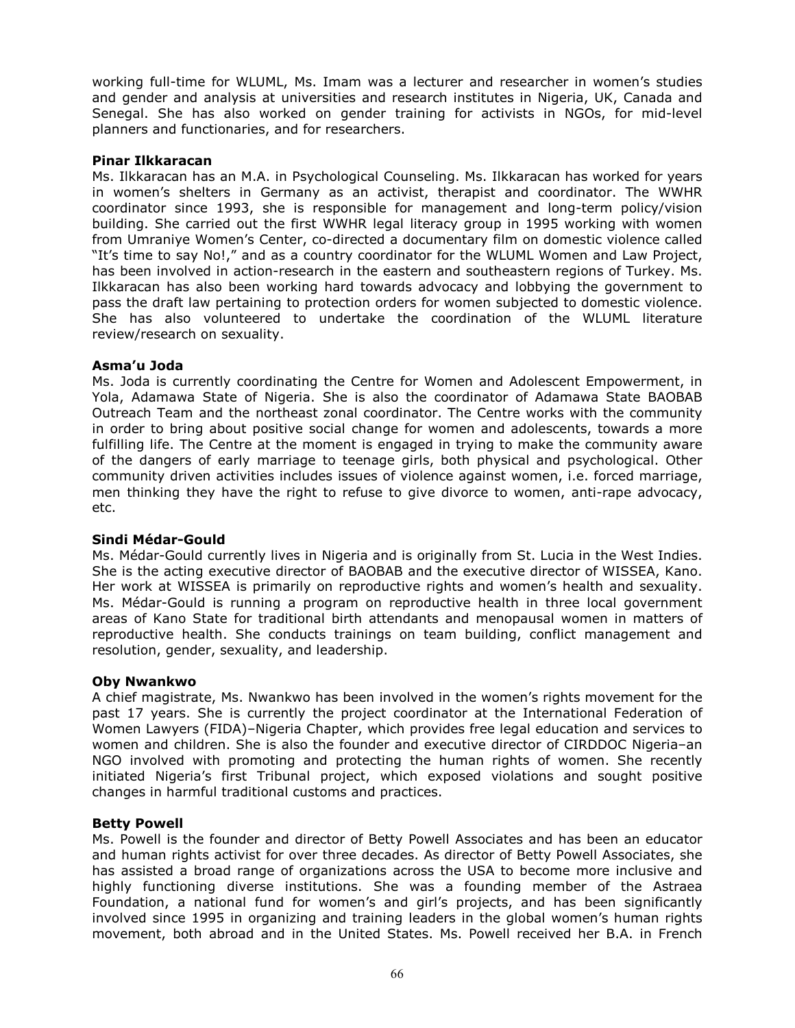working full-time for WLUML, Ms. Imam was a lecturer and researcher in women's studies and gender and analysis at universities and research institutes in Nigeria, UK, Canada and Senegal. She has also worked on gender training for activists in NGOs, for mid-level planners and functionaries, and for researchers.

**Pinar Ilkkaracan**

Ms. Ilkkaracan has an M.A. in Psychological Counseling. Ms. Ilkkaracan has worked for years in women's shelters in Germany as an activist, therapist and coordinator. The WWHR coordinator since 1993, she is responsible for management and long-term policy/vision building. She carried out the first WWHR legal literacy group in 1995 working with women from Umraniye Women's Center, co-directed a documentary film on domestic violence called "It's time to say No!," and as a country coordinator for the WLUML Women and Law Project, has been involved in action-research in the eastern and southeastern regions of Turkey. Ms. Ilkkaracan has also been working hard towards advocacy and lobbying the government to pass the draft law pertaining to protection orders for women subjected to domestic violence. She has also volunteered to undertake the coordination of the WLUML literature review/research on sexuality.

**Asma'u Joda**

Ms. Joda is currently coordinating the Centre for Women and Adolescent Empowerment, in Yola, Adamawa State of Nigeria. She is also the coordinator of Adamawa State BAOBAB Outreach Team and the northeast zonal coordinator. The Centre works with the community in order to bring about positive social change for women and adolescents, towards a more fulfilling life. The Centre at the moment is engaged in trying to make the community aware of the dangers of early marriage to teenage girls, both physical and psychological. Other community driven activities includes issues of violence against women, i.e. forced marriage, men thinking they have the right to refuse to give divorce to women, anti-rape advocacy, etc.

**Sindi Médar-Gould**

Ms. Médar-Gould currently lives in Nigeria and is originally from St. Lucia in the West Indies. She is the acting executive director of BAOBAB and the executive director of WISSEA, Kano. Her work at WISSEA is primarily on reproductive rights and women's health and sexuality. Ms. Médar-Gould is running a program on reproductive health in three local government areas of Kano State for traditional birth attendants and menopausal women in matters of reproductive health. She conducts trainings on team building, conflict management and resolution, gender, sexuality, and leadership.

**Oby Nwankwo**

A chief magistrate, Ms. Nwankwo has been involved in the women's rights movement for the past 17 years. She is currently the project coordinator at the International Federation of Women Lawyers (FIDA)–Nigeria Chapter, which provides free legal education and services to women and children. She is also the founder and executive director of CIRDDOC Nigeria–an NGO involved with promoting and protecting the human rights of women. She recently initiated Nigeria's first Tribunal project, which exposed violations and sought positive changes in harmful traditional customs and practices.

**Betty Powell**

Ms. Powell is the founder and director of Betty Powell Associates and has been an educator and human rights activist for over three decades. As director of Betty Powell Associates, she has assisted a broad range of organizations across the USA to become more inclusive and highly functioning diverse institutions. She was a founding member of the Astraea Foundation, a national fund for women's and girl's projects, and has been significantly involved since 1995 in organizing and training leaders in the global women's human rights movement, both abroad and in the United States. Ms. Powell received her B.A. in French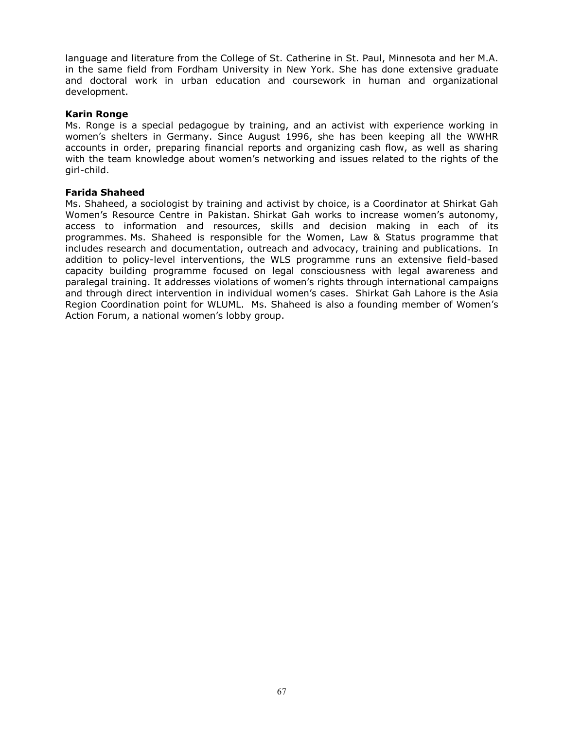language and literature from the College of St. Catherine in St. Paul, Minnesota and her M.A. in the same field from Fordham University in New York. She has done extensive graduate and doctoral work in urban education and coursework in human and organizational development.

**Karin Ronge**
Ms. Ronge is a special pedagogue by training, and an activist with experience working in women's shelters in Germany. Since August 1996, she has been keeping all the WWHR accounts in order, preparing financial reports and organizing cash flow, as well as sharing with the team knowledge about women's networking and issues related to the rights of the girl-child.

**Farida Shaheed**
Ms. Shaheed, a sociologist by training and activist by choice, is a Coordinator at Shirkat Gah Women's Resource Centre in Pakistan. Shirkat Gah works to increase women's autonomy, access to information and resources, skills and decision making in each of its programmes. Ms. Shaheed is responsible for the Women, Law & Status programme that includes research and documentation, outreach and advocacy, training and publications. In addition to policy-level interventions, the WLS programme runs an extensive field-based capacity building programme focused on legal consciousness with legal awareness and paralegal training. It addresses violations of women's rights through international campaigns and through direct intervention in individual women's cases. Shirkat Gah Lahore is the Asia Region Coordination point for WLUML. Ms. Shaheed is also a founding member of Women's Action Forum, a national women's lobby group.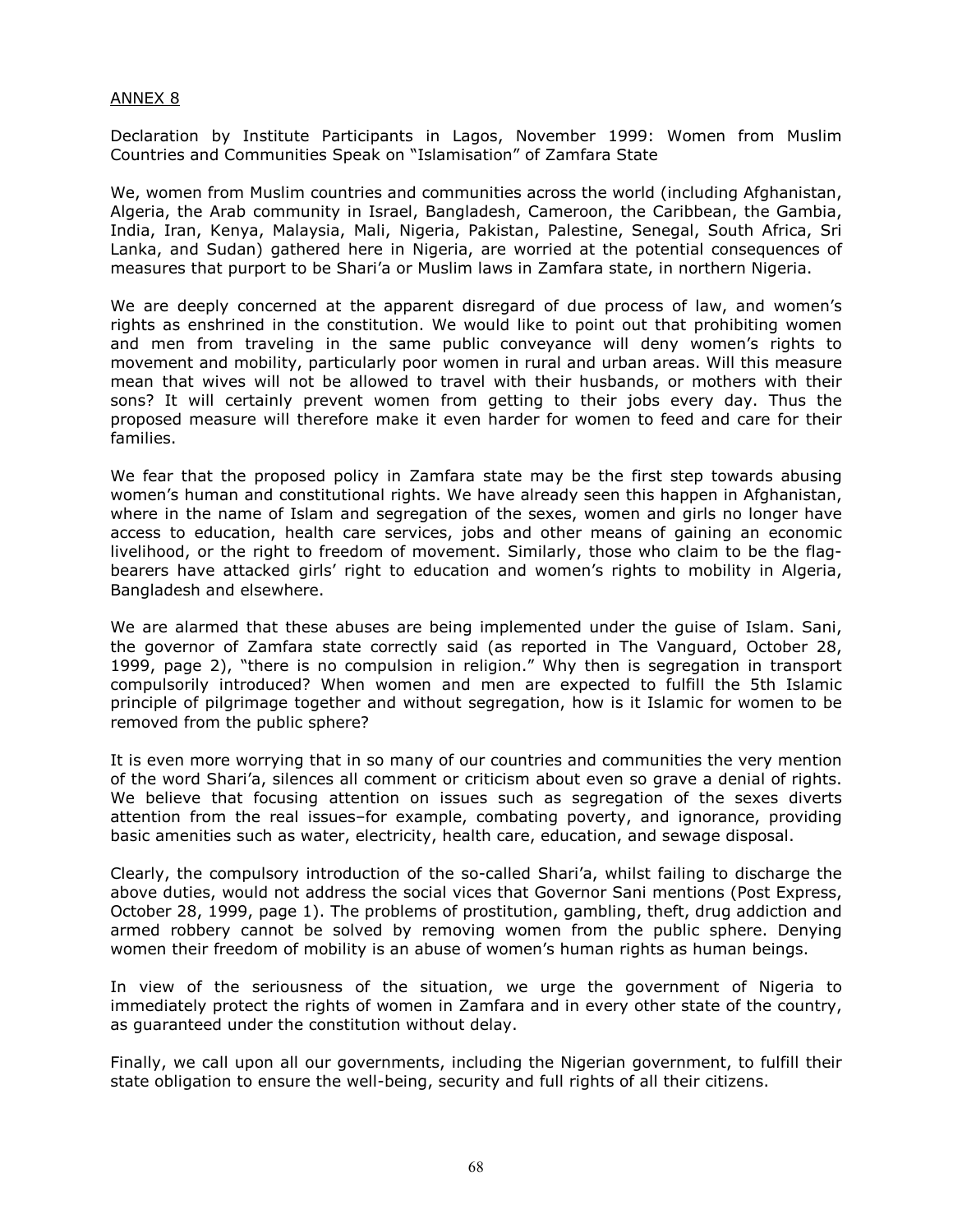## ANNEX 8

Declaration by Institute Participants in Lagos, November 1999: Women from Muslim Countries and Communities Speak on "Islamisation" of Zamfara State

We, women from Muslim countries and communities across the world (including Afghanistan, Algeria, the Arab community in Israel, Bangladesh, Cameroon, the Caribbean, the Gambia, India, Iran, Kenya, Malaysia, Mali, Nigeria, Pakistan, Palestine, Senegal, South Africa, Sri Lanka, and Sudan) gathered here in Nigeria, are worried at the potential consequences of measures that purport to be Shari'a or Muslim laws in Zamfara state, in northern Nigeria.

We are deeply concerned at the apparent disregard of due process of law, and women's rights as enshrined in the constitution. We would like to point out that prohibiting women and men from traveling in the same public conveyance will deny women's rights to movement and mobility, particularly poor women in rural and urban areas. Will this measure mean that wives will not be allowed to travel with their husbands, or mothers with their sons? It will certainly prevent women from getting to their jobs every day. Thus the proposed measure will therefore make it even harder for women to feed and care for their families.

We fear that the proposed policy in Zamfara state may be the first step towards abusing women's human and constitutional rights. We have already seen this happen in Afghanistan, where in the name of Islam and segregation of the sexes, women and girls no longer have access to education, health care services, jobs and other means of gaining an economic livelihood, or the right to freedom of movement. Similarly, those who claim to be the flag-bearers have attacked girls' right to education and women's rights to mobility in Algeria, Bangladesh and elsewhere.

We are alarmed that these abuses are being implemented under the guise of Islam. Sani, the governor of Zamfara state correctly said (as reported in The Vanguard, October 28, 1999, page 2), "there is no compulsion in religion." Why then is segregation in transport compulsorily introduced? When women and men are expected to fulfill the 5th Islamic principle of pilgrimage together and without segregation, how is it Islamic for women to be removed from the public sphere?

It is even more worrying that in so many of our countries and communities the very mention of the word Shari'a, silences all comment or criticism about even so grave a denial of rights. We believe that focusing attention on issues such as segregation of the sexes diverts attention from the real issues–for example, combating poverty, and ignorance, providing basic amenities such as water, electricity, health care, education, and sewage disposal.

Clearly, the compulsory introduction of the so-called Shari'a, whilst failing to discharge the above duties, would not address the social vices that Governor Sani mentions (Post Express, October 28, 1999, page 1). The problems of prostitution, gambling, theft, drug addiction and armed robbery cannot be solved by removing women from the public sphere. Denying women their freedom of mobility is an abuse of women's human rights as human beings.

In view of the seriousness of the situation, we urge the government of Nigeria to immediately protect the rights of women in Zamfara and in every other state of the country, as guaranteed under the constitution without delay.

Finally, we call upon all our governments, including the Nigerian government, to fulfill their state obligation to ensure the well-being, security and full rights of all their citizens.